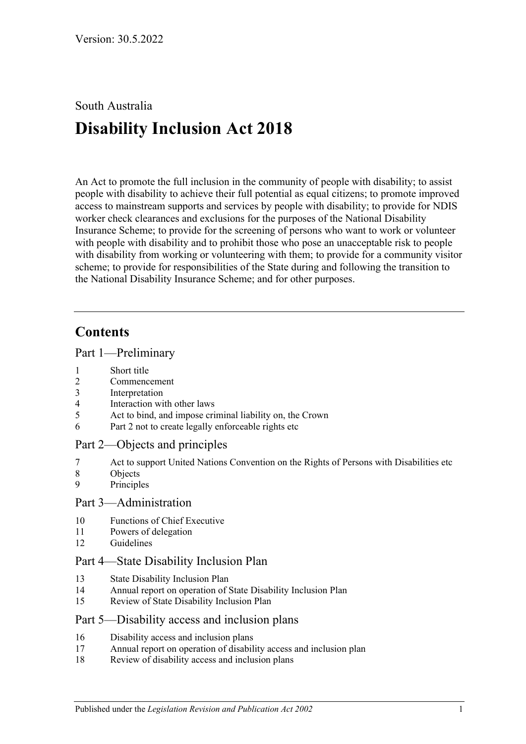Version: 30.5.2022

South Australia

# Disability Inclusion Act 2018

An Act to promote the full inclusion in the community of people with disability; to assist people with disability to achieve their full potential as equal citizens; to promote improved access to mainstream supports and services by people with disability; to provide for NDIS worker check clearances and exclusions for the purposes of the National Disability Insurance Scheme; to provide for the screening of persons who want to work or volunteer with people with disability and to prohibit those who pose an unacceptable risk to people with disability from working or volunteering with them; to provide for a community visitor scheme; to provide for responsibilities of the State during and following the transition to the National Disability Insurance Scheme; and for other purposes.

## Contents

### Part 1—Preliminary

1 Short title
2 Commencement
3 Interpretation
4 Interaction with other laws
5 Act to bind, and impose criminal liability on, the Crown
6 Part 2 not to create legally enforceable rights etc

### Part 2—Objects and principles

7 Act to support United Nations Convention on the Rights of Persons with Disabilities etc
8 Objects
9 Principles

### Part 3—Administration

10 Functions of Chief Executive
11 Powers of delegation
12 Guidelines

### Part 4—State Disability Inclusion Plan

13 State Disability Inclusion Plan
14 Annual report on operation of State Disability Inclusion Plan
15 Review of State Disability Inclusion Plan

### Part 5—Disability access and inclusion plans

16 Disability access and inclusion plans
17 Annual report on operation of disability access and inclusion plan
18 Review of disability access and inclusion plans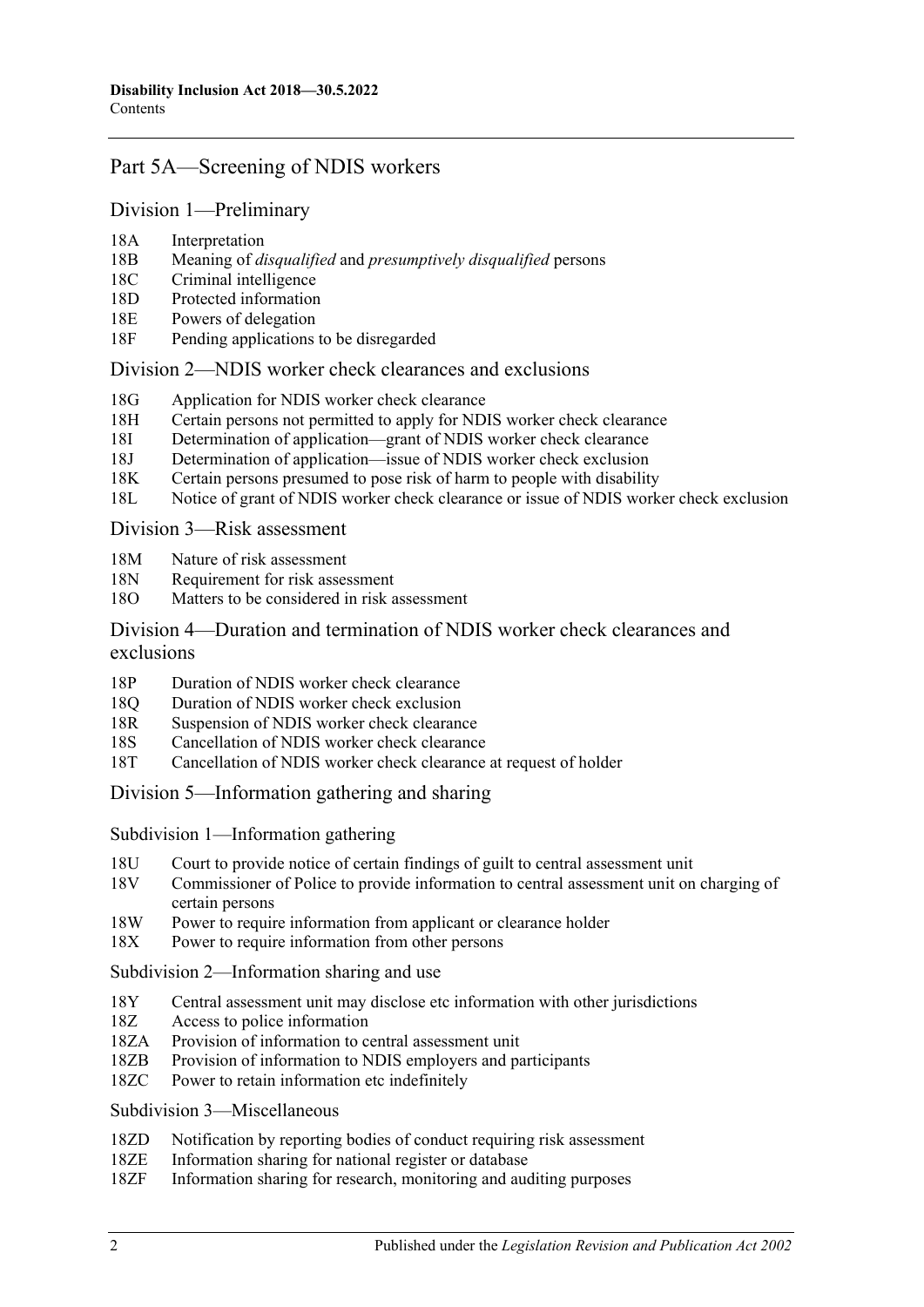## Part 5A—Screening of NDIS workers

### Division 1—Preliminary

- 18A Interpretation
- 18B Meaning of *disqualified* and *presumptively disqualified* persons
- 18C Criminal intelligence
- 18D Protected information
- 18E Powers of delegation
- 18F Pending applications to be disregarded

### Division 2—NDIS worker check clearances and exclusions

- 18G Application for NDIS worker check clearance
- 18H Certain persons not permitted to apply for NDIS worker check clearance
- 18I Determination of application—grant of NDIS worker check clearance
- 18J Determination of application—issue of NDIS worker check exclusion
- 18K Certain persons presumed to pose risk of harm to people with disability
- 18L Notice of grant of NDIS worker check clearance or issue of NDIS worker check exclusion

### Division 3—Risk assessment

- 18M Nature of risk assessment
- 18N Requirement for risk assessment
- 18O Matters to be considered in risk assessment

### Division 4—Duration and termination of NDIS worker check clearances and exclusions

- 18P Duration of NDIS worker check clearance
- 18Q Duration of NDIS worker check exclusion
- 18R Suspension of NDIS worker check clearance
- 18S Cancellation of NDIS worker check clearance
- 18T Cancellation of NDIS worker check clearance at request of holder

### Division 5—Information gathering and sharing

#### Subdivision 1—Information gathering

- 18U Court to provide notice of certain findings of guilt to central assessment unit
- 18V Commissioner of Police to provide information to central assessment unit on charging of certain persons
- 18W Power to require information from applicant or clearance holder
- 18X Power to require information from other persons

#### Subdivision 2—Information sharing and use

- 18Y Central assessment unit may disclose etc information with other jurisdictions
- 18Z Access to police information
- 18ZA Provision of information to central assessment unit
- 18ZB Provision of information to NDIS employers and participants
- 18ZC Power to retain information etc indefinitely

#### Subdivision 3—Miscellaneous

- 18ZD Notification by reporting bodies of conduct requiring risk assessment
- 18ZE Information sharing for national register or database
- 18ZF Information sharing for research, monitoring and auditing purposes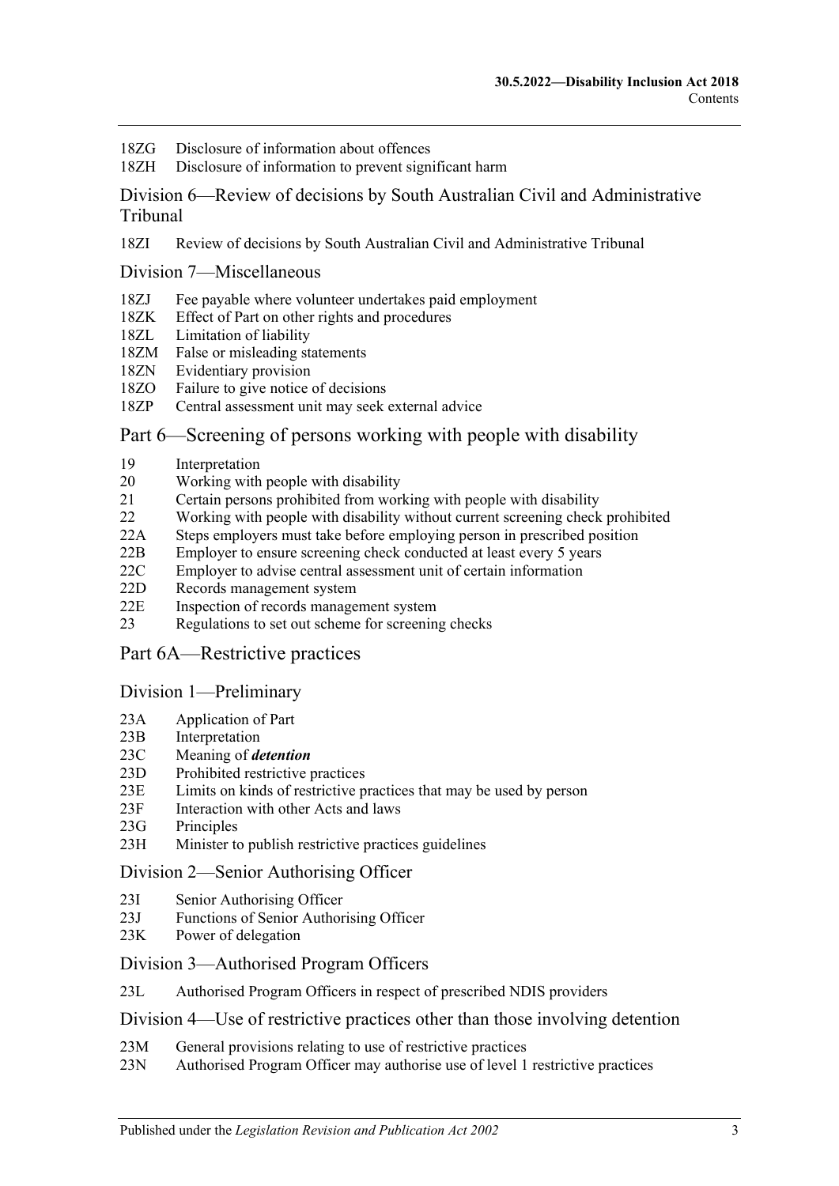18ZG Disclosure of information about offences
18ZH Disclosure of information to prevent significant harm

## Division 6—Review of decisions by South Australian Civil and Administrative Tribunal

18ZI Review of decisions by South Australian Civil and Administrative Tribunal

## Division 7—Miscellaneous

18ZJ Fee payable where volunteer undertakes paid employment
18ZK Effect of Part on other rights and procedures
18ZL Limitation of liability
18ZM False or misleading statements
18ZN Evidentiary provision
18ZO Failure to give notice of decisions
18ZP Central assessment unit may seek external advice

# Part 6—Screening of persons working with people with disability

19 Interpretation
20 Working with people with disability
21 Certain persons prohibited from working with people with disability
22 Working with people with disability without current screening check prohibited
22A Steps employers must take before employing person in prescribed position
22B Employer to ensure screening check conducted at least every 5 years
22C Employer to advise central assessment unit of certain information
22D Records management system
22E Inspection of records management system
23 Regulations to set out scheme for screening checks

# Part 6A—Restrictive practices

## Division 1—Preliminary

23A Application of Part
23B Interpretation
23C Meaning of ***detention***
23D Prohibited restrictive practices
23E Limits on kinds of restrictive practices that may be used by person
23F Interaction with other Acts and laws
23G Principles
23H Minister to publish restrictive practices guidelines

## Division 2—Senior Authorising Officer

23I Senior Authorising Officer
23J Functions of Senior Authorising Officer
23K Power of delegation

## Division 3—Authorised Program Officers

23L Authorised Program Officers in respect of prescribed NDIS providers

## Division 4—Use of restrictive practices other than those involving detention

23M General provisions relating to use of restrictive practices
23N Authorised Program Officer may authorise use of level 1 restrictive practices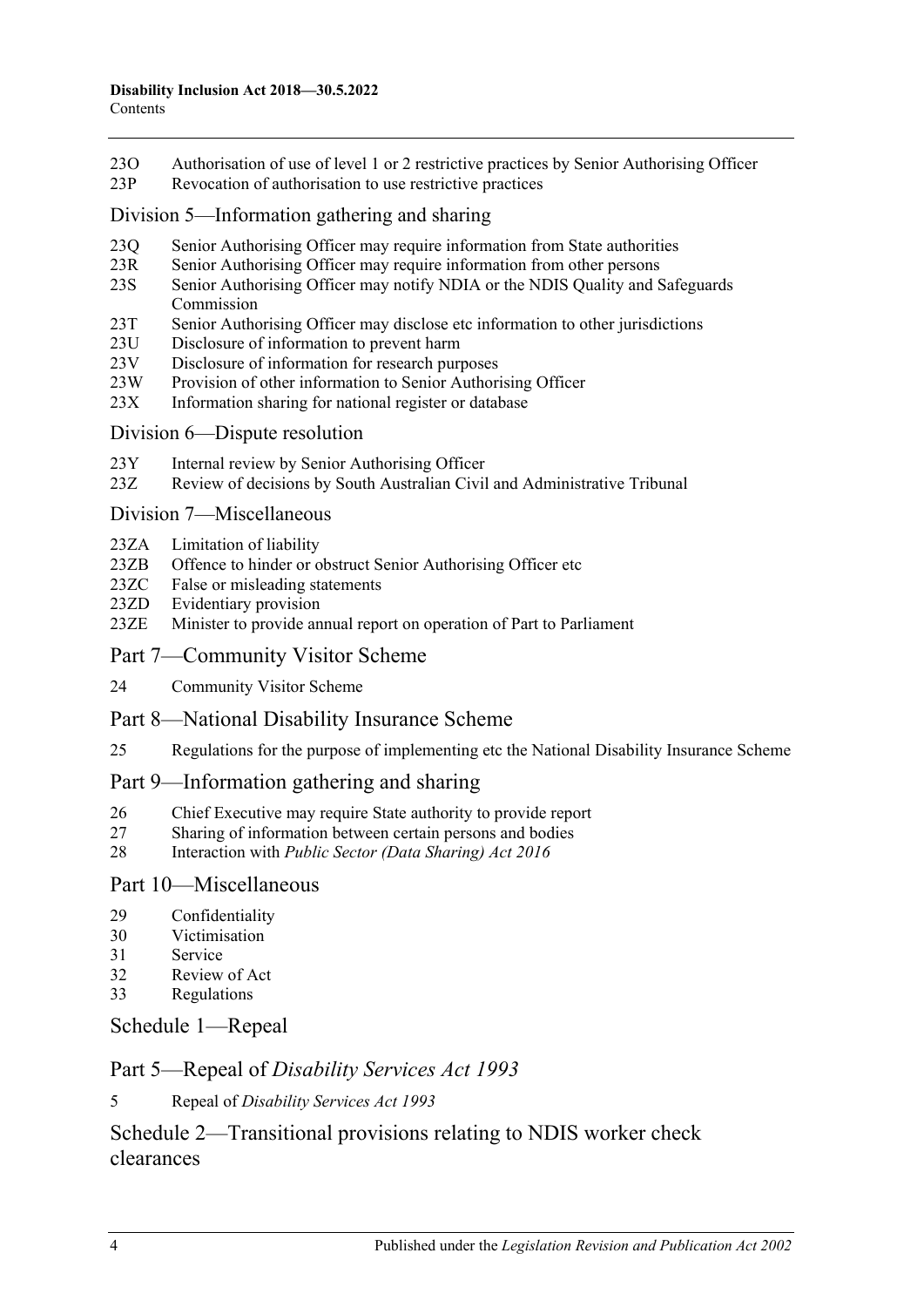23O Authorisation of use of level 1 or 2 restrictive practices by Senior Authorising Officer
23P Revocation of authorisation to use restrictive practices

## Division 5—Information gathering and sharing

23Q Senior Authorising Officer may require information from State authorities
23R Senior Authorising Officer may require information from other persons
23S Senior Authorising Officer may notify NDIA or the NDIS Quality and Safeguards Commission
23T Senior Authorising Officer may disclose etc information to other jurisdictions
23U Disclosure of information to prevent harm
23V Disclosure of information for research purposes
23W Provision of other information to Senior Authorising Officer
23X Information sharing for national register or database

## Division 6—Dispute resolution

23Y Internal review by Senior Authorising Officer
23Z Review of decisions by South Australian Civil and Administrative Tribunal

## Division 7—Miscellaneous

23ZA Limitation of liability
23ZB Offence to hinder or obstruct Senior Authorising Officer etc
23ZC False or misleading statements
23ZD Evidentiary provision
23ZE Minister to provide annual report on operation of Part to Parliament

# Part 7—Community Visitor Scheme

24 Community Visitor Scheme

# Part 8—National Disability Insurance Scheme

25 Regulations for the purpose of implementing etc the National Disability Insurance Scheme

# Part 9—Information gathering and sharing

26 Chief Executive may require State authority to provide report
27 Sharing of information between certain persons and bodies
28 Interaction with *Public Sector (Data Sharing) Act 2016*

# Part 10—Miscellaneous

29 Confidentiality
30 Victimisation
31 Service
32 Review of Act
33 Regulations

# Schedule 1—Repeal

# Part 5—Repeal of *Disability Services Act 1993*

5 Repeal of *Disability Services Act 1993*

# Schedule 2—Transitional provisions relating to NDIS worker check clearances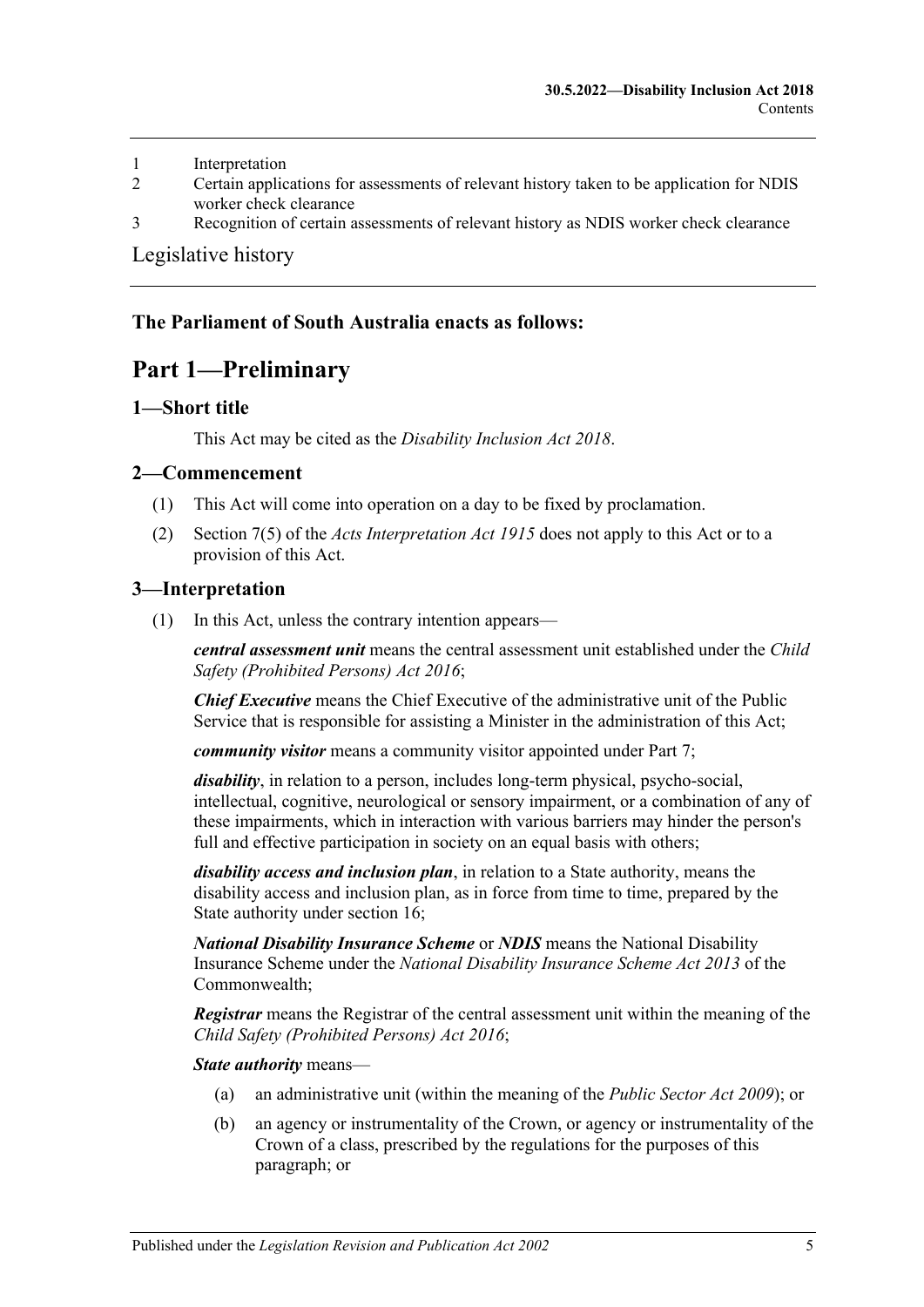1 Interpretation
2 Certain applications for assessments of relevant history taken to be application for NDIS worker check clearance
3 Recognition of certain assessments of relevant history as NDIS worker check clearance

Legislative history

**The Parliament of South Australia enacts as follows:**

# Part 1—Preliminary

## 1—Short title

This Act may be cited as the *Disability Inclusion Act 2018*.

## 2—Commencement

(1) This Act will come into operation on a day to be fixed by proclamation.

(2) Section 7(5) of the *Acts Interpretation Act 1915* does not apply to this Act or to a provision of this Act.

## 3—Interpretation

(1) In this Act, unless the contrary intention appears—

***central assessment unit*** means the central assessment unit established under the *Child Safety (Prohibited Persons) Act 2016*;

***Chief Executive*** means the Chief Executive of the administrative unit of the Public Service that is responsible for assisting a Minister in the administration of this Act;

***community visitor*** means a community visitor appointed under Part 7;

***disability***, in relation to a person, includes long-term physical, psycho-social, intellectual, cognitive, neurological or sensory impairment, or a combination of any of these impairments, which in interaction with various barriers may hinder the person's full and effective participation in society on an equal basis with others;

***disability access and inclusion plan***, in relation to a State authority, means the disability access and inclusion plan, as in force from time to time, prepared by the State authority under section 16;

***National Disability Insurance Scheme*** or ***NDIS*** means the National Disability Insurance Scheme under the *National Disability Insurance Scheme Act 2013* of the Commonwealth;

***Registrar*** means the Registrar of the central assessment unit within the meaning of the *Child Safety (Prohibited Persons) Act 2016*;

***State authority*** means—

(a) an administrative unit (within the meaning of the *Public Sector Act 2009*); or

(b) an agency or instrumentality of the Crown, or agency or instrumentality of the Crown of a class, prescribed by the regulations for the purposes of this paragraph; or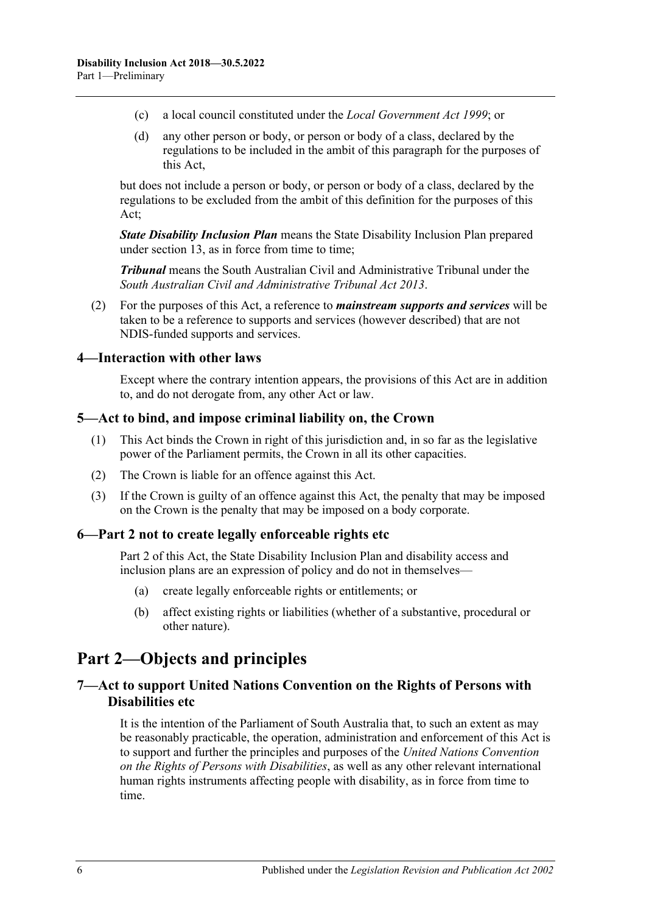(c) a local council constituted under the *Local Government Act 1999*; or

(d) any other person or body, or person or body of a class, declared by the regulations to be included in the ambit of this paragraph for the purposes of this Act,

but does not include a person or body, or person or body of a class, declared by the regulations to be excluded from the ambit of this definition for the purposes of this Act;

***State Disability Inclusion Plan*** means the State Disability Inclusion Plan prepared under section 13, as in force from time to time;

***Tribunal*** means the South Australian Civil and Administrative Tribunal under the *South Australian Civil and Administrative Tribunal Act 2013*.

(2) For the purposes of this Act, a reference to ***mainstream supports and services*** will be taken to be a reference to supports and services (however described) that are not NDIS-funded supports and services.

### 4—Interaction with other laws

Except where the contrary intention appears, the provisions of this Act are in addition to, and do not derogate from, any other Act or law.

### 5—Act to bind, and impose criminal liability on, the Crown

(1) This Act binds the Crown in right of this jurisdiction and, in so far as the legislative power of the Parliament permits, the Crown in all its other capacities.

(2) The Crown is liable for an offence against this Act.

(3) If the Crown is guilty of an offence against this Act, the penalty that may be imposed on the Crown is the penalty that may be imposed on a body corporate.

### 6—Part 2 not to create legally enforceable rights etc

Part 2 of this Act, the State Disability Inclusion Plan and disability access and inclusion plans are an expression of policy and do not in themselves—

(a) create legally enforceable rights or entitlements; or

(b) affect existing rights or liabilities (whether of a substantive, procedural or other nature).

## Part 2—Objects and principles

### 7—Act to support United Nations Convention on the Rights of Persons with Disabilities etc

It is the intention of the Parliament of South Australia that, to such an extent as may be reasonably practicable, the operation, administration and enforcement of this Act is to support and further the principles and purposes of the *United Nations Convention on the Rights of Persons with Disabilities*, as well as any other relevant international human rights instruments affecting people with disability, as in force from time to time.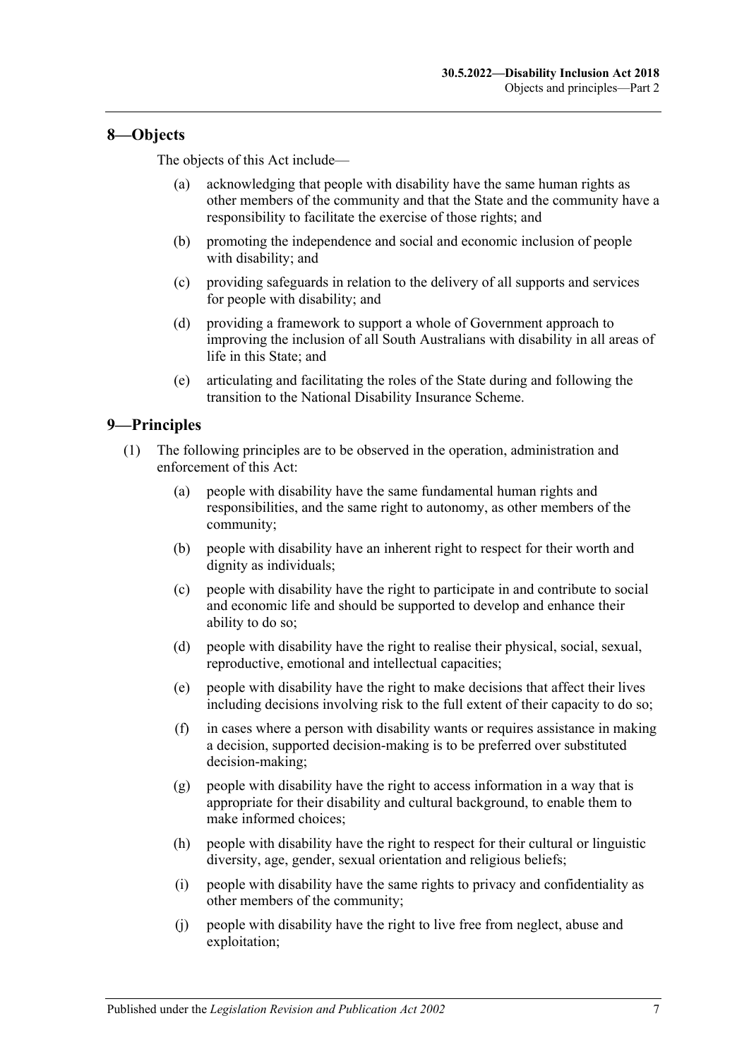## 8—Objects

The objects of this Act include—

(a) acknowledging that people with disability have the same human rights as other members of the community and that the State and the community have a responsibility to facilitate the exercise of those rights; and

(b) promoting the independence and social and economic inclusion of people with disability; and

(c) providing safeguards in relation to the delivery of all supports and services for people with disability; and

(d) providing a framework to support a whole of Government approach to improving the inclusion of all South Australians with disability in all areas of life in this State; and

(e) articulating and facilitating the roles of the State during and following the transition to the National Disability Insurance Scheme.

## 9—Principles

(1) The following principles are to be observed in the operation, administration and enforcement of this Act:

(a) people with disability have the same fundamental human rights and responsibilities, and the same right to autonomy, as other members of the community;

(b) people with disability have an inherent right to respect for their worth and dignity as individuals;

(c) people with disability have the right to participate in and contribute to social and economic life and should be supported to develop and enhance their ability to do so;

(d) people with disability have the right to realise their physical, social, sexual, reproductive, emotional and intellectual capacities;

(e) people with disability have the right to make decisions that affect their lives including decisions involving risk to the full extent of their capacity to do so;

(f) in cases where a person with disability wants or requires assistance in making a decision, supported decision-making is to be preferred over substituted decision-making;

(g) people with disability have the right to access information in a way that is appropriate for their disability and cultural background, to enable them to make informed choices;

(h) people with disability have the right to respect for their cultural or linguistic diversity, age, gender, sexual orientation and religious beliefs;

(i) people with disability have the same rights to privacy and confidentiality as other members of the community;

(j) people with disability have the right to live free from neglect, abuse and exploitation;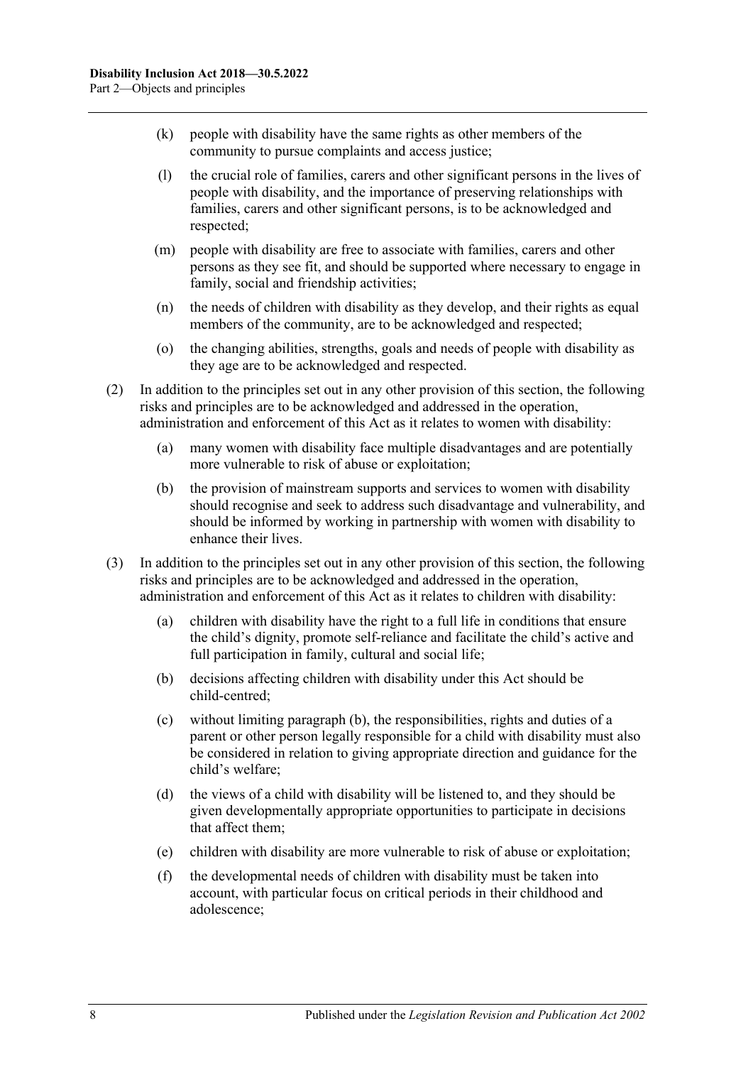(k) people with disability have the same rights as other members of the community to pursue complaints and access justice;

(l) the crucial role of families, carers and other significant persons in the lives of people with disability, and the importance of preserving relationships with families, carers and other significant persons, is to be acknowledged and respected;

(m) people with disability are free to associate with families, carers and other persons as they see fit, and should be supported where necessary to engage in family, social and friendship activities;

(n) the needs of children with disability as they develop, and their rights as equal members of the community, are to be acknowledged and respected;

(o) the changing abilities, strengths, goals and needs of people with disability as they age are to be acknowledged and respected.

(2) In addition to the principles set out in any other provision of this section, the following risks and principles are to be acknowledged and addressed in the operation, administration and enforcement of this Act as it relates to women with disability:

(a) many women with disability face multiple disadvantages and are potentially more vulnerable to risk of abuse or exploitation;

(b) the provision of mainstream supports and services to women with disability should recognise and seek to address such disadvantage and vulnerability, and should be informed by working in partnership with women with disability to enhance their lives.

(3) In addition to the principles set out in any other provision of this section, the following risks and principles are to be acknowledged and addressed in the operation, administration and enforcement of this Act as it relates to children with disability:

(a) children with disability have the right to a full life in conditions that ensure the child's dignity, promote self-reliance and facilitate the child's active and full participation in family, cultural and social life;

(b) decisions affecting children with disability under this Act should be child-centred;

(c) without limiting paragraph (b), the responsibilities, rights and duties of a parent or other person legally responsible for a child with disability must also be considered in relation to giving appropriate direction and guidance for the child's welfare;

(d) the views of a child with disability will be listened to, and they should be given developmentally appropriate opportunities to participate in decisions that affect them;

(e) children with disability are more vulnerable to risk of abuse or exploitation;

(f) the developmental needs of children with disability must be taken into account, with particular focus on critical periods in their childhood and adolescence;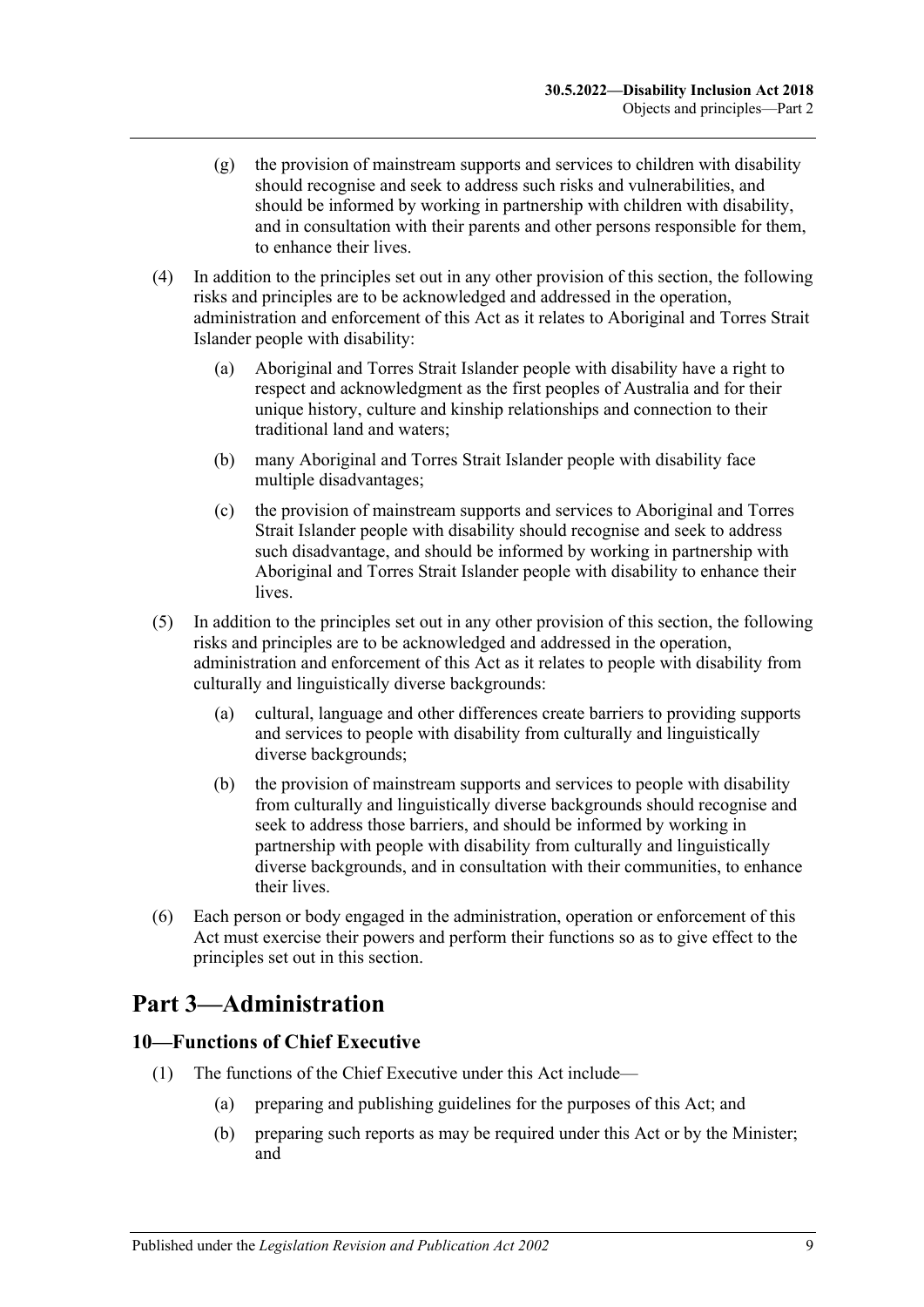(g) the provision of mainstream supports and services to children with disability should recognise and seek to address such risks and vulnerabilities, and should be informed by working in partnership with children with disability, and in consultation with their parents and other persons responsible for them, to enhance their lives.

(4) In addition to the principles set out in any other provision of this section, the following risks and principles are to be acknowledged and addressed in the operation, administration and enforcement of this Act as it relates to Aboriginal and Torres Strait Islander people with disability:

(a) Aboriginal and Torres Strait Islander people with disability have a right to respect and acknowledgment as the first peoples of Australia and for their unique history, culture and kinship relationships and connection to their traditional land and waters;

(b) many Aboriginal and Torres Strait Islander people with disability face multiple disadvantages;

(c) the provision of mainstream supports and services to Aboriginal and Torres Strait Islander people with disability should recognise and seek to address such disadvantage, and should be informed by working in partnership with Aboriginal and Torres Strait Islander people with disability to enhance their lives.

(5) In addition to the principles set out in any other provision of this section, the following risks and principles are to be acknowledged and addressed in the operation, administration and enforcement of this Act as it relates to people with disability from culturally and linguistically diverse backgrounds:

(a) cultural, language and other differences create barriers to providing supports and services to people with disability from culturally and linguistically diverse backgrounds;

(b) the provision of mainstream supports and services to people with disability from culturally and linguistically diverse backgrounds should recognise and seek to address those barriers, and should be informed by working in partnership with people with disability from culturally and linguistically diverse backgrounds, and in consultation with their communities, to enhance their lives.

(6) Each person or body engaged in the administration, operation or enforcement of this Act must exercise their powers and perform their functions so as to give effect to the principles set out in this section.

# Part 3—Administration

## 10—Functions of Chief Executive

(1) The functions of the Chief Executive under this Act include—

(a) preparing and publishing guidelines for the purposes of this Act; and

(b) preparing such reports as may be required under this Act or by the Minister; and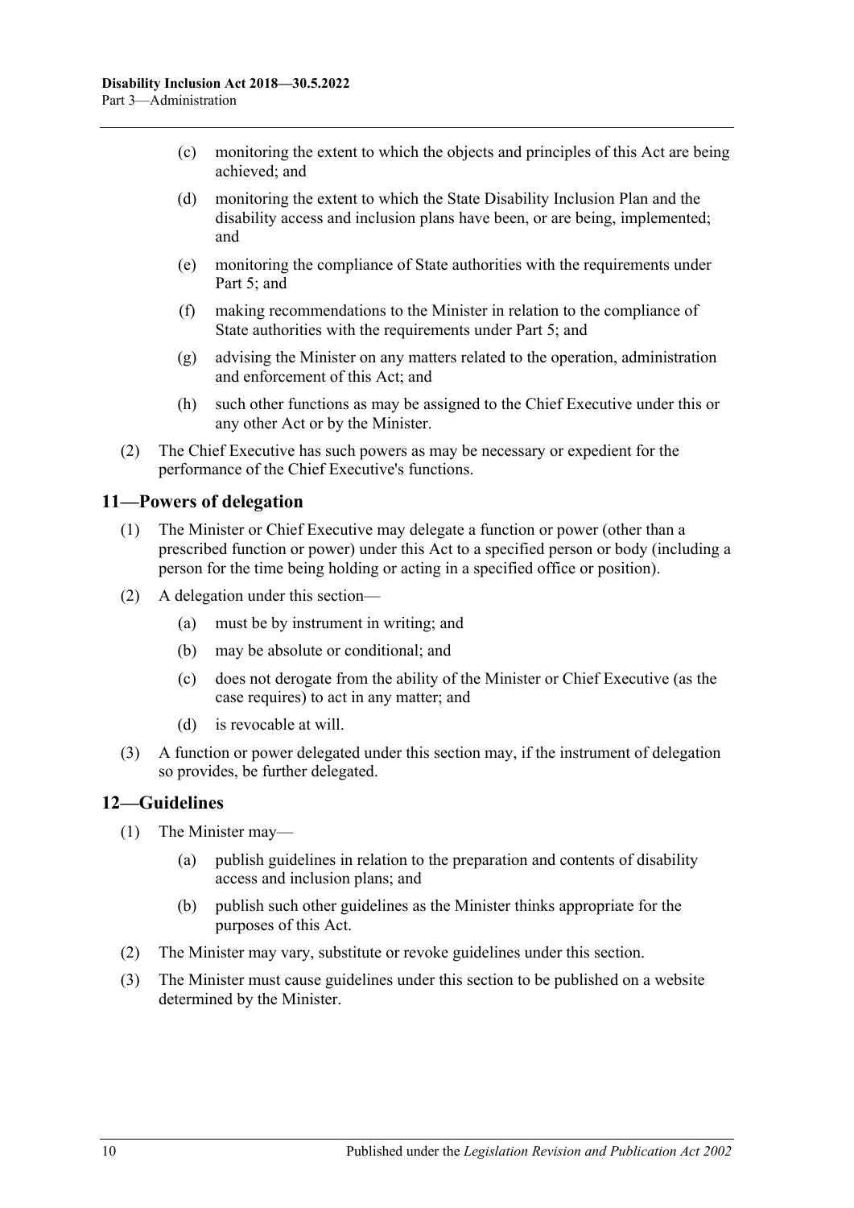(c) monitoring the extent to which the objects and principles of this Act are being achieved; and

(d) monitoring the extent to which the State Disability Inclusion Plan and the disability access and inclusion plans have been, or are being, implemented; and

(e) monitoring the compliance of State authorities with the requirements under Part 5; and

(f) making recommendations to the Minister in relation to the compliance of State authorities with the requirements under Part 5; and

(g) advising the Minister on any matters related to the operation, administration and enforcement of this Act; and

(h) such other functions as may be assigned to the Chief Executive under this or any other Act or by the Minister.

(2) The Chief Executive has such powers as may be necessary or expedient for the performance of the Chief Executive's functions.

## 11—Powers of delegation

(1) The Minister or Chief Executive may delegate a function or power (other than a prescribed function or power) under this Act to a specified person or body (including a person for the time being holding or acting in a specified office or position).

(2) A delegation under this section—

(a) must be by instrument in writing; and

(b) may be absolute or conditional; and

(c) does not derogate from the ability of the Minister or Chief Executive (as the case requires) to act in any matter; and

(d) is revocable at will.

(3) A function or power delegated under this section may, if the instrument of delegation so provides, be further delegated.

## 12—Guidelines

(1) The Minister may—

(a) publish guidelines in relation to the preparation and contents of disability access and inclusion plans; and

(b) publish such other guidelines as the Minister thinks appropriate for the purposes of this Act.

(2) The Minister may vary, substitute or revoke guidelines under this section.

(3) The Minister must cause guidelines under this section to be published on a website determined by the Minister.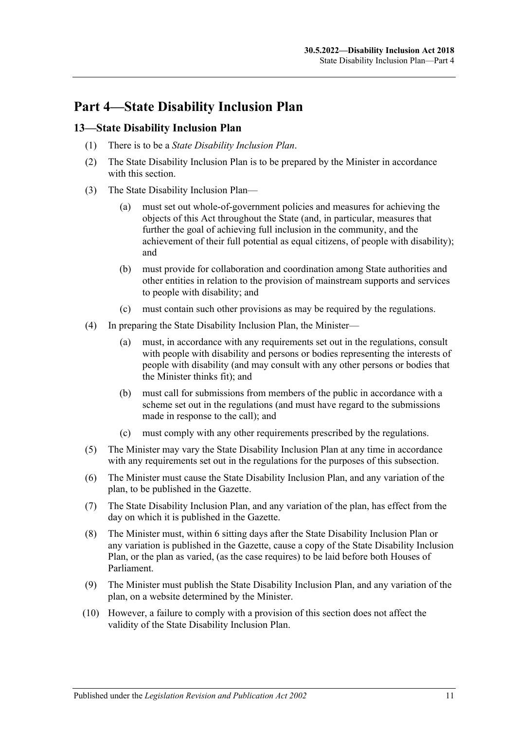# Part 4—State Disability Inclusion Plan

## 13—State Disability Inclusion Plan

(1) There is to be a *State Disability Inclusion Plan*.

(2) The State Disability Inclusion Plan is to be prepared by the Minister in accordance with this section.

(3) The State Disability Inclusion Plan—

(a) must set out whole-of-government policies and measures for achieving the objects of this Act throughout the State (and, in particular, measures that further the goal of achieving full inclusion in the community, and the achievement of their full potential as equal citizens, of people with disability); and

(b) must provide for collaboration and coordination among State authorities and other entities in relation to the provision of mainstream supports and services to people with disability; and

(c) must contain such other provisions as may be required by the regulations.

(4) In preparing the State Disability Inclusion Plan, the Minister—

(a) must, in accordance with any requirements set out in the regulations, consult with people with disability and persons or bodies representing the interests of people with disability (and may consult with any other persons or bodies that the Minister thinks fit); and

(b) must call for submissions from members of the public in accordance with a scheme set out in the regulations (and must have regard to the submissions made in response to the call); and

(c) must comply with any other requirements prescribed by the regulations.

(5) The Minister may vary the State Disability Inclusion Plan at any time in accordance with any requirements set out in the regulations for the purposes of this subsection.

(6) The Minister must cause the State Disability Inclusion Plan, and any variation of the plan, to be published in the Gazette.

(7) The State Disability Inclusion Plan, and any variation of the plan, has effect from the day on which it is published in the Gazette.

(8) The Minister must, within 6 sitting days after the State Disability Inclusion Plan or any variation is published in the Gazette, cause a copy of the State Disability Inclusion Plan, or the plan as varied, (as the case requires) to be laid before both Houses of Parliament.

(9) The Minister must publish the State Disability Inclusion Plan, and any variation of the plan, on a website determined by the Minister.

(10) However, a failure to comply with a provision of this section does not affect the validity of the State Disability Inclusion Plan.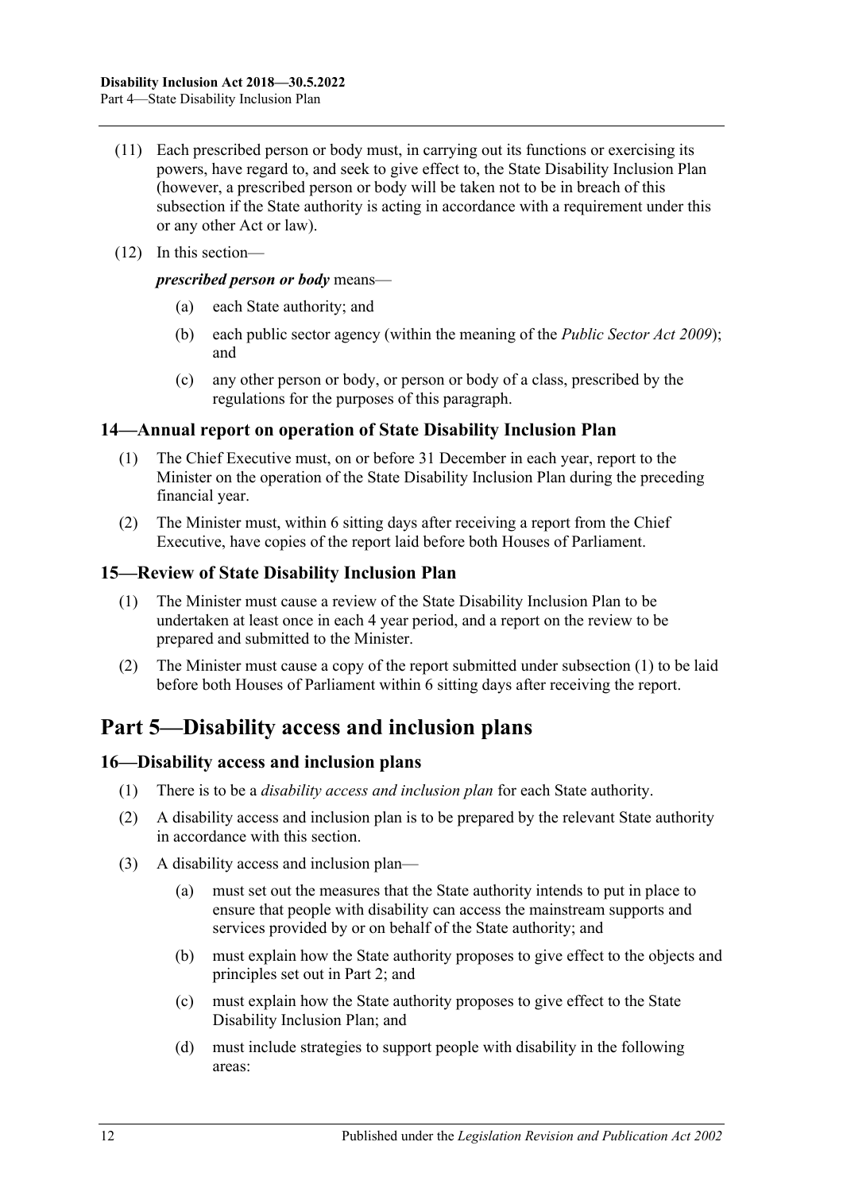(11) Each prescribed person or body must, in carrying out its functions or exercising its powers, have regard to, and seek to give effect to, the State Disability Inclusion Plan (however, a prescribed person or body will be taken not to be in breach of this subsection if the State authority is acting in accordance with a requirement under this or any other Act or law).

(12) In this section—

***prescribed person or body*** means—

(a) each State authority; and

(b) each public sector agency (within the meaning of the *Public Sector Act 2009*); and

(c) any other person or body, or person or body of a class, prescribed by the regulations for the purposes of this paragraph.

### 14—Annual report on operation of State Disability Inclusion Plan

(1) The Chief Executive must, on or before 31 December in each year, report to the Minister on the operation of the State Disability Inclusion Plan during the preceding financial year.

(2) The Minister must, within 6 sitting days after receiving a report from the Chief Executive, have copies of the report laid before both Houses of Parliament.

### 15—Review of State Disability Inclusion Plan

(1) The Minister must cause a review of the State Disability Inclusion Plan to be undertaken at least once in each 4 year period, and a report on the review to be prepared and submitted to the Minister.

(2) The Minister must cause a copy of the report submitted under subsection (1) to be laid before both Houses of Parliament within 6 sitting days after receiving the report.

## Part 5—Disability access and inclusion plans

### 16—Disability access and inclusion plans

(1) There is to be a *disability access and inclusion plan* for each State authority.

(2) A disability access and inclusion plan is to be prepared by the relevant State authority in accordance with this section.

(3) A disability access and inclusion plan—

(a) must set out the measures that the State authority intends to put in place to ensure that people with disability can access the mainstream supports and services provided by or on behalf of the State authority; and

(b) must explain how the State authority proposes to give effect to the objects and principles set out in Part 2; and

(c) must explain how the State authority proposes to give effect to the State Disability Inclusion Plan; and

(d) must include strategies to support people with disability in the following areas: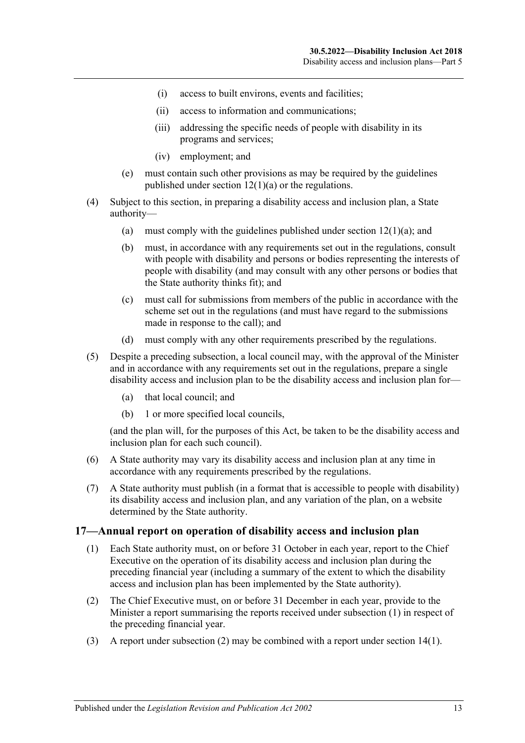(i) access to built environs, events and facilities;

(ii) access to information and communications;

(iii) addressing the specific needs of people with disability in its programs and services;

(iv) employment; and

(e) must contain such other provisions as may be required by the guidelines published under section 12(1)(a) or the regulations.

(4) Subject to this section, in preparing a disability access and inclusion plan, a State authority—

(a) must comply with the guidelines published under section 12(1)(a); and

(b) must, in accordance with any requirements set out in the regulations, consult with people with disability and persons or bodies representing the interests of people with disability (and may consult with any other persons or bodies that the State authority thinks fit); and

(c) must call for submissions from members of the public in accordance with the scheme set out in the regulations (and must have regard to the submissions made in response to the call); and

(d) must comply with any other requirements prescribed by the regulations.

(5) Despite a preceding subsection, a local council may, with the approval of the Minister and in accordance with any requirements set out in the regulations, prepare a single disability access and inclusion plan to be the disability access and inclusion plan for—

(a) that local council; and

(b) 1 or more specified local councils,

(and the plan will, for the purposes of this Act, be taken to be the disability access and inclusion plan for each such council).

(6) A State authority may vary its disability access and inclusion plan at any time in accordance with any requirements prescribed by the regulations.

(7) A State authority must publish (in a format that is accessible to people with disability) its disability access and inclusion plan, and any variation of the plan, on a website determined by the State authority.

## 17—Annual report on operation of disability access and inclusion plan

(1) Each State authority must, on or before 31 October in each year, report to the Chief Executive on the operation of its disability access and inclusion plan during the preceding financial year (including a summary of the extent to which the disability access and inclusion plan has been implemented by the State authority).

(2) The Chief Executive must, on or before 31 December in each year, provide to the Minister a report summarising the reports received under subsection (1) in respect of the preceding financial year.

(3) A report under subsection (2) may be combined with a report under section 14(1).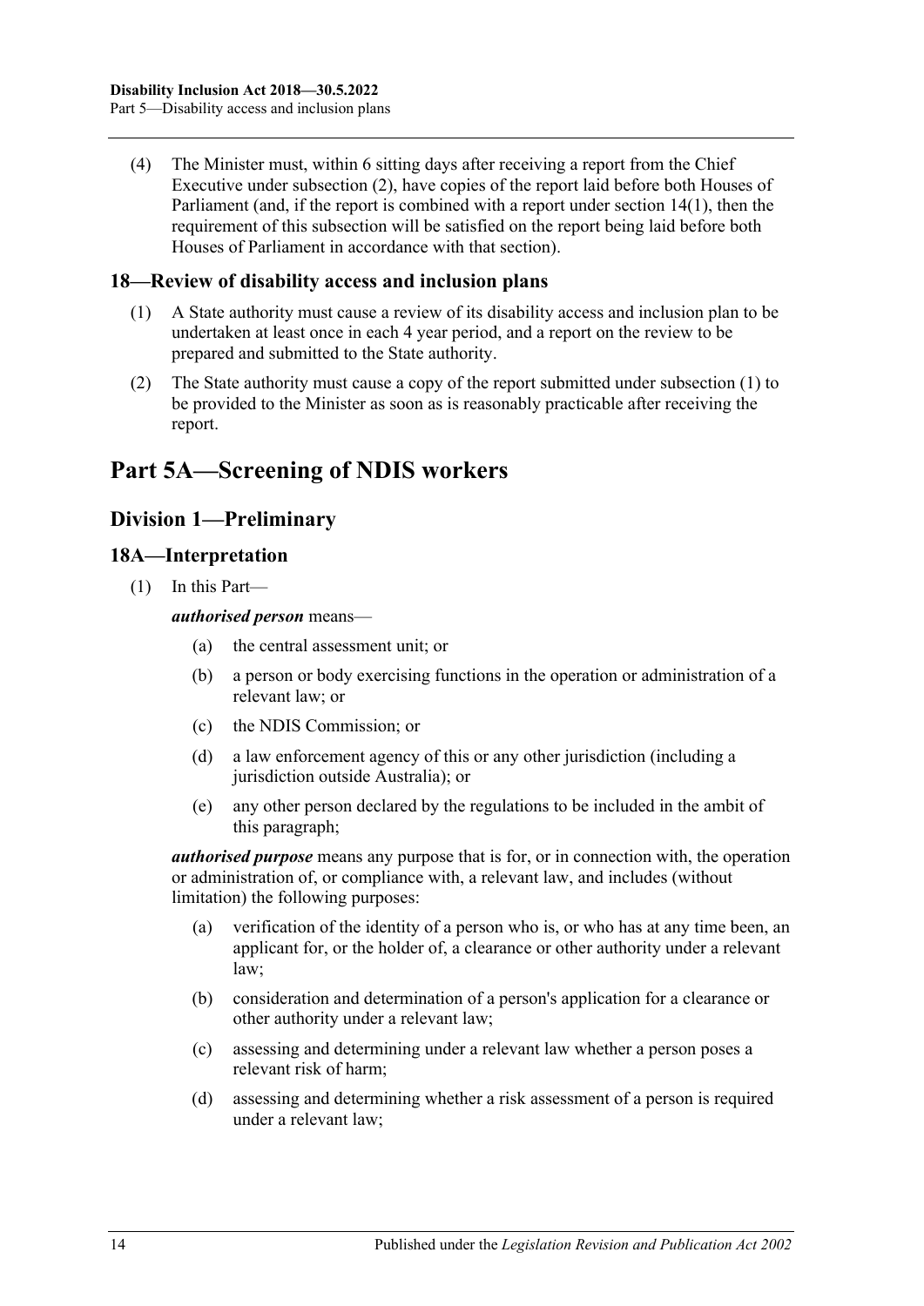(4) The Minister must, within 6 sitting days after receiving a report from the Chief Executive under subsection (2), have copies of the report laid before both Houses of Parliament (and, if the report is combined with a report under section 14(1), then the requirement of this subsection will be satisfied on the report being laid before both Houses of Parliament in accordance with that section).

### 18—Review of disability access and inclusion plans

(1) A State authority must cause a review of its disability access and inclusion plan to be undertaken at least once in each 4 year period, and a report on the review to be prepared and submitted to the State authority.

(2) The State authority must cause a copy of the report submitted under subsection (1) to be provided to the Minister as soon as is reasonably practicable after receiving the report.

# Part 5A—Screening of NDIS workers

## Division 1—Preliminary

### 18A—Interpretation

(1) In this Part—

***authorised person*** means—

(a) the central assessment unit; or

(b) a person or body exercising functions in the operation or administration of a relevant law; or

(c) the NDIS Commission; or

(d) a law enforcement agency of this or any other jurisdiction (including a jurisdiction outside Australia); or

(e) any other person declared by the regulations to be included in the ambit of this paragraph;

***authorised purpose*** means any purpose that is for, or in connection with, the operation or administration of, or compliance with, a relevant law, and includes (without limitation) the following purposes:

(a) verification of the identity of a person who is, or who has at any time been, an applicant for, or the holder of, a clearance or other authority under a relevant law;

(b) consideration and determination of a person's application for a clearance or other authority under a relevant law;

(c) assessing and determining under a relevant law whether a person poses a relevant risk of harm;

(d) assessing and determining whether a risk assessment of a person is required under a relevant law;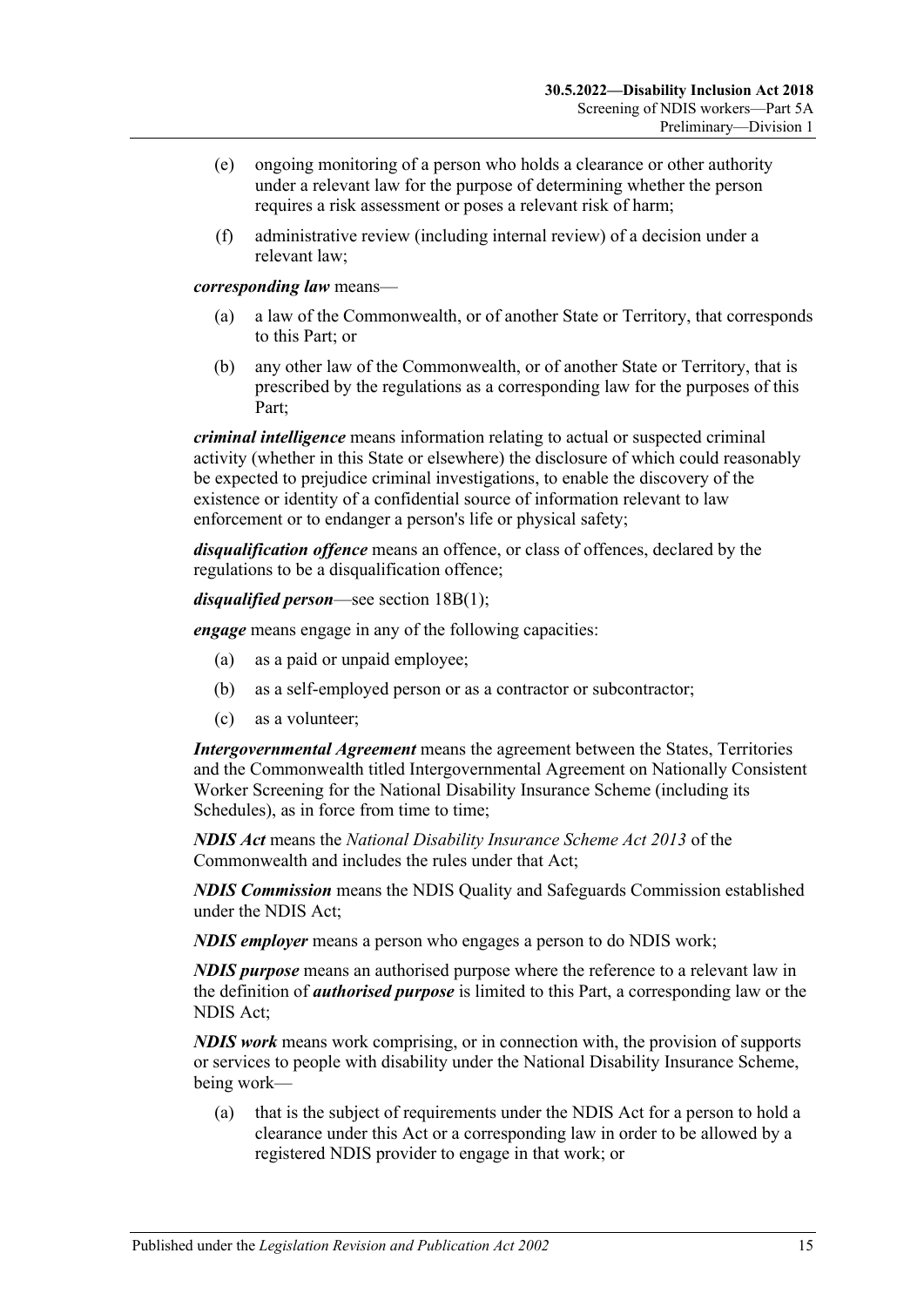(e) ongoing monitoring of a person who holds a clearance or other authority under a relevant law for the purpose of determining whether the person requires a risk assessment or poses a relevant risk of harm;

(f) administrative review (including internal review) of a decision under a relevant law;

***corresponding law*** means—

(a) a law of the Commonwealth, or of another State or Territory, that corresponds to this Part; or

(b) any other law of the Commonwealth, or of another State or Territory, that is prescribed by the regulations as a corresponding law for the purposes of this Part;

***criminal intelligence*** means information relating to actual or suspected criminal activity (whether in this State or elsewhere) the disclosure of which could reasonably be expected to prejudice criminal investigations, to enable the discovery of the existence or identity of a confidential source of information relevant to law enforcement or to endanger a person's life or physical safety;

***disqualification offence*** means an offence, or class of offences, declared by the regulations to be a disqualification offence;

***disqualified person***—see section 18B(1);

***engage*** means engage in any of the following capacities:

(a) as a paid or unpaid employee;

(b) as a self-employed person or as a contractor or subcontractor;

(c) as a volunteer;

***Intergovernmental Agreement*** means the agreement between the States, Territories and the Commonwealth titled Intergovernmental Agreement on Nationally Consistent Worker Screening for the National Disability Insurance Scheme (including its Schedules), as in force from time to time;

***NDIS Act*** means the *National Disability Insurance Scheme Act 2013* of the Commonwealth and includes the rules under that Act;

***NDIS Commission*** means the NDIS Quality and Safeguards Commission established under the NDIS Act;

***NDIS employer*** means a person who engages a person to do NDIS work;

***NDIS purpose*** means an authorised purpose where the reference to a relevant law in the definition of ***authorised purpose*** is limited to this Part, a corresponding law or the NDIS Act;

***NDIS work*** means work comprising, or in connection with, the provision of supports or services to people with disability under the National Disability Insurance Scheme, being work—

(a) that is the subject of requirements under the NDIS Act for a person to hold a clearance under this Act or a corresponding law in order to be allowed by a registered NDIS provider to engage in that work; or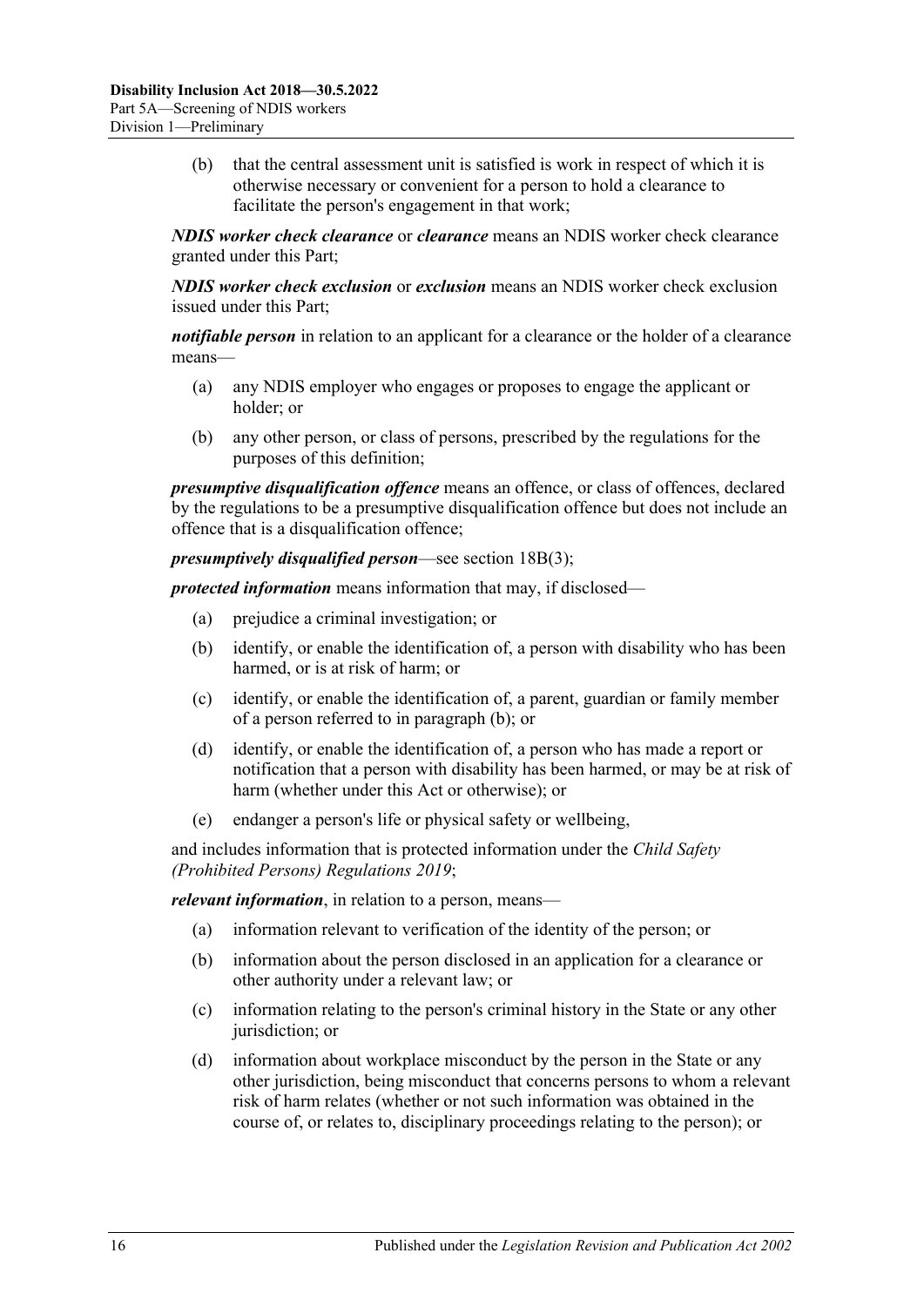(b) that the central assessment unit is satisfied is work in respect of which it is otherwise necessary or convenient for a person to hold a clearance to facilitate the person's engagement in that work;

***NDIS worker check clearance*** or ***clearance*** means an NDIS worker check clearance granted under this Part;

***NDIS worker check exclusion*** or ***exclusion*** means an NDIS worker check exclusion issued under this Part;

***notifiable person*** in relation to an applicant for a clearance or the holder of a clearance means—

(a) any NDIS employer who engages or proposes to engage the applicant or holder; or

(b) any other person, or class of persons, prescribed by the regulations for the purposes of this definition;

***presumptive disqualification offence*** means an offence, or class of offences, declared by the regulations to be a presumptive disqualification offence but does not include an offence that is a disqualification offence;

***presumptively disqualified person***—see section 18B(3);

***protected information*** means information that may, if disclosed—

(a) prejudice a criminal investigation; or

(b) identify, or enable the identification of, a person with disability who has been harmed, or is at risk of harm; or

(c) identify, or enable the identification of, a parent, guardian or family member of a person referred to in paragraph (b); or

(d) identify, or enable the identification of, a person who has made a report or notification that a person with disability has been harmed, or may be at risk of harm (whether under this Act or otherwise); or

(e) endanger a person's life or physical safety or wellbeing,

and includes information that is protected information under the *Child Safety (Prohibited Persons) Regulations 2019*;

***relevant information***, in relation to a person, means—

(a) information relevant to verification of the identity of the person; or

(b) information about the person disclosed in an application for a clearance or other authority under a relevant law; or

(c) information relating to the person's criminal history in the State or any other jurisdiction; or

(d) information about workplace misconduct by the person in the State or any other jurisdiction, being misconduct that concerns persons to whom a relevant risk of harm relates (whether or not such information was obtained in the course of, or relates to, disciplinary proceedings relating to the person); or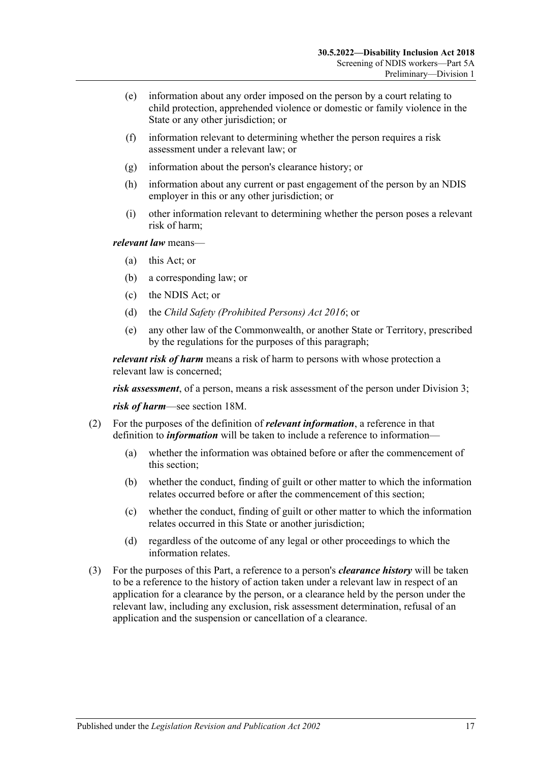(e) information about any order imposed on the person by a court relating to child protection, apprehended violence or domestic or family violence in the State or any other jurisdiction; or

(f) information relevant to determining whether the person requires a risk assessment under a relevant law; or

(g) information about the person's clearance history; or

(h) information about any current or past engagement of the person by an NDIS employer in this or any other jurisdiction; or

(i) other information relevant to determining whether the person poses a relevant risk of harm;

***relevant law*** means—

(a) this Act; or

(b) a corresponding law; or

(c) the NDIS Act; or

(d) the *Child Safety (Prohibited Persons) Act 2016*; or

(e) any other law of the Commonwealth, or another State or Territory, prescribed by the regulations for the purposes of this paragraph;

***relevant risk of harm*** means a risk of harm to persons with whose protection a relevant law is concerned;

***risk assessment***, of a person, means a risk assessment of the person under Division 3;

***risk of harm***—see section 18M.

(2) For the purposes of the definition of ***relevant information***, a reference in that definition to ***information*** will be taken to include a reference to information—

(a) whether the information was obtained before or after the commencement of this section;

(b) whether the conduct, finding of guilt or other matter to which the information relates occurred before or after the commencement of this section;

(c) whether the conduct, finding of guilt or other matter to which the information relates occurred in this State or another jurisdiction;

(d) regardless of the outcome of any legal or other proceedings to which the information relates.

(3) For the purposes of this Part, a reference to a person's ***clearance history*** will be taken to be a reference to the history of action taken under a relevant law in respect of an application for a clearance by the person, or a clearance held by the person under the relevant law, including any exclusion, risk assessment determination, refusal of an application and the suspension or cancellation of a clearance.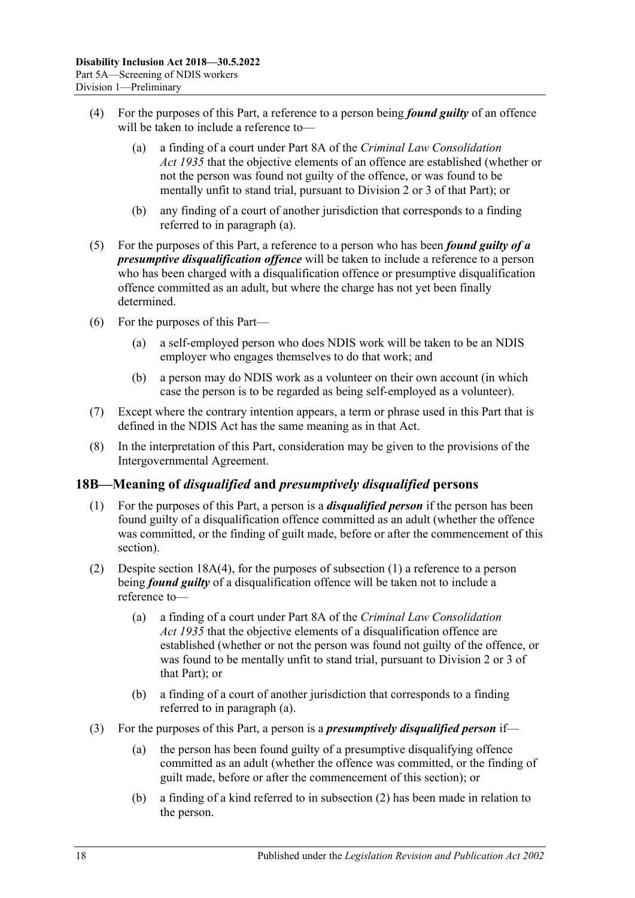(4) For the purposes of this Part, a reference to a person being ***found guilty*** of an offence will be taken to include a reference to—

(a) a finding of a court under Part 8A of the *Criminal Law Consolidation Act 1935* that the objective elements of an offence are established (whether or not the person was found not guilty of the offence, or was found to be mentally unfit to stand trial, pursuant to Division 2 or 3 of that Part); or

(b) any finding of a court of another jurisdiction that corresponds to a finding referred to in paragraph (a).

(5) For the purposes of this Part, a reference to a person who has been ***found guilty of a presumptive disqualification offence*** will be taken to include a reference to a person who has been charged with a disqualification offence or presumptive disqualification offence committed as an adult, but where the charge has not yet been finally determined.

(6) For the purposes of this Part—

(a) a self-employed person who does NDIS work will be taken to be an NDIS employer who engages themselves to do that work; and

(b) a person may do NDIS work as a volunteer on their own account (in which case the person is to be regarded as being self-employed as a volunteer).

(7) Except where the contrary intention appears, a term or phrase used in this Part that is defined in the NDIS Act has the same meaning as in that Act.

(8) In the interpretation of this Part, consideration may be given to the provisions of the Intergovernmental Agreement.

## 18B—Meaning of *disqualified* and *presumptively disqualified* persons

(1) For the purposes of this Part, a person is a ***disqualified person*** if the person has been found guilty of a disqualification offence committed as an adult (whether the offence was committed, or the finding of guilt made, before or after the commencement of this section).

(2) Despite section 18A(4), for the purposes of subsection (1) a reference to a person being ***found guilty*** of a disqualification offence will be taken not to include a reference to—

(a) a finding of a court under Part 8A of the *Criminal Law Consolidation Act 1935* that the objective elements of a disqualification offence are established (whether or not the person was found not guilty of the offence, or was found to be mentally unfit to stand trial, pursuant to Division 2 or 3 of that Part); or

(b) a finding of a court of another jurisdiction that corresponds to a finding referred to in paragraph (a).

(3) For the purposes of this Part, a person is a ***presumptively disqualified person*** if—

(a) the person has been found guilty of a presumptive disqualifying offence committed as an adult (whether the offence was committed, or the finding of guilt made, before or after the commencement of this section); or

(b) a finding of a kind referred to in subsection (2) has been made in relation to the person.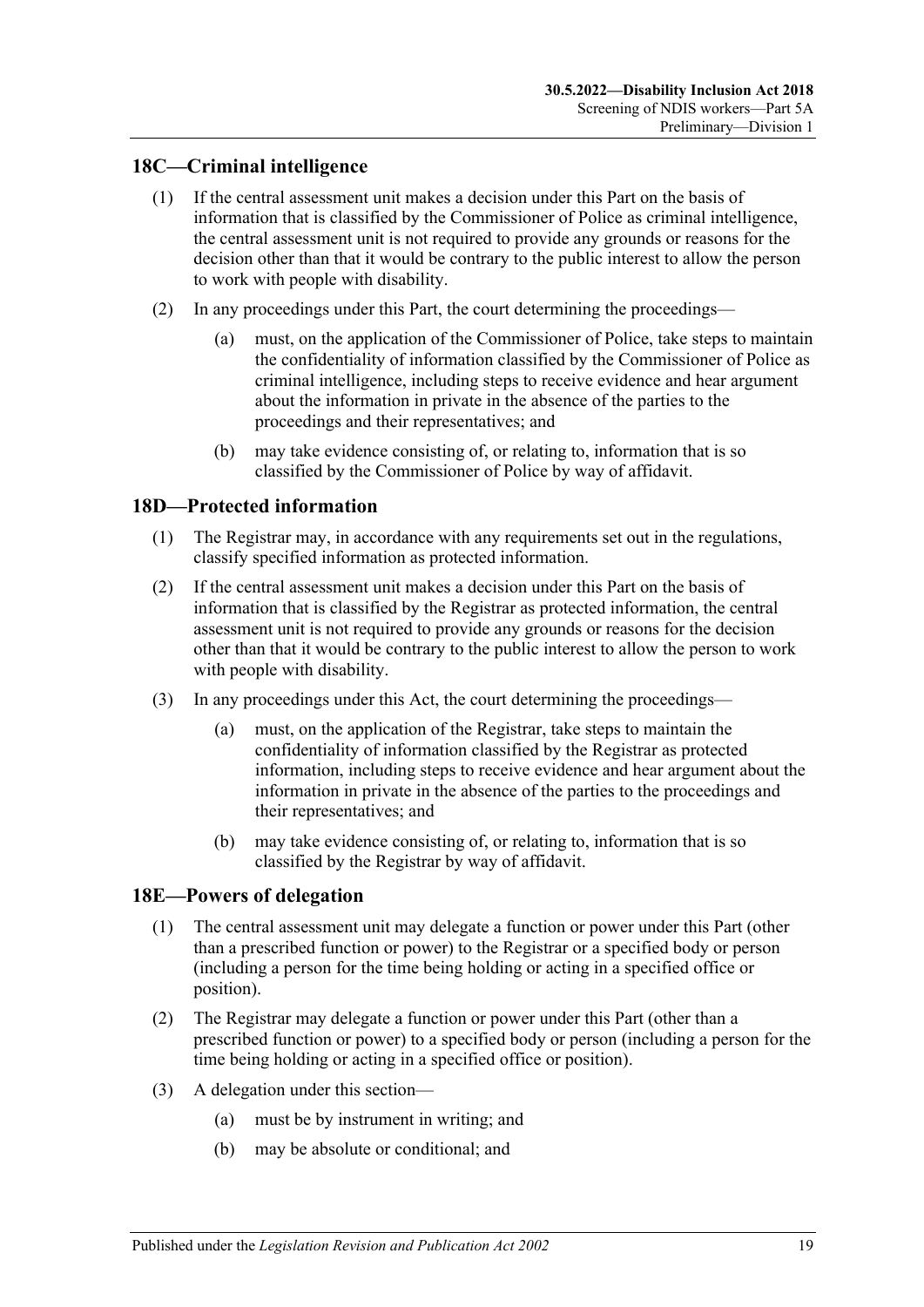## 18C—Criminal intelligence

(1) If the central assessment unit makes a decision under this Part on the basis of information that is classified by the Commissioner of Police as criminal intelligence, the central assessment unit is not required to provide any grounds or reasons for the decision other than that it would be contrary to the public interest to allow the person to work with people with disability.

(2) In any proceedings under this Part, the court determining the proceedings—

(a) must, on the application of the Commissioner of Police, take steps to maintain the confidentiality of information classified by the Commissioner of Police as criminal intelligence, including steps to receive evidence and hear argument about the information in private in the absence of the parties to the proceedings and their representatives; and

(b) may take evidence consisting of, or relating to, information that is so classified by the Commissioner of Police by way of affidavit.

## 18D—Protected information

(1) The Registrar may, in accordance with any requirements set out in the regulations, classify specified information as protected information.

(2) If the central assessment unit makes a decision under this Part on the basis of information that is classified by the Registrar as protected information, the central assessment unit is not required to provide any grounds or reasons for the decision other than that it would be contrary to the public interest to allow the person to work with people with disability.

(3) In any proceedings under this Act, the court determining the proceedings—

(a) must, on the application of the Registrar, take steps to maintain the confidentiality of information classified by the Registrar as protected information, including steps to receive evidence and hear argument about the information in private in the absence of the parties to the proceedings and their representatives; and

(b) may take evidence consisting of, or relating to, information that is so classified by the Registrar by way of affidavit.

## 18E—Powers of delegation

(1) The central assessment unit may delegate a function or power under this Part (other than a prescribed function or power) to the Registrar or a specified body or person (including a person for the time being holding or acting in a specified office or position).

(2) The Registrar may delegate a function or power under this Part (other than a prescribed function or power) to a specified body or person (including a person for the time being holding or acting in a specified office or position).

(3) A delegation under this section—

(a) must be by instrument in writing; and

(b) may be absolute or conditional; and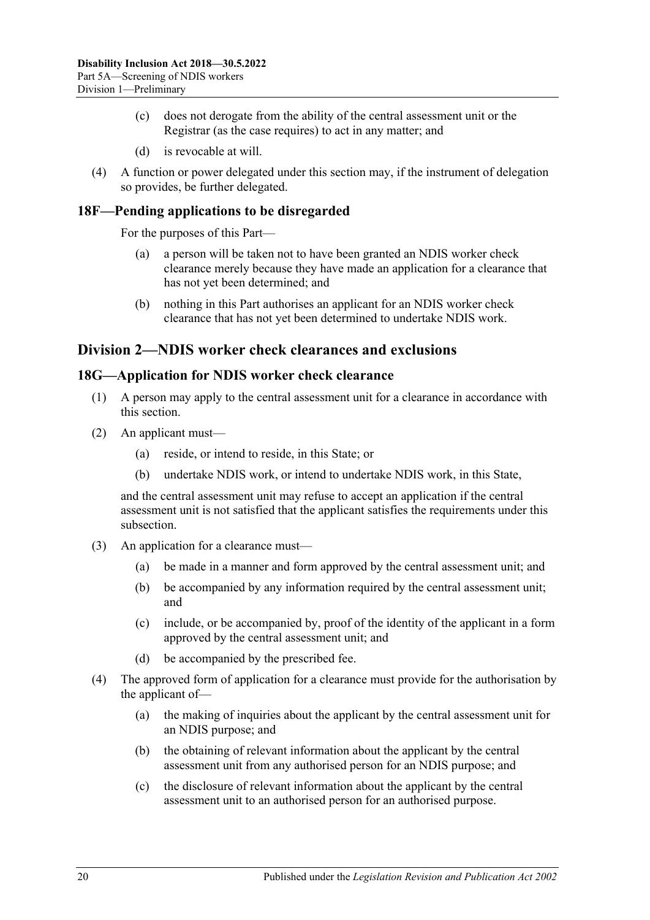(c) does not derogate from the ability of the central assessment unit or the Registrar (as the case requires) to act in any matter; and

(d) is revocable at will.

(4) A function or power delegated under this section may, if the instrument of delegation so provides, be further delegated.

### 18F—Pending applications to be disregarded

For the purposes of this Part—

(a) a person will be taken not to have been granted an NDIS worker check clearance merely because they have made an application for a clearance that has not yet been determined; and

(b) nothing in this Part authorises an applicant for an NDIS worker check clearance that has not yet been determined to undertake NDIS work.

## Division 2—NDIS worker check clearances and exclusions

### 18G—Application for NDIS worker check clearance

(1) A person may apply to the central assessment unit for a clearance in accordance with this section.

(2) An applicant must—

(a) reside, or intend to reside, in this State; or

(b) undertake NDIS work, or intend to undertake NDIS work, in this State,

and the central assessment unit may refuse to accept an application if the central assessment unit is not satisfied that the applicant satisfies the requirements under this subsection.

(3) An application for a clearance must—

(a) be made in a manner and form approved by the central assessment unit; and

(b) be accompanied by any information required by the central assessment unit; and

(c) include, or be accompanied by, proof of the identity of the applicant in a form approved by the central assessment unit; and

(d) be accompanied by the prescribed fee.

(4) The approved form of application for a clearance must provide for the authorisation by the applicant of—

(a) the making of inquiries about the applicant by the central assessment unit for an NDIS purpose; and

(b) the obtaining of relevant information about the applicant by the central assessment unit from any authorised person for an NDIS purpose; and

(c) the disclosure of relevant information about the applicant by the central assessment unit to an authorised person for an authorised purpose.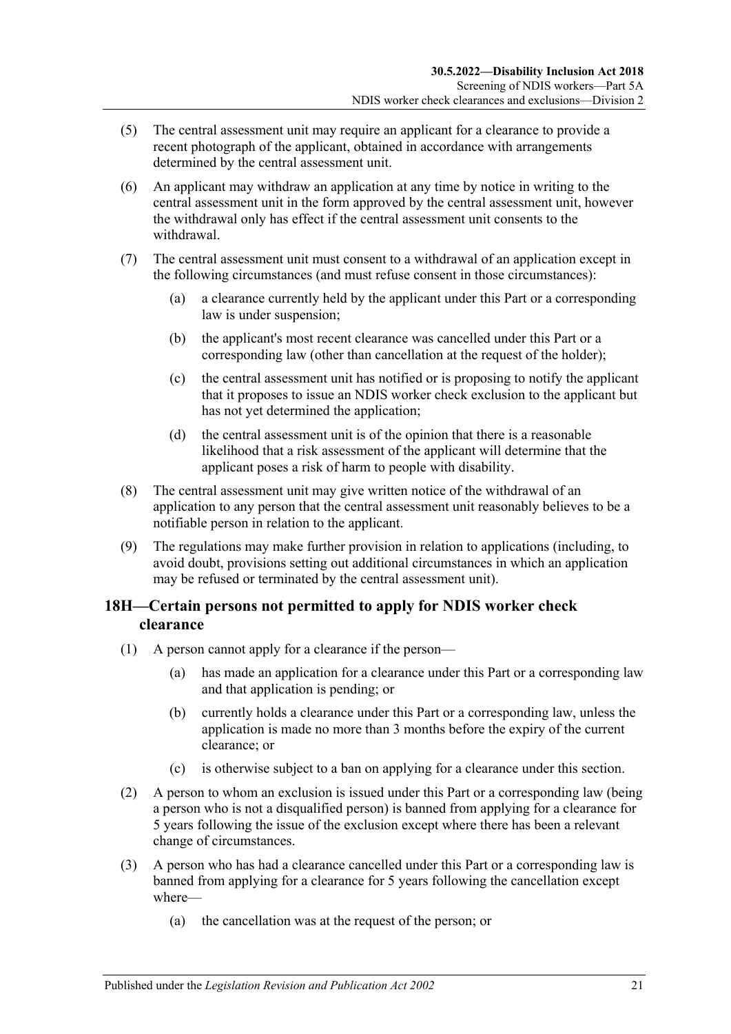(5) The central assessment unit may require an applicant for a clearance to provide a recent photograph of the applicant, obtained in accordance with arrangements determined by the central assessment unit.

(6) An applicant may withdraw an application at any time by notice in writing to the central assessment unit in the form approved by the central assessment unit, however the withdrawal only has effect if the central assessment unit consents to the withdrawal.

(7) The central assessment unit must consent to a withdrawal of an application except in the following circumstances (and must refuse consent in those circumstances):

(a) a clearance currently held by the applicant under this Part or a corresponding law is under suspension;

(b) the applicant's most recent clearance was cancelled under this Part or a corresponding law (other than cancellation at the request of the holder);

(c) the central assessment unit has notified or is proposing to notify the applicant that it proposes to issue an NDIS worker check exclusion to the applicant but has not yet determined the application;

(d) the central assessment unit is of the opinion that there is a reasonable likelihood that a risk assessment of the applicant will determine that the applicant poses a risk of harm to people with disability.

(8) The central assessment unit may give written notice of the withdrawal of an application to any person that the central assessment unit reasonably believes to be a notifiable person in relation to the applicant.

(9) The regulations may make further provision in relation to applications (including, to avoid doubt, provisions setting out additional circumstances in which an application may be refused or terminated by the central assessment unit).

## 18H—Certain persons not permitted to apply for NDIS worker check clearance

(1) A person cannot apply for a clearance if the person—

(a) has made an application for a clearance under this Part or a corresponding law and that application is pending; or

(b) currently holds a clearance under this Part or a corresponding law, unless the application is made no more than 3 months before the expiry of the current clearance; or

(c) is otherwise subject to a ban on applying for a clearance under this section.

(2) A person to whom an exclusion is issued under this Part or a corresponding law (being a person who is not a disqualified person) is banned from applying for a clearance for 5 years following the issue of the exclusion except where there has been a relevant change of circumstances.

(3) A person who has had a clearance cancelled under this Part or a corresponding law is banned from applying for a clearance for 5 years following the cancellation except where—

(a) the cancellation was at the request of the person; or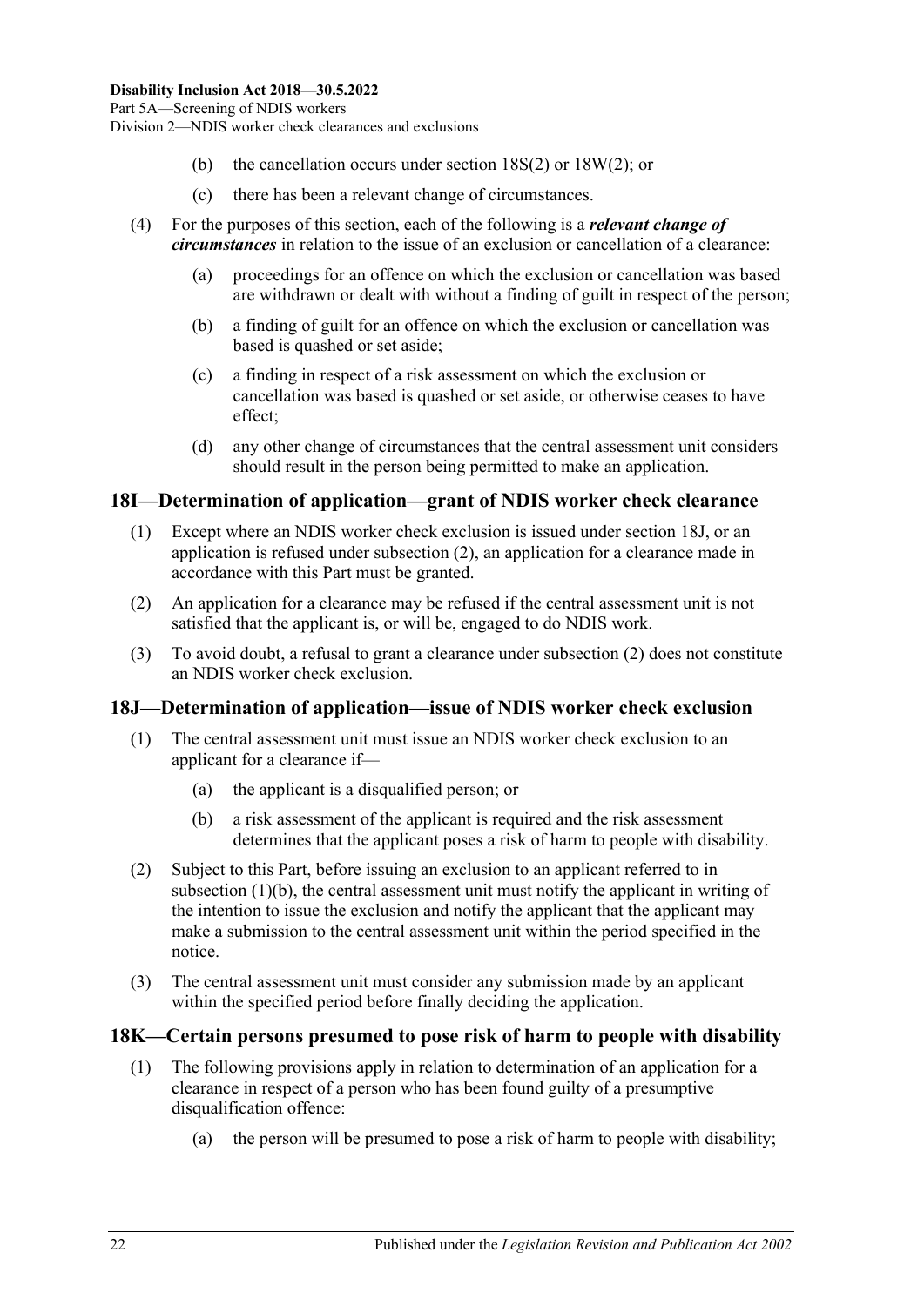(b) the cancellation occurs under section 18S(2) or 18W(2); or

(c) there has been a relevant change of circumstances.

(4) For the purposes of this section, each of the following is a ***relevant change of circumstances*** in relation to the issue of an exclusion or cancellation of a clearance:

(a) proceedings for an offence on which the exclusion or cancellation was based are withdrawn or dealt with without a finding of guilt in respect of the person;

(b) a finding of guilt for an offence on which the exclusion or cancellation was based is quashed or set aside;

(c) a finding in respect of a risk assessment on which the exclusion or cancellation was based is quashed or set aside, or otherwise ceases to have effect;

(d) any other change of circumstances that the central assessment unit considers should result in the person being permitted to make an application.

## 18I—Determination of application—grant of NDIS worker check clearance

(1) Except where an NDIS worker check exclusion is issued under section 18J, or an application is refused under subsection (2), an application for a clearance made in accordance with this Part must be granted.

(2) An application for a clearance may be refused if the central assessment unit is not satisfied that the applicant is, or will be, engaged to do NDIS work.

(3) To avoid doubt, a refusal to grant a clearance under subsection (2) does not constitute an NDIS worker check exclusion.

## 18J—Determination of application—issue of NDIS worker check exclusion

(1) The central assessment unit must issue an NDIS worker check exclusion to an applicant for a clearance if—

(a) the applicant is a disqualified person; or

(b) a risk assessment of the applicant is required and the risk assessment determines that the applicant poses a risk of harm to people with disability.

(2) Subject to this Part, before issuing an exclusion to an applicant referred to in subsection (1)(b), the central assessment unit must notify the applicant in writing of the intention to issue the exclusion and notify the applicant that the applicant may make a submission to the central assessment unit within the period specified in the notice.

(3) The central assessment unit must consider any submission made by an applicant within the specified period before finally deciding the application.

## 18K—Certain persons presumed to pose risk of harm to people with disability

(1) The following provisions apply in relation to determination of an application for a clearance in respect of a person who has been found guilty of a presumptive disqualification offence:

(a) the person will be presumed to pose a risk of harm to people with disability;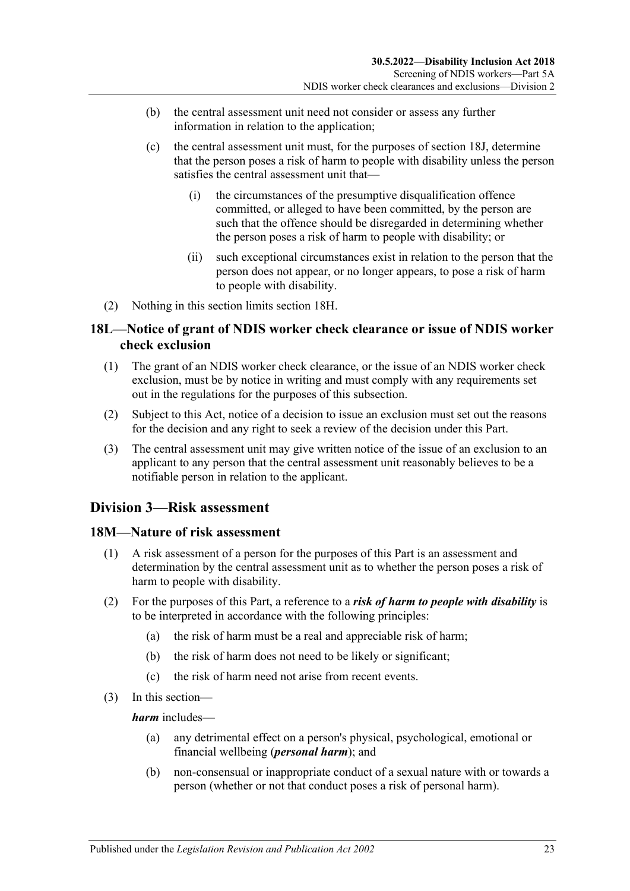(b) the central assessment unit need not consider or assess any further information in relation to the application;

(c) the central assessment unit must, for the purposes of section 18J, determine that the person poses a risk of harm to people with disability unless the person satisfies the central assessment unit that—

(i) the circumstances of the presumptive disqualification offence committed, or alleged to have been committed, by the person are such that the offence should be disregarded in determining whether the person poses a risk of harm to people with disability; or

(ii) such exceptional circumstances exist in relation to the person that the person does not appear, or no longer appears, to pose a risk of harm to people with disability.

(2) Nothing in this section limits section 18H.

## 18L—Notice of grant of NDIS worker check clearance or issue of NDIS worker check exclusion

(1) The grant of an NDIS worker check clearance, or the issue of an NDIS worker check exclusion, must be by notice in writing and must comply with any requirements set out in the regulations for the purposes of this subsection.

(2) Subject to this Act, notice of a decision to issue an exclusion must set out the reasons for the decision and any right to seek a review of the decision under this Part.

(3) The central assessment unit may give written notice of the issue of an exclusion to an applicant to any person that the central assessment unit reasonably believes to be a notifiable person in relation to the applicant.

# Division 3—Risk assessment

## 18M—Nature of risk assessment

(1) A risk assessment of a person for the purposes of this Part is an assessment and determination by the central assessment unit as to whether the person poses a risk of harm to people with disability.

(2) For the purposes of this Part, a reference to a ***risk of harm to people with disability*** is to be interpreted in accordance with the following principles:

(a) the risk of harm must be a real and appreciable risk of harm;

(b) the risk of harm does not need to be likely or significant;

(c) the risk of harm need not arise from recent events.

(3) In this section—

***harm*** includes—

(a) any detrimental effect on a person's physical, psychological, emotional or financial wellbeing (***personal harm***); and

(b) non-consensual or inappropriate conduct of a sexual nature with or towards a person (whether or not that conduct poses a risk of personal harm).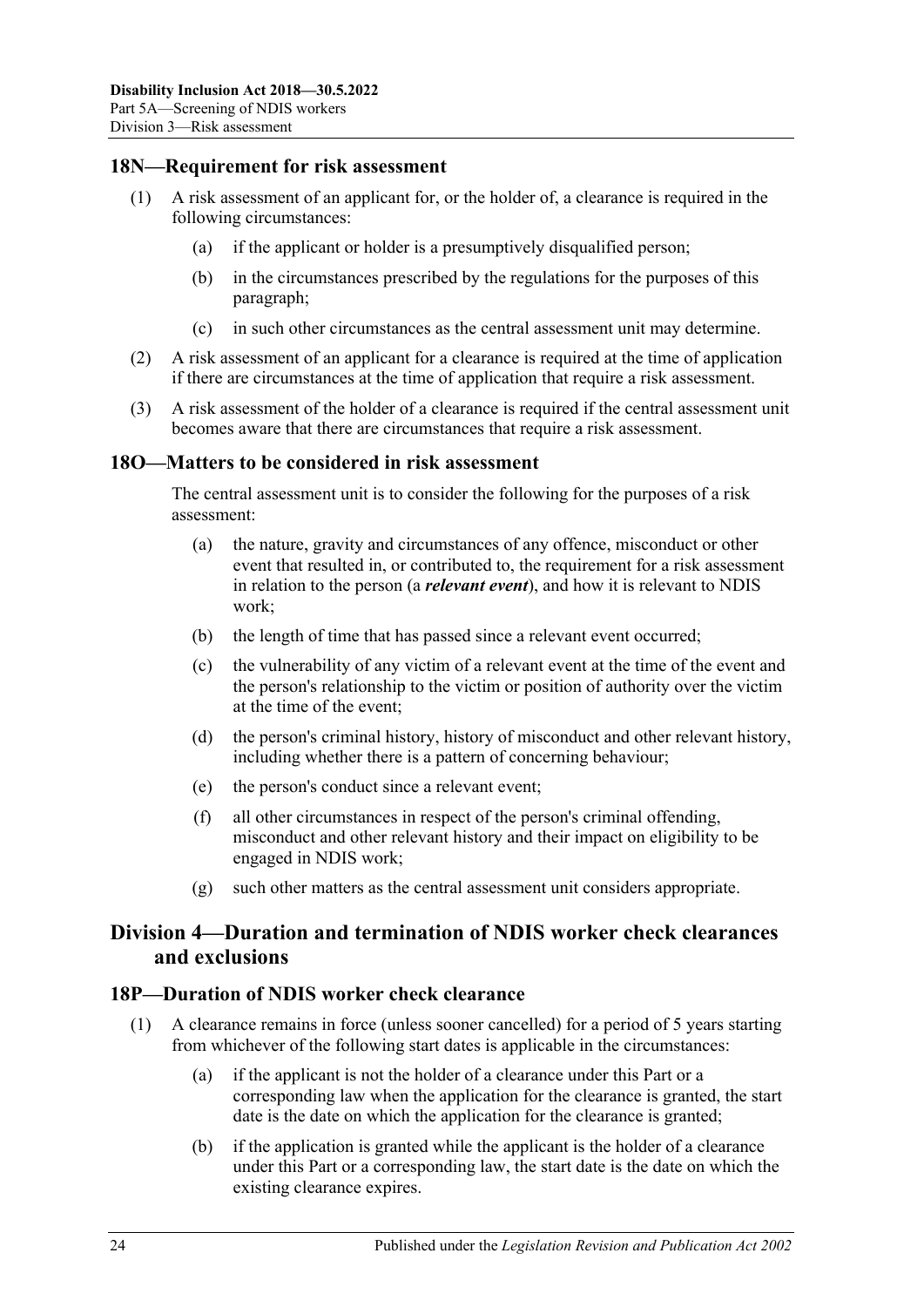## 18N—Requirement for risk assessment

(1) A risk assessment of an applicant for, or the holder of, a clearance is required in the following circumstances:

(a) if the applicant or holder is a presumptively disqualified person;

(b) in the circumstances prescribed by the regulations for the purposes of this paragraph;

(c) in such other circumstances as the central assessment unit may determine.

(2) A risk assessment of an applicant for a clearance is required at the time of application if there are circumstances at the time of application that require a risk assessment.

(3) A risk assessment of the holder of a clearance is required if the central assessment unit becomes aware that there are circumstances that require a risk assessment.

## 18O—Matters to be considered in risk assessment

The central assessment unit is to consider the following for the purposes of a risk assessment:

(a) the nature, gravity and circumstances of any offence, misconduct or other event that resulted in, or contributed to, the requirement for a risk assessment in relation to the person (a ***relevant event***), and how it is relevant to NDIS work;

(b) the length of time that has passed since a relevant event occurred;

(c) the vulnerability of any victim of a relevant event at the time of the event and the person's relationship to the victim or position of authority over the victim at the time of the event;

(d) the person's criminal history, history of misconduct and other relevant history, including whether there is a pattern of concerning behaviour;

(e) the person's conduct since a relevant event;

(f) all other circumstances in respect of the person's criminal offending, misconduct and other relevant history and their impact on eligibility to be engaged in NDIS work;

(g) such other matters as the central assessment unit considers appropriate.

# Division 4—Duration and termination of NDIS worker check clearances and exclusions

## 18P—Duration of NDIS worker check clearance

(1) A clearance remains in force (unless sooner cancelled) for a period of 5 years starting from whichever of the following start dates is applicable in the circumstances:

(a) if the applicant is not the holder of a clearance under this Part or a corresponding law when the application for the clearance is granted, the start date is the date on which the application for the clearance is granted;

(b) if the application is granted while the applicant is the holder of a clearance under this Part or a corresponding law, the start date is the date on which the existing clearance expires.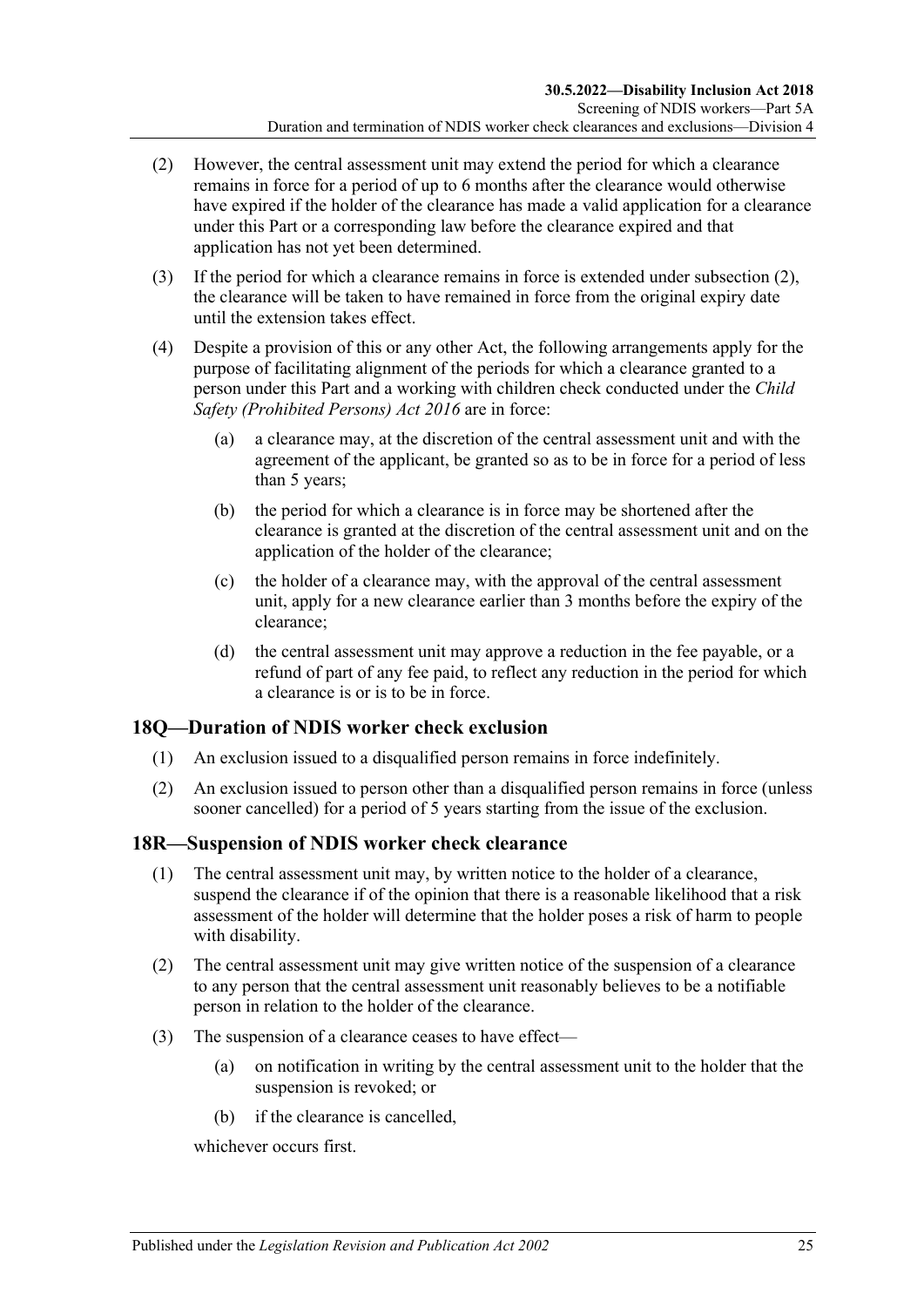(2) However, the central assessment unit may extend the period for which a clearance remains in force for a period of up to 6 months after the clearance would otherwise have expired if the holder of the clearance has made a valid application for a clearance under this Part or a corresponding law before the clearance expired and that application has not yet been determined.

(3) If the period for which a clearance remains in force is extended under subsection (2), the clearance will be taken to have remained in force from the original expiry date until the extension takes effect.

(4) Despite a provision of this or any other Act, the following arrangements apply for the purpose of facilitating alignment of the periods for which a clearance granted to a person under this Part and a working with children check conducted under the *Child Safety (Prohibited Persons) Act 2016* are in force:

- (a) a clearance may, at the discretion of the central assessment unit and with the agreement of the applicant, be granted so as to be in force for a period of less than 5 years;
- (b) the period for which a clearance is in force may be shortened after the clearance is granted at the discretion of the central assessment unit and on the application of the holder of the clearance;
- (c) the holder of a clearance may, with the approval of the central assessment unit, apply for a new clearance earlier than 3 months before the expiry of the clearance;
- (d) the central assessment unit may approve a reduction in the fee payable, or a refund of part of any fee paid, to reflect any reduction in the period for which a clearance is or is to be in force.

## 18Q—Duration of NDIS worker check exclusion

(1) An exclusion issued to a disqualified person remains in force indefinitely.

(2) An exclusion issued to person other than a disqualified person remains in force (unless sooner cancelled) for a period of 5 years starting from the issue of the exclusion.

## 18R—Suspension of NDIS worker check clearance

(1) The central assessment unit may, by written notice to the holder of a clearance, suspend the clearance if of the opinion that there is a reasonable likelihood that a risk assessment of the holder will determine that the holder poses a risk of harm to people with disability.

(2) The central assessment unit may give written notice of the suspension of a clearance to any person that the central assessment unit reasonably believes to be a notifiable person in relation to the holder of the clearance.

(3) The suspension of a clearance ceases to have effect—

- (a) on notification in writing by the central assessment unit to the holder that the suspension is revoked; or
- (b) if the clearance is cancelled,

whichever occurs first.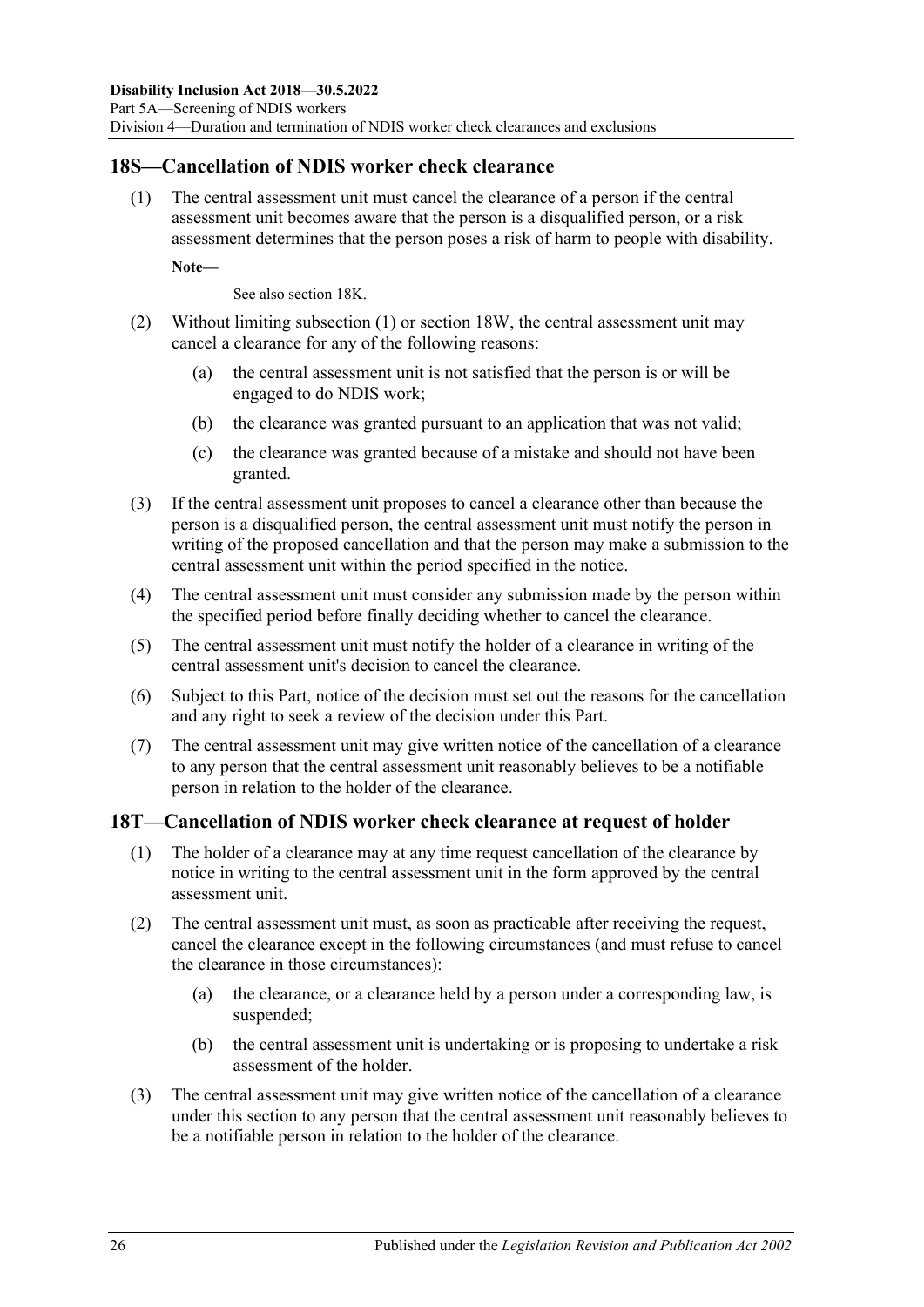## 18S—Cancellation of NDIS worker check clearance

(1) The central assessment unit must cancel the clearance of a person if the central assessment unit becomes aware that the person is a disqualified person, or a risk assessment determines that the person poses a risk of harm to people with disability.

**Note—**

See also section 18K.

(2) Without limiting subsection (1) or section 18W, the central assessment unit may cancel a clearance for any of the following reasons:

- (a) the central assessment unit is not satisfied that the person is or will be engaged to do NDIS work;
- (b) the clearance was granted pursuant to an application that was not valid;
- (c) the clearance was granted because of a mistake and should not have been granted.

(3) If the central assessment unit proposes to cancel a clearance other than because the person is a disqualified person, the central assessment unit must notify the person in writing of the proposed cancellation and that the person may make a submission to the central assessment unit within the period specified in the notice.

(4) The central assessment unit must consider any submission made by the person within the specified period before finally deciding whether to cancel the clearance.

(5) The central assessment unit must notify the holder of a clearance in writing of the central assessment unit's decision to cancel the clearance.

(6) Subject to this Part, notice of the decision must set out the reasons for the cancellation and any right to seek a review of the decision under this Part.

(7) The central assessment unit may give written notice of the cancellation of a clearance to any person that the central assessment unit reasonably believes to be a notifiable person in relation to the holder of the clearance.

## 18T—Cancellation of NDIS worker check clearance at request of holder

(1) The holder of a clearance may at any time request cancellation of the clearance by notice in writing to the central assessment unit in the form approved by the central assessment unit.

(2) The central assessment unit must, as soon as practicable after receiving the request, cancel the clearance except in the following circumstances (and must refuse to cancel the clearance in those circumstances):

- (a) the clearance, or a clearance held by a person under a corresponding law, is suspended;
- (b) the central assessment unit is undertaking or is proposing to undertake a risk assessment of the holder.

(3) The central assessment unit may give written notice of the cancellation of a clearance under this section to any person that the central assessment unit reasonably believes to be a notifiable person in relation to the holder of the clearance.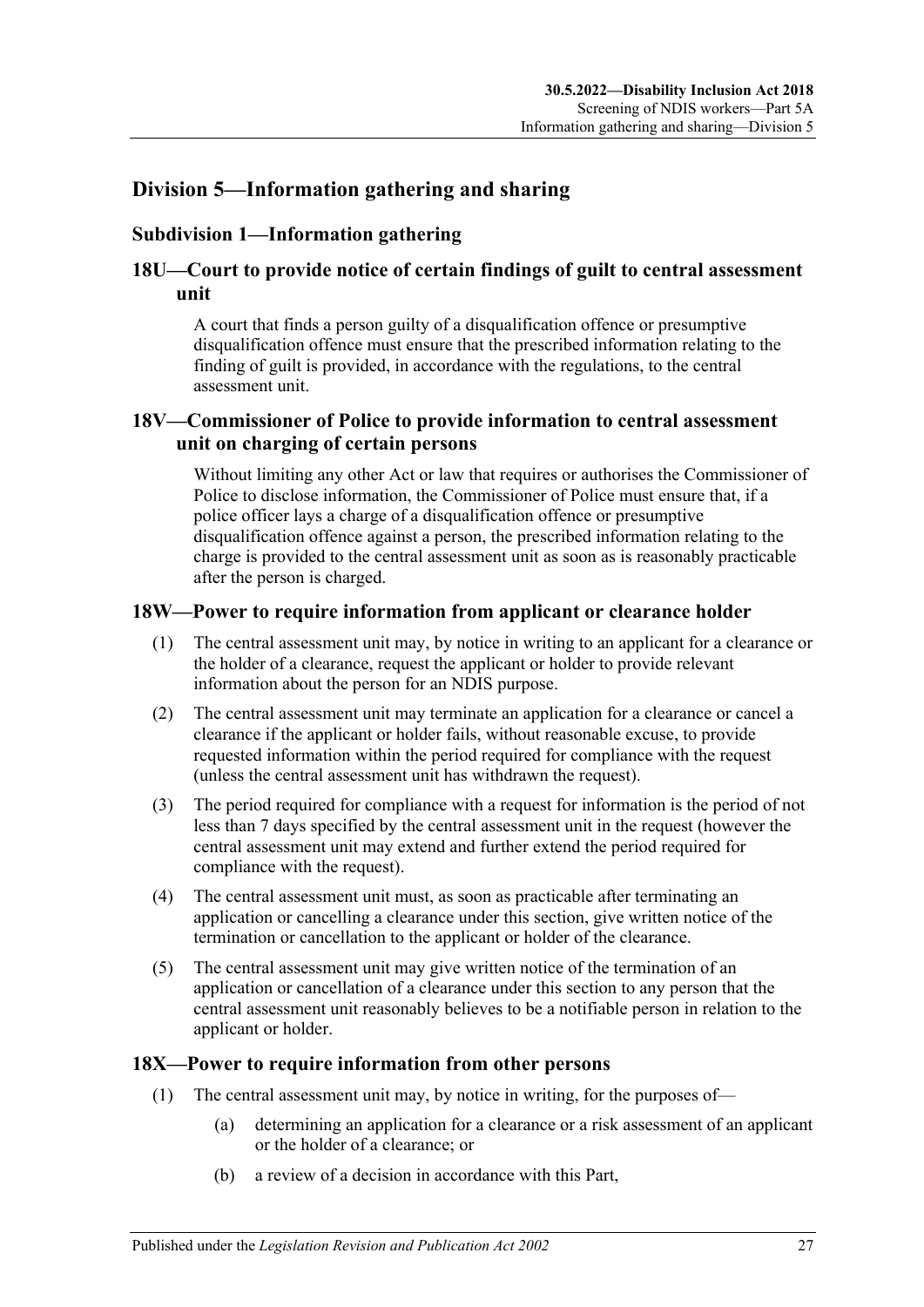## Division 5—Information gathering and sharing

### Subdivision 1—Information gathering

### 18U—Court to provide notice of certain findings of guilt to central assessment unit

A court that finds a person guilty of a disqualification offence or presumptive disqualification offence must ensure that the prescribed information relating to the finding of guilt is provided, in accordance with the regulations, to the central assessment unit.

### 18V—Commissioner of Police to provide information to central assessment unit on charging of certain persons

Without limiting any other Act or law that requires or authorises the Commissioner of Police to disclose information, the Commissioner of Police must ensure that, if a police officer lays a charge of a disqualification offence or presumptive disqualification offence against a person, the prescribed information relating to the charge is provided to the central assessment unit as soon as is reasonably practicable after the person is charged.

### 18W—Power to require information from applicant or clearance holder

(1) The central assessment unit may, by notice in writing to an applicant for a clearance or the holder of a clearance, request the applicant or holder to provide relevant information about the person for an NDIS purpose.

(2) The central assessment unit may terminate an application for a clearance or cancel a clearance if the applicant or holder fails, without reasonable excuse, to provide requested information within the period required for compliance with the request (unless the central assessment unit has withdrawn the request).

(3) The period required for compliance with a request for information is the period of not less than 7 days specified by the central assessment unit in the request (however the central assessment unit may extend and further extend the period required for compliance with the request).

(4) The central assessment unit must, as soon as practicable after terminating an application or cancelling a clearance under this section, give written notice of the termination or cancellation to the applicant or holder of the clearance.

(5) The central assessment unit may give written notice of the termination of an application or cancellation of a clearance under this section to any person that the central assessment unit reasonably believes to be a notifiable person in relation to the applicant or holder.

### 18X—Power to require information from other persons

(1) The central assessment unit may, by notice in writing, for the purposes of—

(a) determining an application for a clearance or a risk assessment of an applicant or the holder of a clearance; or

(b) a review of a decision in accordance with this Part,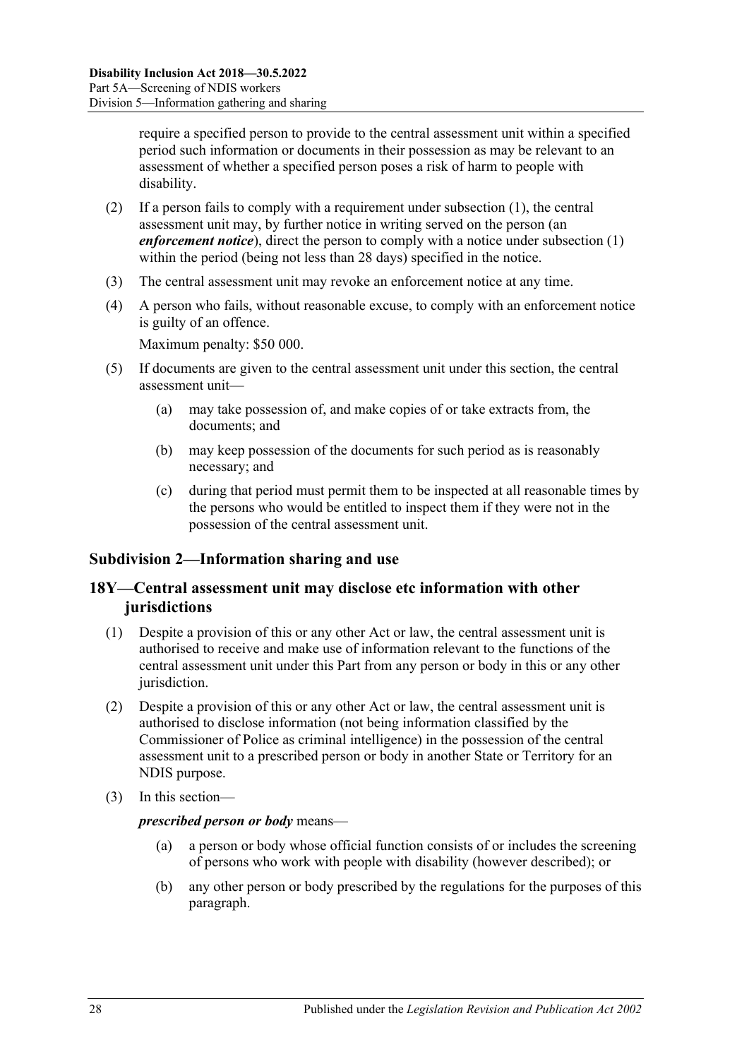require a specified person to provide to the central assessment unit within a specified period such information or documents in their possession as may be relevant to an assessment of whether a specified person poses a risk of harm to people with disability.

(2) If a person fails to comply with a requirement under subsection (1), the central assessment unit may, by further notice in writing served on the person (an ***enforcement notice***), direct the person to comply with a notice under subsection (1) within the period (being not less than 28 days) specified in the notice.

(3) The central assessment unit may revoke an enforcement notice at any time.

(4) A person who fails, without reasonable excuse, to comply with an enforcement notice is guilty of an offence.

Maximum penalty: $50 000.

(5) If documents are given to the central assessment unit under this section, the central assessment unit—

(a) may take possession of, and make copies of or take extracts from, the documents; and

(b) may keep possession of the documents for such period as is reasonably necessary; and

(c) during that period must permit them to be inspected at all reasonable times by the persons who would be entitled to inspect them if they were not in the possession of the central assessment unit.

### Subdivision 2—Information sharing and use

## 18Y—Central assessment unit may disclose etc information with other jurisdictions

(1) Despite a provision of this or any other Act or law, the central assessment unit is authorised to receive and make use of information relevant to the functions of the central assessment unit under this Part from any person or body in this or any other jurisdiction.

(2) Despite a provision of this or any other Act or law, the central assessment unit is authorised to disclose information (not being information classified by the Commissioner of Police as criminal intelligence) in the possession of the central assessment unit to a prescribed person or body in another State or Territory for an NDIS purpose.

(3) In this section—

***prescribed person or body*** means—

(a) a person or body whose official function consists of or includes the screening of persons who work with people with disability (however described); or

(b) any other person or body prescribed by the regulations for the purposes of this paragraph.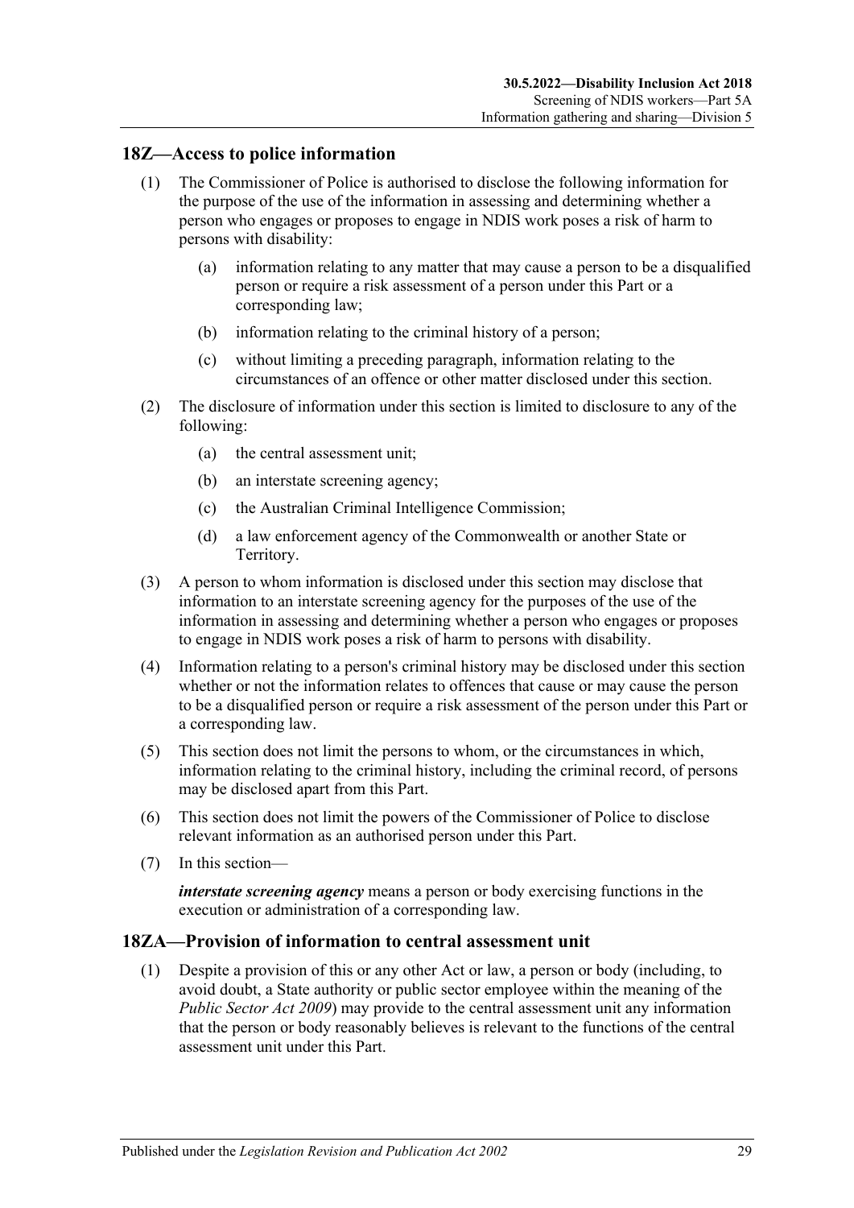## 18Z—Access to police information

(1) The Commissioner of Police is authorised to disclose the following information for the purpose of the use of the information in assessing and determining whether a person who engages or proposes to engage in NDIS work poses a risk of harm to persons with disability:

   (a) information relating to any matter that may cause a person to be a disqualified person or require a risk assessment of a person under this Part or a corresponding law;

   (b) information relating to the criminal history of a person;

   (c) without limiting a preceding paragraph, information relating to the circumstances of an offence or other matter disclosed under this section.

(2) The disclosure of information under this section is limited to disclosure to any of the following:

   (a) the central assessment unit;

   (b) an interstate screening agency;

   (c) the Australian Criminal Intelligence Commission;

   (d) a law enforcement agency of the Commonwealth or another State or Territory.

(3) A person to whom information is disclosed under this section may disclose that information to an interstate screening agency for the purposes of the use of the information in assessing and determining whether a person who engages or proposes to engage in NDIS work poses a risk of harm to persons with disability.

(4) Information relating to a person's criminal history may be disclosed under this section whether or not the information relates to offences that cause or may cause the person to be a disqualified person or require a risk assessment of the person under this Part or a corresponding law.

(5) This section does not limit the persons to whom, or the circumstances in which, information relating to the criminal history, including the criminal record, of persons may be disclosed apart from this Part.

(6) This section does not limit the powers of the Commissioner of Police to disclose relevant information as an authorised person under this Part.

(7) In this section—

***interstate screening agency*** means a person or body exercising functions in the execution or administration of a corresponding law.

## 18ZA—Provision of information to central assessment unit

(1) Despite a provision of this or any other Act or law, a person or body (including, to avoid doubt, a State authority or public sector employee within the meaning of the *Public Sector Act 2009*) may provide to the central assessment unit any information that the person or body reasonably believes is relevant to the functions of the central assessment unit under this Part.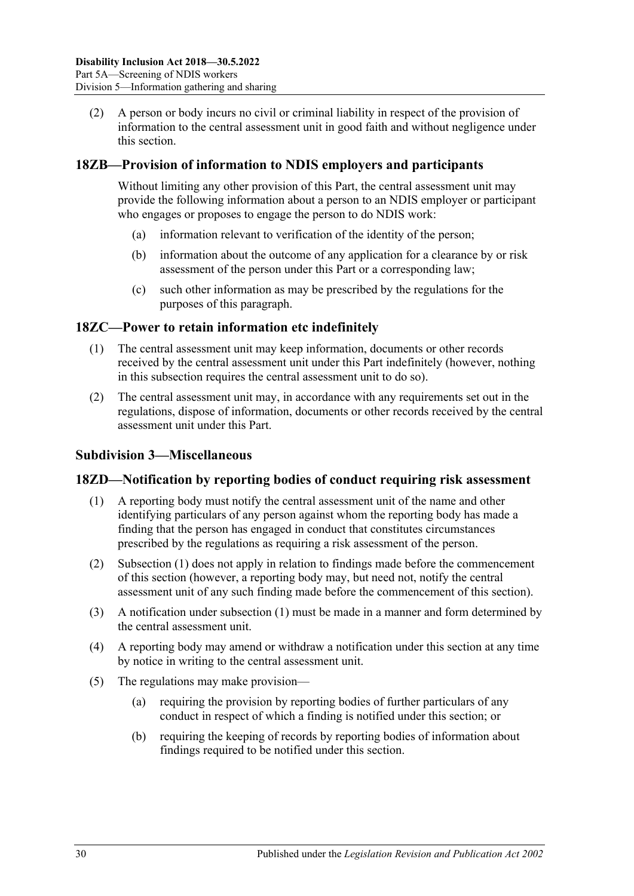(2) A person or body incurs no civil or criminal liability in respect of the provision of information to the central assessment unit in good faith and without negligence under this section.

## 18ZB—Provision of information to NDIS employers and participants

Without limiting any other provision of this Part, the central assessment unit may provide the following information about a person to an NDIS employer or participant who engages or proposes to engage the person to do NDIS work:

(a) information relevant to verification of the identity of the person;

(b) information about the outcome of any application for a clearance by or risk assessment of the person under this Part or a corresponding law;

(c) such other information as may be prescribed by the regulations for the purposes of this paragraph.

## 18ZC—Power to retain information etc indefinitely

(1) The central assessment unit may keep information, documents or other records received by the central assessment unit under this Part indefinitely (however, nothing in this subsection requires the central assessment unit to do so).

(2) The central assessment unit may, in accordance with any requirements set out in the regulations, dispose of information, documents or other records received by the central assessment unit under this Part.

### Subdivision 3—Miscellaneous

## 18ZD—Notification by reporting bodies of conduct requiring risk assessment

(1) A reporting body must notify the central assessment unit of the name and other identifying particulars of any person against whom the reporting body has made a finding that the person has engaged in conduct that constitutes circumstances prescribed by the regulations as requiring a risk assessment of the person.

(2) Subsection (1) does not apply in relation to findings made before the commencement of this section (however, a reporting body may, but need not, notify the central assessment unit of any such finding made before the commencement of this section).

(3) A notification under subsection (1) must be made in a manner and form determined by the central assessment unit.

(4) A reporting body may amend or withdraw a notification under this section at any time by notice in writing to the central assessment unit.

(5) The regulations may make provision—

(a) requiring the provision by reporting bodies of further particulars of any conduct in respect of which a finding is notified under this section; or

(b) requiring the keeping of records by reporting bodies of information about findings required to be notified under this section.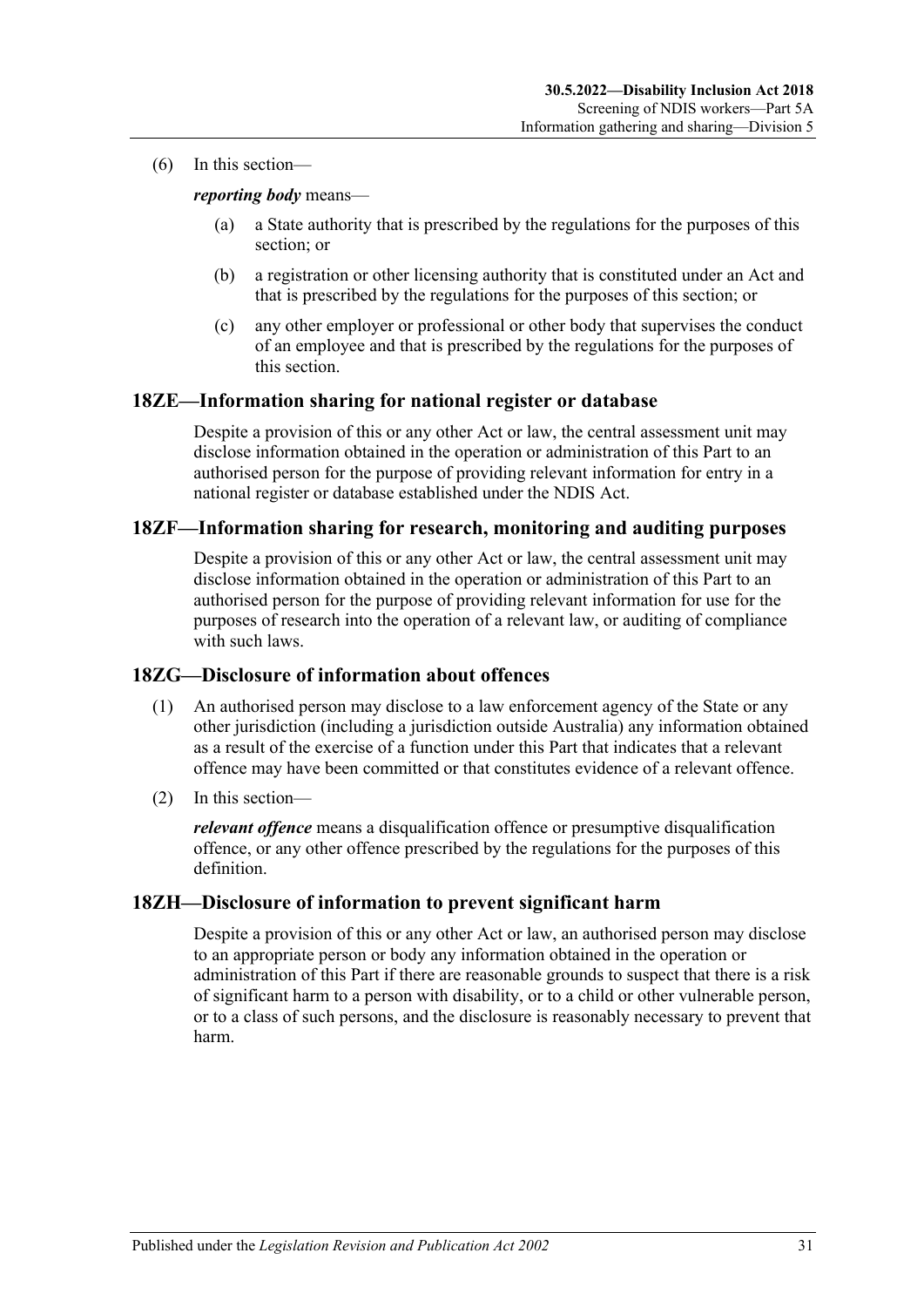(6) In this section—

***reporting body*** means—

(a) a State authority that is prescribed by the regulations for the purposes of this section; or

(b) a registration or other licensing authority that is constituted under an Act and that is prescribed by the regulations for the purposes of this section; or

(c) any other employer or professional or other body that supervises the conduct of an employee and that is prescribed by the regulations for the purposes of this section.

## 18ZE—Information sharing for national register or database

Despite a provision of this or any other Act or law, the central assessment unit may disclose information obtained in the operation or administration of this Part to an authorised person for the purpose of providing relevant information for entry in a national register or database established under the NDIS Act.

## 18ZF—Information sharing for research, monitoring and auditing purposes

Despite a provision of this or any other Act or law, the central assessment unit may disclose information obtained in the operation or administration of this Part to an authorised person for the purpose of providing relevant information for use for the purposes of research into the operation of a relevant law, or auditing of compliance with such laws.

## 18ZG—Disclosure of information about offences

(1) An authorised person may disclose to a law enforcement agency of the State or any other jurisdiction (including a jurisdiction outside Australia) any information obtained as a result of the exercise of a function under this Part that indicates that a relevant offence may have been committed or that constitutes evidence of a relevant offence.

(2) In this section—

***relevant offence*** means a disqualification offence or presumptive disqualification offence, or any other offence prescribed by the regulations for the purposes of this definition.

## 18ZH—Disclosure of information to prevent significant harm

Despite a provision of this or any other Act or law, an authorised person may disclose to an appropriate person or body any information obtained in the operation or administration of this Part if there are reasonable grounds to suspect that there is a risk of significant harm to a person with disability, or to a child or other vulnerable person, or to a class of such persons, and the disclosure is reasonably necessary to prevent that harm.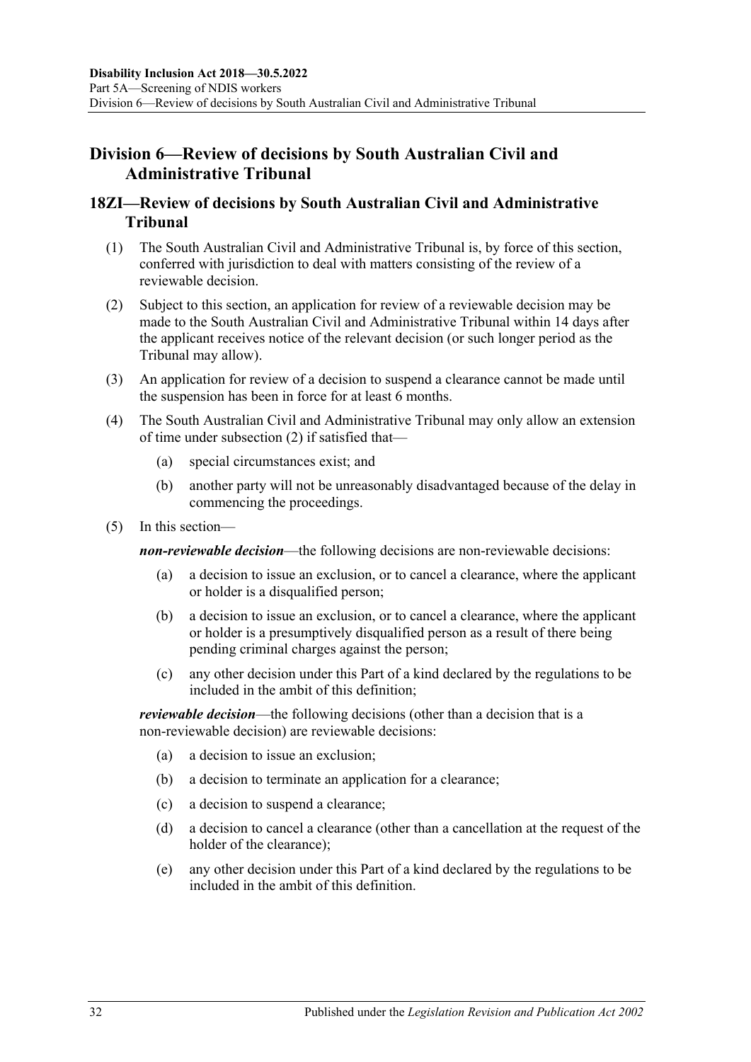## Division 6—Review of decisions by South Australian Civil and Administrative Tribunal

### 18ZI—Review of decisions by South Australian Civil and Administrative Tribunal

(1) The South Australian Civil and Administrative Tribunal is, by force of this section, conferred with jurisdiction to deal with matters consisting of the review of a reviewable decision.

(2) Subject to this section, an application for review of a reviewable decision may be made to the South Australian Civil and Administrative Tribunal within 14 days after the applicant receives notice of the relevant decision (or such longer period as the Tribunal may allow).

(3) An application for review of a decision to suspend a clearance cannot be made until the suspension has been in force for at least 6 months.

(4) The South Australian Civil and Administrative Tribunal may only allow an extension of time under subsection (2) if satisfied that—

- (a) special circumstances exist; and
- (b) another party will not be unreasonably disadvantaged because of the delay in commencing the proceedings.

(5) In this section—

***non-reviewable decision***—the following decisions are non-reviewable decisions:

- (a) a decision to issue an exclusion, or to cancel a clearance, where the applicant or holder is a disqualified person;
- (b) a decision to issue an exclusion, or to cancel a clearance, where the applicant or holder is a presumptively disqualified person as a result of there being pending criminal charges against the person;
- (c) any other decision under this Part of a kind declared by the regulations to be included in the ambit of this definition;

***reviewable decision***—the following decisions (other than a decision that is a non-reviewable decision) are reviewable decisions:

- (a) a decision to issue an exclusion;
- (b) a decision to terminate an application for a clearance;
- (c) a decision to suspend a clearance;
- (d) a decision to cancel a clearance (other than a cancellation at the request of the holder of the clearance);
- (e) any other decision under this Part of a kind declared by the regulations to be included in the ambit of this definition.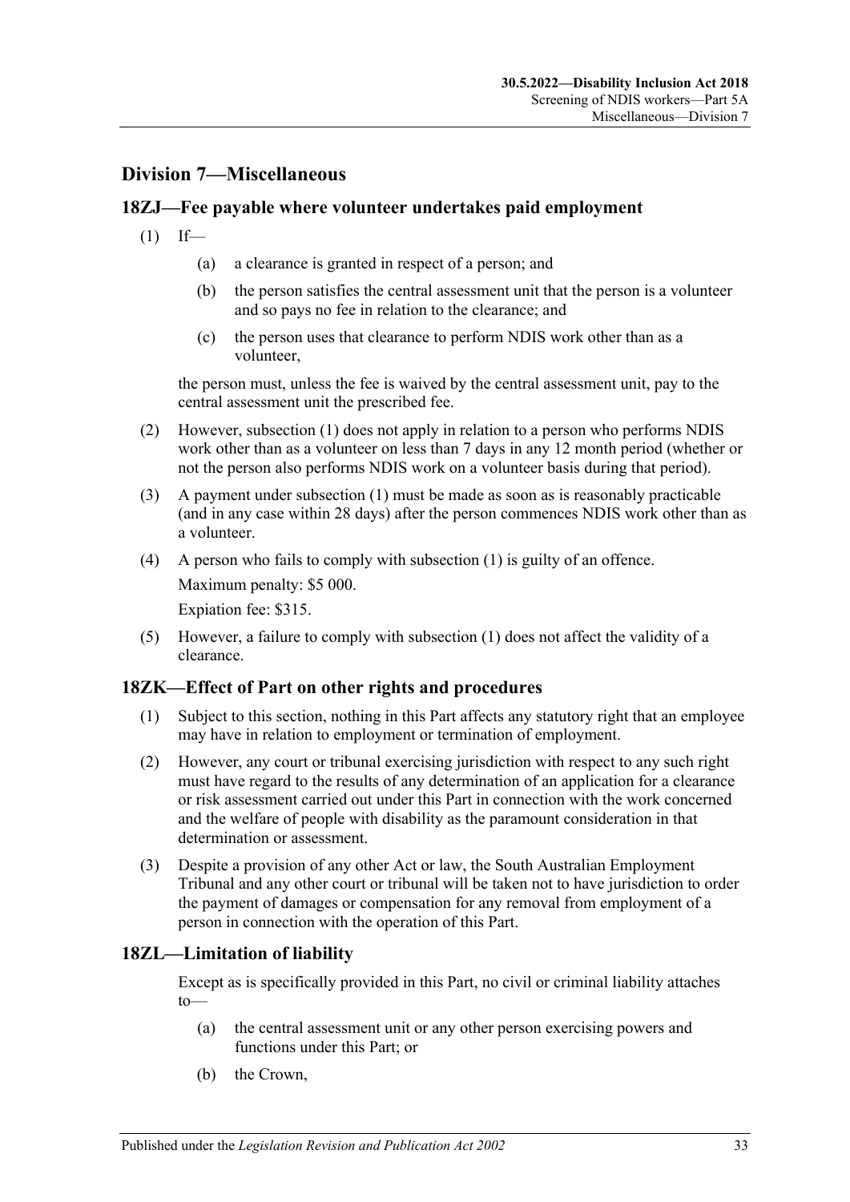## Division 7—Miscellaneous

### 18ZJ—Fee payable where volunteer undertakes paid employment

(1) If—

(a) a clearance is granted in respect of a person; and

(b) the person satisfies the central assessment unit that the person is a volunteer and so pays no fee in relation to the clearance; and

(c) the person uses that clearance to perform NDIS work other than as a volunteer,

the person must, unless the fee is waived by the central assessment unit, pay to the central assessment unit the prescribed fee.

(2) However, subsection (1) does not apply in relation to a person who performs NDIS work other than as a volunteer on less than 7 days in any 12 month period (whether or not the person also performs NDIS work on a volunteer basis during that period).

(3) A payment under subsection (1) must be made as soon as is reasonably practicable (and in any case within 28 days) after the person commences NDIS work other than as a volunteer.

(4) A person who fails to comply with subsection (1) is guilty of an offence.

Maximum penalty: $5 000.

Expiation fee: $315.

(5) However, a failure to comply with subsection (1) does not affect the validity of a clearance.

### 18ZK—Effect of Part on other rights and procedures

(1) Subject to this section, nothing in this Part affects any statutory right that an employee may have in relation to employment or termination of employment.

(2) However, any court or tribunal exercising jurisdiction with respect to any such right must have regard to the results of any determination of an application for a clearance or risk assessment carried out under this Part in connection with the work concerned and the welfare of people with disability as the paramount consideration in that determination or assessment.

(3) Despite a provision of any other Act or law, the South Australian Employment Tribunal and any other court or tribunal will be taken not to have jurisdiction to order the payment of damages or compensation for any removal from employment of a person in connection with the operation of this Part.

### 18ZL—Limitation of liability

Except as is specifically provided in this Part, no civil or criminal liability attaches to—

(a) the central assessment unit or any other person exercising powers and functions under this Part; or

(b) the Crown,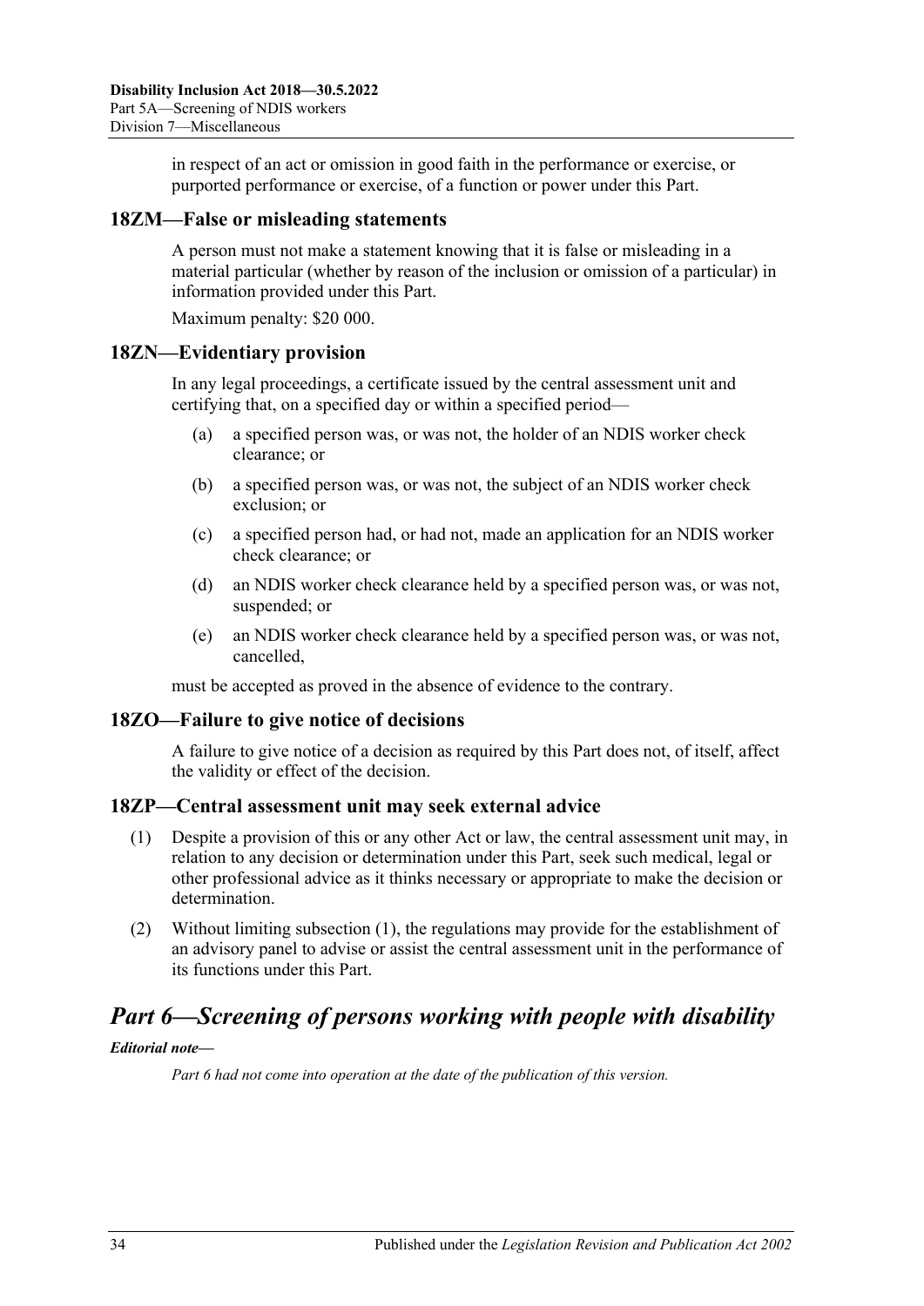in respect of an act or omission in good faith in the performance or exercise, or purported performance or exercise, of a function or power under this Part.

### 18ZM—False or misleading statements

A person must not make a statement knowing that it is false or misleading in a material particular (whether by reason of the inclusion or omission of a particular) in information provided under this Part.

Maximum penalty: $20 000.

### 18ZN—Evidentiary provision

In any legal proceedings, a certificate issued by the central assessment unit and certifying that, on a specified day or within a specified period—

(a) a specified person was, or was not, the holder of an NDIS worker check clearance; or

(b) a specified person was, or was not, the subject of an NDIS worker check exclusion; or

(c) a specified person had, or had not, made an application for an NDIS worker check clearance; or

(d) an NDIS worker check clearance held by a specified person was, or was not, suspended; or

(e) an NDIS worker check clearance held by a specified person was, or was not, cancelled,

must be accepted as proved in the absence of evidence to the contrary.

### 18ZO—Failure to give notice of decisions

A failure to give notice of a decision as required by this Part does not, of itself, affect the validity or effect of the decision.

### 18ZP—Central assessment unit may seek external advice

(1) Despite a provision of this or any other Act or law, the central assessment unit may, in relation to any decision or determination under this Part, seek such medical, legal or other professional advice as it thinks necessary or appropriate to make the decision or determination.

(2) Without limiting subsection (1), the regulations may provide for the establishment of an advisory panel to advise or assist the central assessment unit in the performance of its functions under this Part.

## *Part 6—Screening of persons working with people with disability*

***Editorial note—***

*Part 6 had not come into operation at the date of the publication of this version.*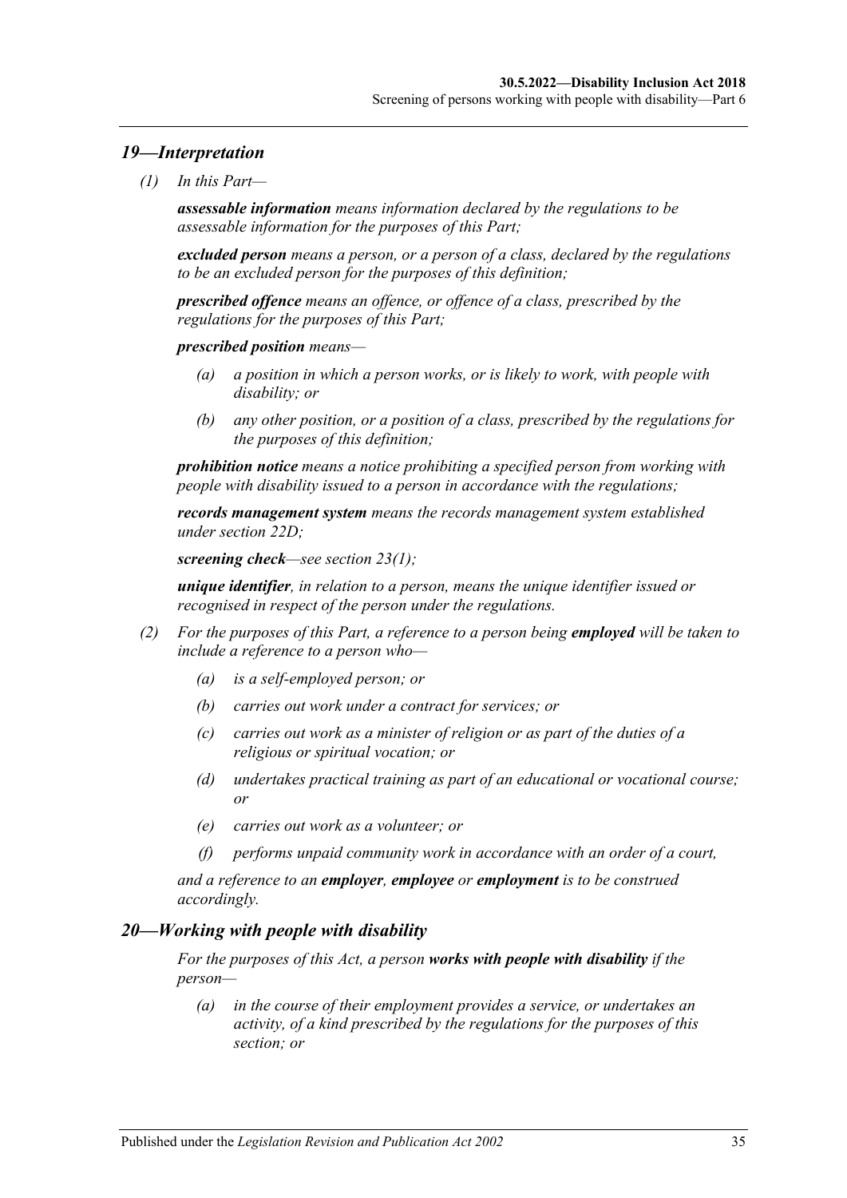## *19—Interpretation*

*(1) In this Part—*

***assessable information*** *means information declared by the regulations to be assessable information for the purposes of this Part;*

***excluded person*** *means a person, or a person of a class, declared by the regulations to be an excluded person for the purposes of this definition;*

***prescribed offence*** *means an offence, or offence of a class, prescribed by the regulations for the purposes of this Part;*

***prescribed position*** *means—*

- *(a) a position in which a person works, or is likely to work, with people with disability; or*
- *(b) any other position, or a position of a class, prescribed by the regulations for the purposes of this definition;*

***prohibition notice*** *means a notice prohibiting a specified person from working with people with disability issued to a person in accordance with the regulations;*

***records management system*** *means the records management system established under section 22D;*

***screening check****—see section 23(1);*

***unique identifier****, in relation to a person, means the unique identifier issued or recognised in respect of the person under the regulations.*

*(2) For the purposes of this Part, a reference to a person being* ***employed*** *will be taken to include a reference to a person who—*

- *(a) is a self-employed person; or*
- *(b) carries out work under a contract for services; or*
- *(c) carries out work as a minister of religion or as part of the duties of a religious or spiritual vocation; or*
- *(d) undertakes practical training as part of an educational or vocational course; or*
- *(e) carries out work as a volunteer; or*
- *(f) performs unpaid community work in accordance with an order of a court,*

*and a reference to an* ***employer****,* ***employee*** *or* ***employment*** *is to be construed accordingly.*

## *20—Working with people with disability*

*For the purposes of this Act, a person* ***works with people with disability*** *if the person—*

- *(a) in the course of their employment provides a service, or undertakes an activity, of a kind prescribed by the regulations for the purposes of this section; or*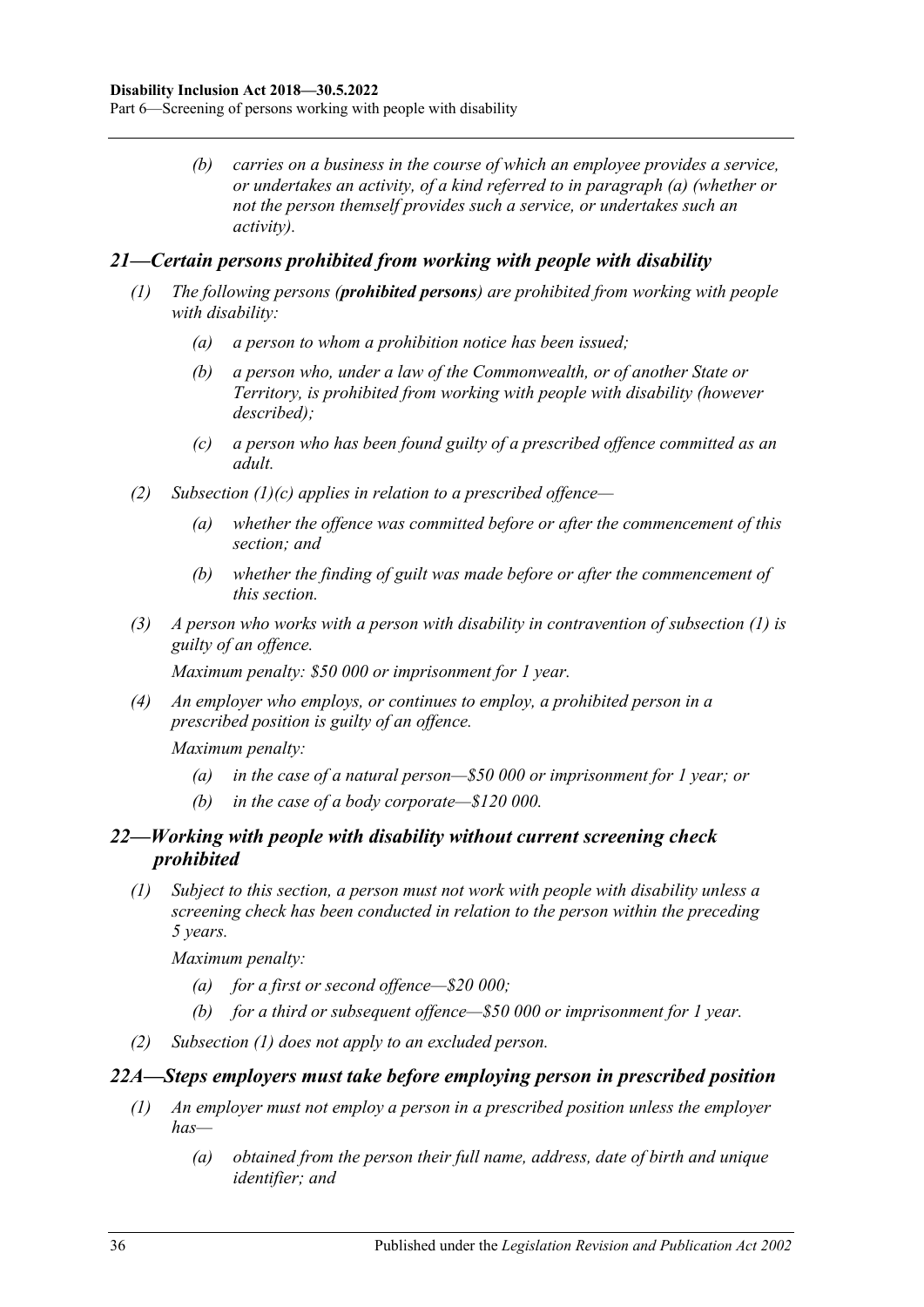(b) carries on a business in the course of which an employee provides a service, or undertakes an activity, of a kind referred to in paragraph (a) (whether or not the person themself provides such a service, or undertakes such an activity).

## *21—Certain persons prohibited from working with people with disability*

(1) The following persons (***prohibited persons***) are prohibited from working with people with disability:

(a) a person to whom a prohibition notice has been issued;

(b) a person who, under a law of the Commonwealth, or of another State or Territory, is prohibited from working with people with disability (however described);

(c) a person who has been found guilty of a prescribed offence committed as an adult.

(2) Subsection (1)(c) applies in relation to a prescribed offence—

(a) whether the offence was committed before or after the commencement of this section; and

(b) whether the finding of guilt was made before or after the commencement of this section.

(3) A person who works with a person with disability in contravention of subsection (1) is guilty of an offence.

Maximum penalty: $50 000 or imprisonment for 1 year.

(4) An employer who employs, or continues to employ, a prohibited person in a prescribed position is guilty of an offence.

Maximum penalty:

(a) in the case of a natural person—$50 000 or imprisonment for 1 year; or

(b) in the case of a body corporate—$120 000.

## *22—Working with people with disability without current screening check prohibited*

(1) Subject to this section, a person must not work with people with disability unless a screening check has been conducted in relation to the person within the preceding 5 years.

Maximum penalty:

(a) for a first or second offence—$20 000;

(b) for a third or subsequent offence—$50 000 or imprisonment for 1 year.

(2) Subsection (1) does not apply to an excluded person.

## *22A—Steps employers must take before employing person in prescribed position*

(1) An employer must not employ a person in a prescribed position unless the employer has—

(a) obtained from the person their full name, address, date of birth and unique identifier; and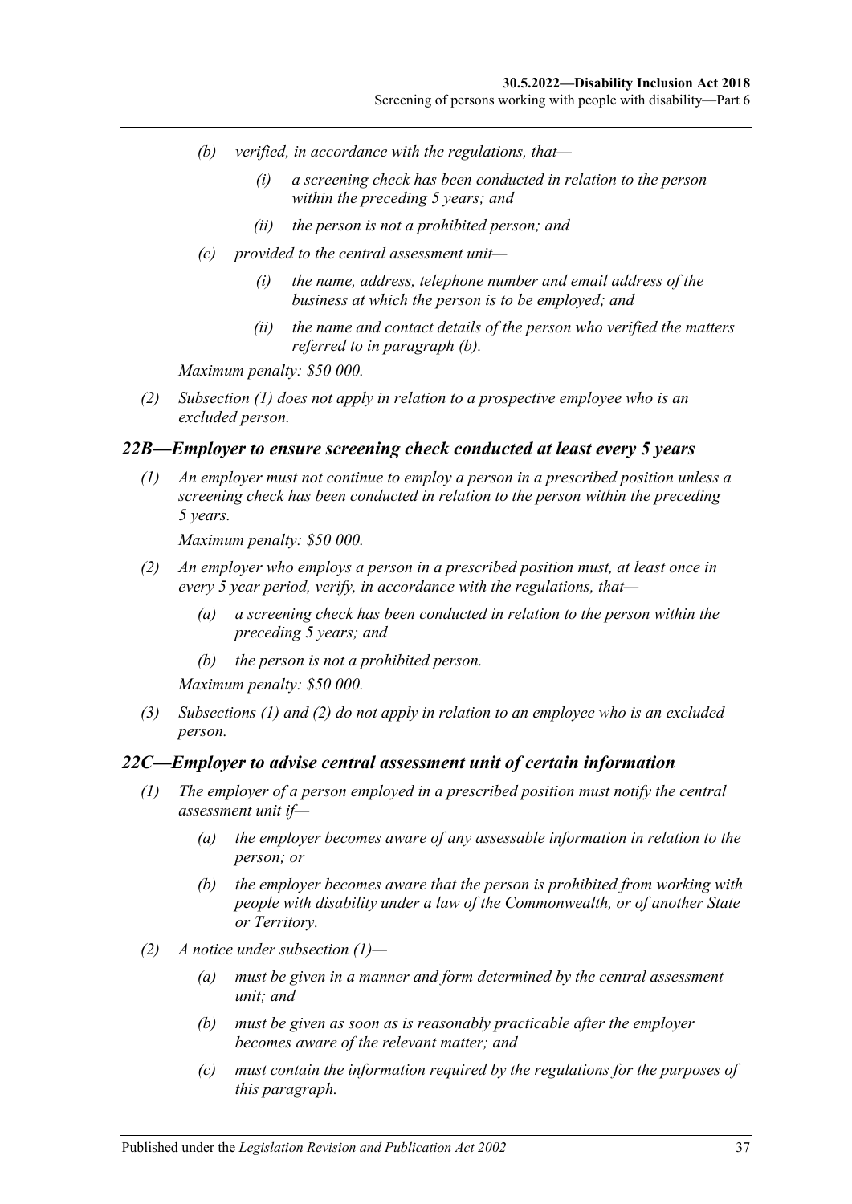- *(b)* *verified, in accordance with the regulations, that—*
  - *(i)* *a screening check has been conducted in relation to the person within the preceding 5 years; and*
  - *(ii)* *the person is not a prohibited person; and*
- *(c)* *provided to the central assessment unit—*
  - *(i)* *the name, address, telephone number and email address of the business at which the person is to be employed; and*
  - *(ii)* *the name and contact details of the person who verified the matters referred to in paragraph (b).*

*Maximum penalty: $50 000.*

*(2)* *Subsection (1) does not apply in relation to a prospective employee who is an excluded person.*

### *22B—Employer to ensure screening check conducted at least every 5 years*

*(1)* *An employer must not continue to employ a person in a prescribed position unless a screening check has been conducted in relation to the person within the preceding 5 years.*

*Maximum penalty: $50 000.*

*(2)* *An employer who employs a person in a prescribed position must, at least once in every 5 year period, verify, in accordance with the regulations, that—*

- *(a)* *a screening check has been conducted in relation to the person within the preceding 5 years; and*
- *(b)* *the person is not a prohibited person.*

*Maximum penalty: $50 000.*

*(3)* *Subsections (1) and (2) do not apply in relation to an employee who is an excluded person.*

### *22C—Employer to advise central assessment unit of certain information*

*(1)* *The employer of a person employed in a prescribed position must notify the central assessment unit if—*

- *(a)* *the employer becomes aware of any assessable information in relation to the person; or*
- *(b)* *the employer becomes aware that the person is prohibited from working with people with disability under a law of the Commonwealth, or of another State or Territory.*

*(2)* *A notice under subsection (1)—*

- *(a)* *must be given in a manner and form determined by the central assessment unit; and*
- *(b)* *must be given as soon as is reasonably practicable after the employer becomes aware of the relevant matter; and*
- *(c)* *must contain the information required by the regulations for the purposes of this paragraph.*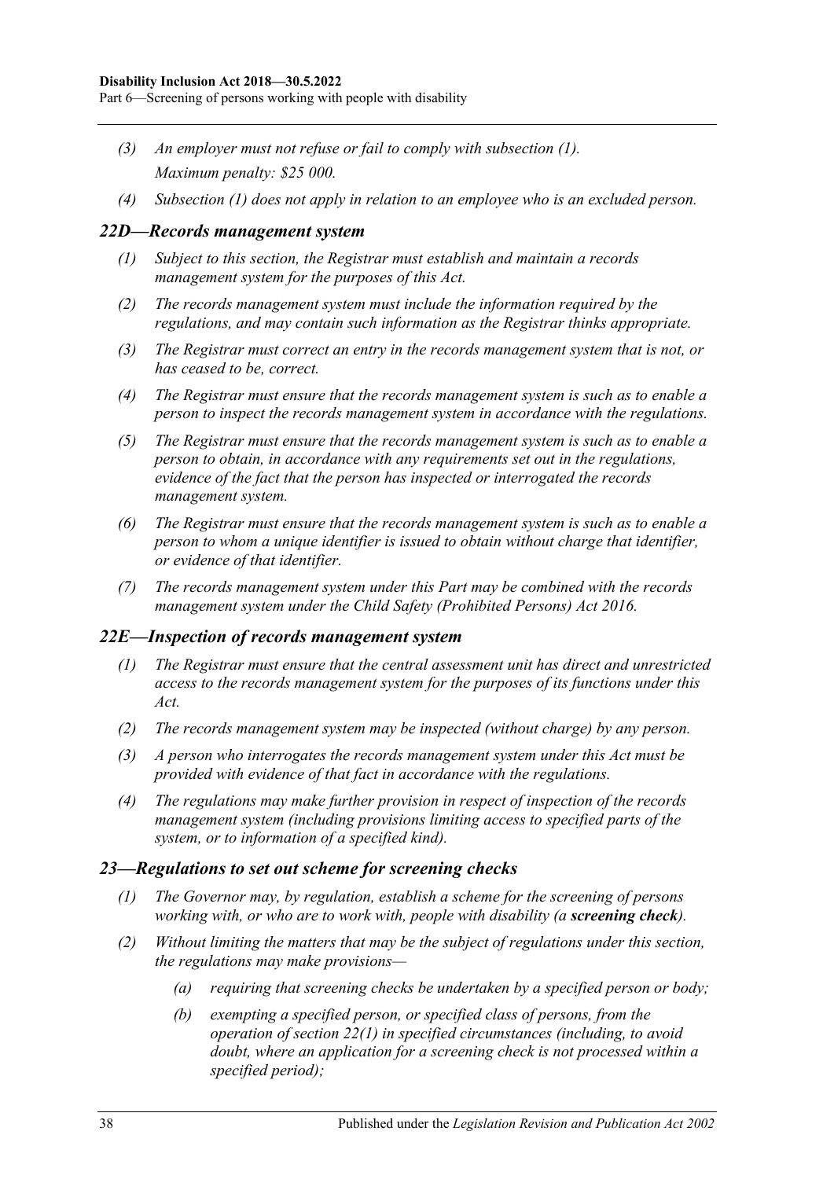*(3) An employer must not refuse or fail to comply with subsection (1).*

*Maximum penalty: $25 000.*

*(4) Subsection (1) does not apply in relation to an employee who is an excluded person.*

### *22D—Records management system*

*(1) Subject to this section, the Registrar must establish and maintain a records management system for the purposes of this Act.*

*(2) The records management system must include the information required by the regulations, and may contain such information as the Registrar thinks appropriate.*

*(3) The Registrar must correct an entry in the records management system that is not, or has ceased to be, correct.*

*(4) The Registrar must ensure that the records management system is such as to enable a person to inspect the records management system in accordance with the regulations.*

*(5) The Registrar must ensure that the records management system is such as to enable a person to obtain, in accordance with any requirements set out in the regulations, evidence of the fact that the person has inspected or interrogated the records management system.*

*(6) The Registrar must ensure that the records management system is such as to enable a person to whom a unique identifier is issued to obtain without charge that identifier, or evidence of that identifier.*

*(7) The records management system under this Part may be combined with the records management system under the Child Safety (Prohibited Persons) Act 2016.*

### *22E—Inspection of records management system*

*(1) The Registrar must ensure that the central assessment unit has direct and unrestricted access to the records management system for the purposes of its functions under this Act.*

*(2) The records management system may be inspected (without charge) by any person.*

*(3) A person who interrogates the records management system under this Act must be provided with evidence of that fact in accordance with the regulations.*

*(4) The regulations may make further provision in respect of inspection of the records management system (including provisions limiting access to specified parts of the system, or to information of a specified kind).*

### *23—Regulations to set out scheme for screening checks*

*(1) The Governor may, by regulation, establish a scheme for the screening of persons working with, or who are to work with, people with disability (a* ***screening check****).*

*(2) Without limiting the matters that may be the subject of regulations under this section, the regulations may make provisions—*

*(a) requiring that screening checks be undertaken by a specified person or body;*

*(b) exempting a specified person, or specified class of persons, from the operation of section 22(1) in specified circumstances (including, to avoid doubt, where an application for a screening check is not processed within a specified period);*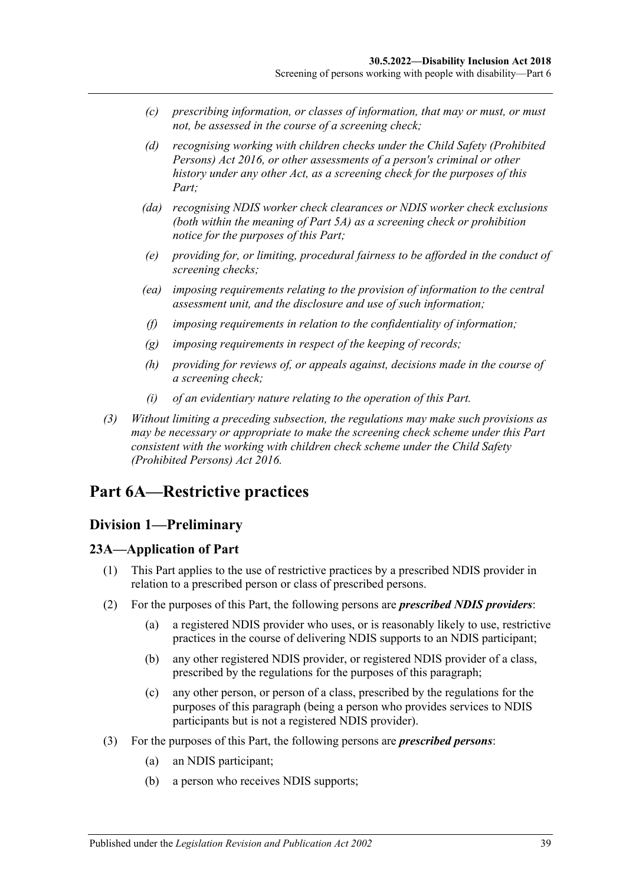- *(c) prescribing information, or classes of information, that may or must, or must not, be assessed in the course of a screening check;*
- *(d) recognising working with children checks under the Child Safety (Prohibited Persons) Act 2016, or other assessments of a person's criminal or other history under any other Act, as a screening check for the purposes of this Part;*
- *(da) recognising NDIS worker check clearances or NDIS worker check exclusions (both within the meaning of Part 5A) as a screening check or prohibition notice for the purposes of this Part;*
- *(e) providing for, or limiting, procedural fairness to be afforded in the conduct of screening checks;*
- *(ea) imposing requirements relating to the provision of information to the central assessment unit, and the disclosure and use of such information;*
- *(f) imposing requirements in relation to the confidentiality of information;*
- *(g) imposing requirements in respect of the keeping of records;*
- *(h) providing for reviews of, or appeals against, decisions made in the course of a screening check;*
- *(i) of an evidentiary nature relating to the operation of this Part.*

*(3) Without limiting a preceding subsection, the regulations may make such provisions as may be necessary or appropriate to make the screening check scheme under this Part consistent with the working with children check scheme under the Child Safety (Prohibited Persons) Act 2016.*

# Part 6A—Restrictive practices

## Division 1—Preliminary

### 23A—Application of Part

(1) This Part applies to the use of restrictive practices by a prescribed NDIS provider in relation to a prescribed person or class of prescribed persons.

(2) For the purposes of this Part, the following persons are ***prescribed NDIS providers***:

- (a) a registered NDIS provider who uses, or is reasonably likely to use, restrictive practices in the course of delivering NDIS supports to an NDIS participant;
- (b) any other registered NDIS provider, or registered NDIS provider of a class, prescribed by the regulations for the purposes of this paragraph;
- (c) any other person, or person of a class, prescribed by the regulations for the purposes of this paragraph (being a person who provides services to NDIS participants but is not a registered NDIS provider).

(3) For the purposes of this Part, the following persons are ***prescribed persons***:

- (a) an NDIS participant;
- (b) a person who receives NDIS supports;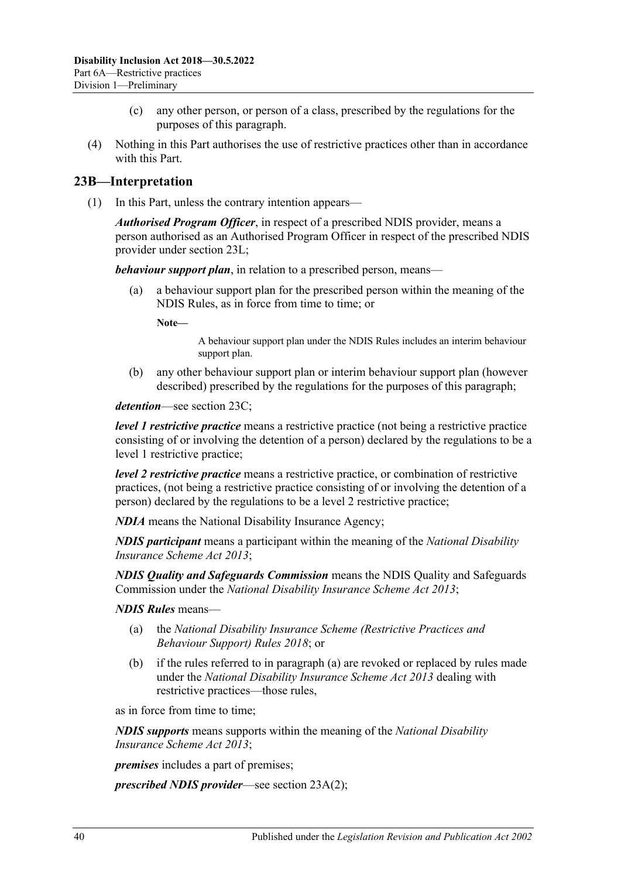(c) any other person, or person of a class, prescribed by the regulations for the purposes of this paragraph.

(4) Nothing in this Part authorises the use of restrictive practices other than in accordance with this Part.

## 23B—Interpretation

(1) In this Part, unless the contrary intention appears—

***Authorised Program Officer***, in respect of a prescribed NDIS provider, means a person authorised as an Authorised Program Officer in respect of the prescribed NDIS provider under section 23L;

***behaviour support plan***, in relation to a prescribed person, means—

(a) a behaviour support plan for the prescribed person within the meaning of the NDIS Rules, as in force from time to time; or

**Note—**

A behaviour support plan under the NDIS Rules includes an interim behaviour support plan.

(b) any other behaviour support plan or interim behaviour support plan (however described) prescribed by the regulations for the purposes of this paragraph;

***detention***—see section 23C;

***level 1 restrictive practice*** means a restrictive practice (not being a restrictive practice consisting of or involving the detention of a person) declared by the regulations to be a level 1 restrictive practice;

***level 2 restrictive practice*** means a restrictive practice, or combination of restrictive practices, (not being a restrictive practice consisting of or involving the detention of a person) declared by the regulations to be a level 2 restrictive practice;

***NDIA*** means the National Disability Insurance Agency;

***NDIS participant*** means a participant within the meaning of the *National Disability Insurance Scheme Act 2013*;

***NDIS Quality and Safeguards Commission*** means the NDIS Quality and Safeguards Commission under the *National Disability Insurance Scheme Act 2013*;

***NDIS Rules*** means—

(a) the *National Disability Insurance Scheme (Restrictive Practices and Behaviour Support) Rules 2018*; or

(b) if the rules referred to in paragraph (a) are revoked or replaced by rules made under the *National Disability Insurance Scheme Act 2013* dealing with restrictive practices—those rules,

as in force from time to time;

***NDIS supports*** means supports within the meaning of the *National Disability Insurance Scheme Act 2013*;

***premises*** includes a part of premises;

***prescribed NDIS provider***—see section 23A(2);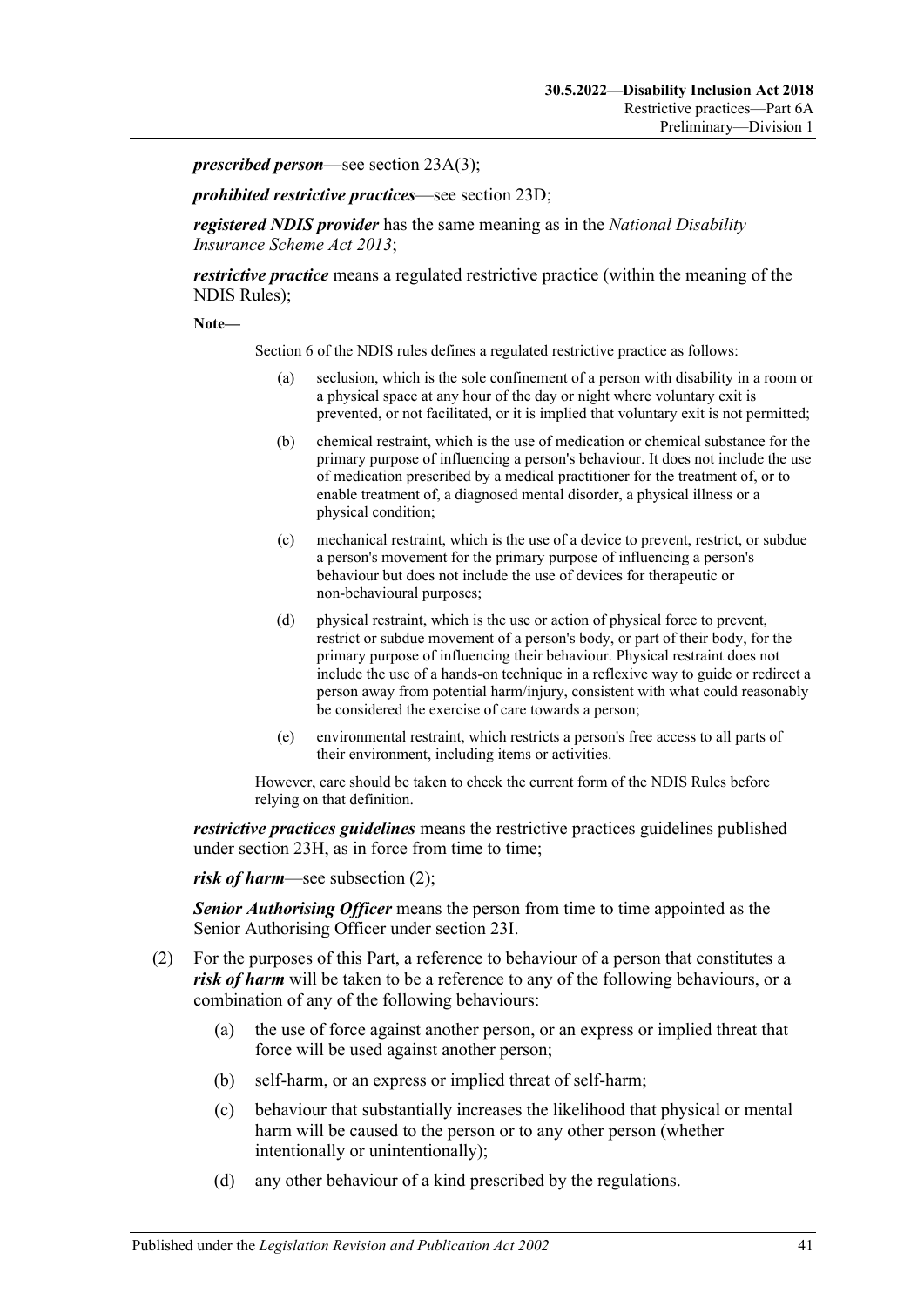***prescribed person***—see section 23A(3);

***prohibited restrictive practices***—see section 23D;

***registered NDIS provider*** has the same meaning as in the *National Disability Insurance Scheme Act 2013*;

***restrictive practice*** means a regulated restrictive practice (within the meaning of the NDIS Rules);

**Note—**

Section 6 of the NDIS rules defines a regulated restrictive practice as follows:

(a) seclusion, which is the sole confinement of a person with disability in a room or a physical space at any hour of the day or night where voluntary exit is prevented, or not facilitated, or it is implied that voluntary exit is not permitted;

(b) chemical restraint, which is the use of medication or chemical substance for the primary purpose of influencing a person's behaviour. It does not include the use of medication prescribed by a medical practitioner for the treatment of, or to enable treatment of, a diagnosed mental disorder, a physical illness or a physical condition;

(c) mechanical restraint, which is the use of a device to prevent, restrict, or subdue a person's movement for the primary purpose of influencing a person's behaviour but does not include the use of devices for therapeutic or non-behavioural purposes;

(d) physical restraint, which is the use or action of physical force to prevent, restrict or subdue movement of a person's body, or part of their body, for the primary purpose of influencing their behaviour. Physical restraint does not include the use of a hands-on technique in a reflexive way to guide or redirect a person away from potential harm/injury, consistent with what could reasonably be considered the exercise of care towards a person;

(e) environmental restraint, which restricts a person's free access to all parts of their environment, including items or activities.

However, care should be taken to check the current form of the NDIS Rules before relying on that definition.

***restrictive practices guidelines*** means the restrictive practices guidelines published under section 23H, as in force from time to time;

***risk of harm***—see subsection (2);

***Senior Authorising Officer*** means the person from time to time appointed as the Senior Authorising Officer under section 23I.

(2) For the purposes of this Part, a reference to behaviour of a person that constitutes a ***risk of harm*** will be taken to be a reference to any of the following behaviours, or a combination of any of the following behaviours:

(a) the use of force against another person, or an express or implied threat that force will be used against another person;

(b) self-harm, or an express or implied threat of self-harm;

(c) behaviour that substantially increases the likelihood that physical or mental harm will be caused to the person or to any other person (whether intentionally or unintentionally);

(d) any other behaviour of a kind prescribed by the regulations.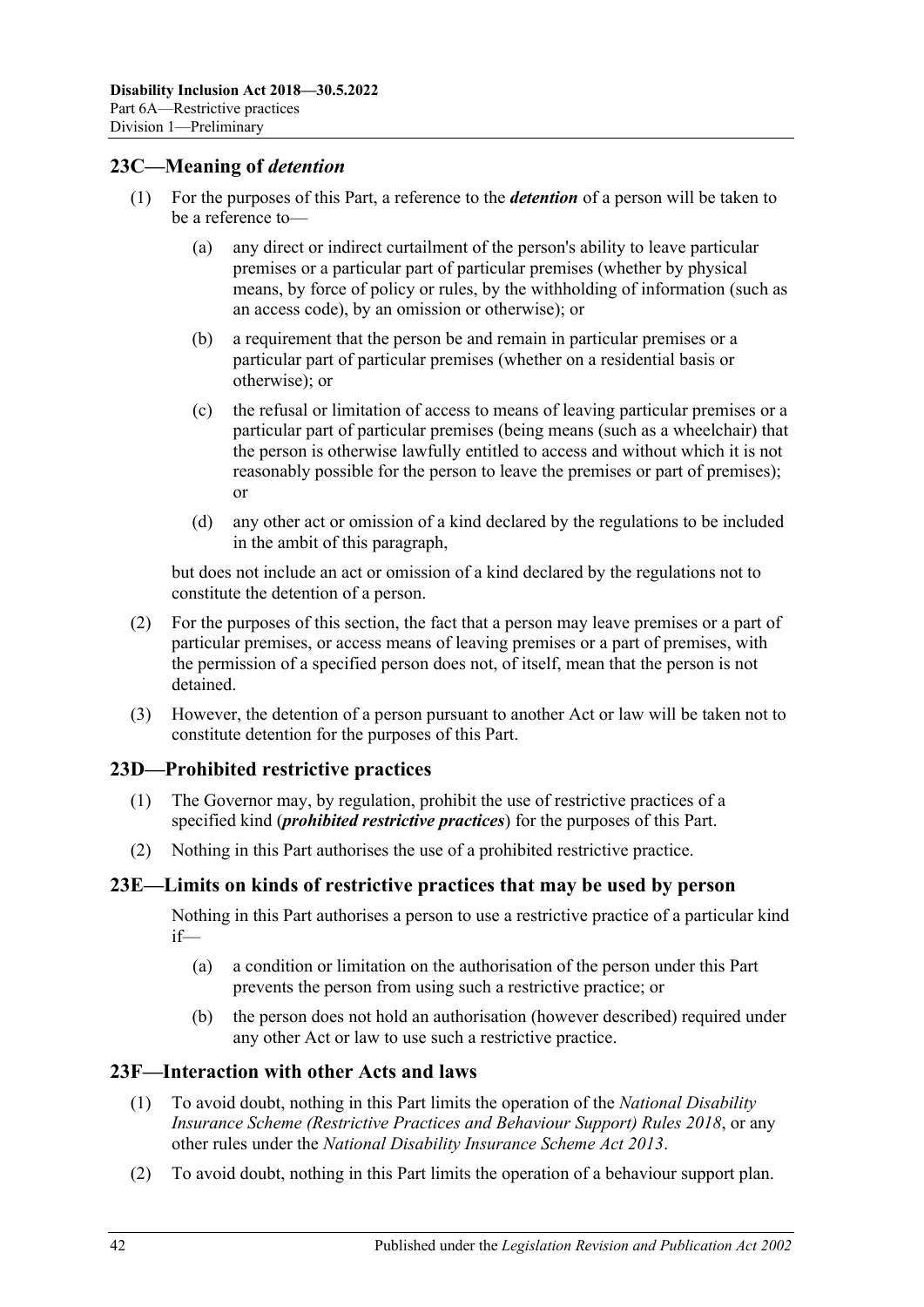## 23C—Meaning of *detention*

(1) For the purposes of this Part, a reference to the ***detention*** of a person will be taken to be a reference to—

(a) any direct or indirect curtailment of the person's ability to leave particular premises or a particular part of particular premises (whether by physical means, by force of policy or rules, by the withholding of information (such as an access code), by an omission or otherwise); or

(b) a requirement that the person be and remain in particular premises or a particular part of particular premises (whether on a residential basis or otherwise); or

(c) the refusal or limitation of access to means of leaving particular premises or a particular part of particular premises (being means (such as a wheelchair) that the person is otherwise lawfully entitled to access and without which it is not reasonably possible for the person to leave the premises or part of premises); or

(d) any other act or omission of a kind declared by the regulations to be included in the ambit of this paragraph,

but does not include an act or omission of a kind declared by the regulations not to constitute the detention of a person.

(2) For the purposes of this section, the fact that a person may leave premises or a part of particular premises, or access means of leaving premises or a part of premises, with the permission of a specified person does not, of itself, mean that the person is not detained.

(3) However, the detention of a person pursuant to another Act or law will be taken not to constitute detention for the purposes of this Part.

## 23D—Prohibited restrictive practices

(1) The Governor may, by regulation, prohibit the use of restrictive practices of a specified kind (***prohibited restrictive practices***) for the purposes of this Part.

(2) Nothing in this Part authorises the use of a prohibited restrictive practice.

## 23E—Limits on kinds of restrictive practices that may be used by person

Nothing in this Part authorises a person to use a restrictive practice of a particular kind if—

(a) a condition or limitation on the authorisation of the person under this Part prevents the person from using such a restrictive practice; or

(b) the person does not hold an authorisation (however described) required under any other Act or law to use such a restrictive practice.

## 23F—Interaction with other Acts and laws

(1) To avoid doubt, nothing in this Part limits the operation of the *National Disability Insurance Scheme (Restrictive Practices and Behaviour Support) Rules 2018*, or any other rules under the *National Disability Insurance Scheme Act 2013*.

(2) To avoid doubt, nothing in this Part limits the operation of a behaviour support plan.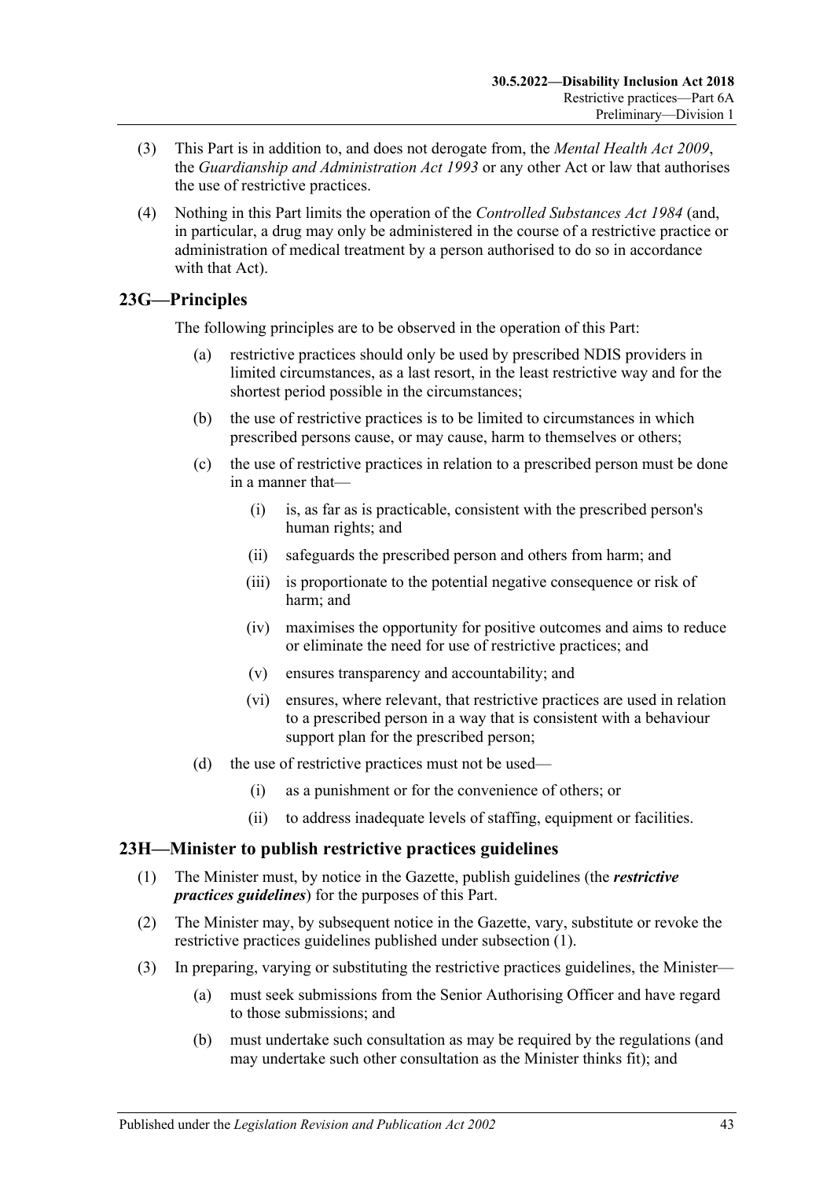(3) This Part is in addition to, and does not derogate from, the *Mental Health Act 2009*, the *Guardianship and Administration Act 1993* or any other Act or law that authorises the use of restrictive practices.

(4) Nothing in this Part limits the operation of the *Controlled Substances Act 1984* (and, in particular, a drug may only be administered in the course of a restrictive practice or administration of medical treatment by a person authorised to do so in accordance with that Act).

## 23G—Principles

The following principles are to be observed in the operation of this Part:

(a) restrictive practices should only be used by prescribed NDIS providers in limited circumstances, as a last resort, in the least restrictive way and for the shortest period possible in the circumstances;

(b) the use of restrictive practices is to be limited to circumstances in which prescribed persons cause, or may cause, harm to themselves or others;

(c) the use of restrictive practices in relation to a prescribed person must be done in a manner that—

(i) is, as far as is practicable, consistent with the prescribed person's human rights; and

(ii) safeguards the prescribed person and others from harm; and

(iii) is proportionate to the potential negative consequence or risk of harm; and

(iv) maximises the opportunity for positive outcomes and aims to reduce or eliminate the need for use of restrictive practices; and

(v) ensures transparency and accountability; and

(vi) ensures, where relevant, that restrictive practices are used in relation to a prescribed person in a way that is consistent with a behaviour support plan for the prescribed person;

(d) the use of restrictive practices must not be used—

(i) as a punishment or for the convenience of others; or

(ii) to address inadequate levels of staffing, equipment or facilities.

## 23H—Minister to publish restrictive practices guidelines

(1) The Minister must, by notice in the Gazette, publish guidelines (the ***restrictive practices guidelines***) for the purposes of this Part.

(2) The Minister may, by subsequent notice in the Gazette, vary, substitute or revoke the restrictive practices guidelines published under subsection (1).

(3) In preparing, varying or substituting the restrictive practices guidelines, the Minister—

(a) must seek submissions from the Senior Authorising Officer and have regard to those submissions; and

(b) must undertake such consultation as may be required by the regulations (and may undertake such other consultation as the Minister thinks fit); and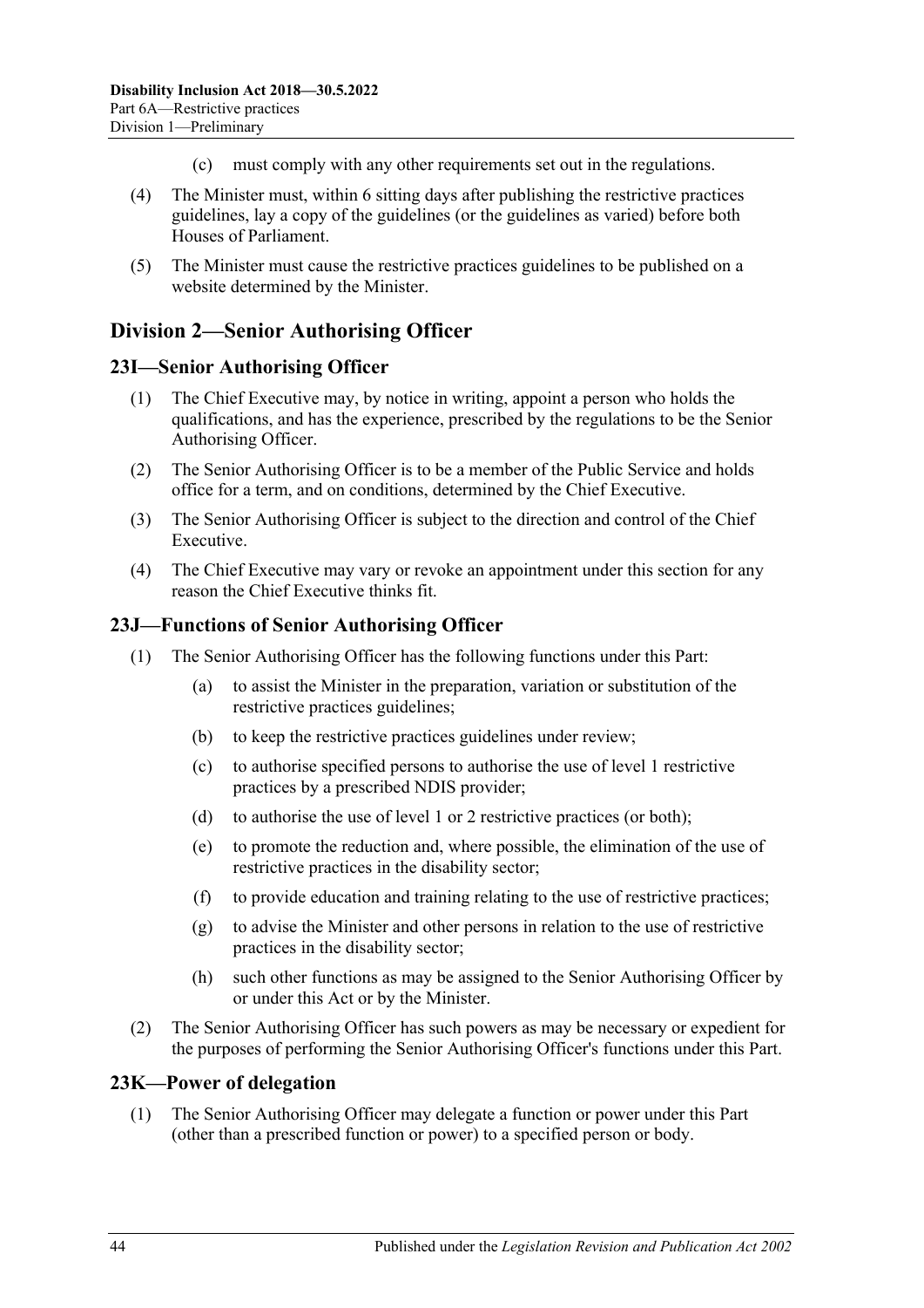(c) must comply with any other requirements set out in the regulations.

(4) The Minister must, within 6 sitting days after publishing the restrictive practices guidelines, lay a copy of the guidelines (or the guidelines as varied) before both Houses of Parliament.

(5) The Minister must cause the restrictive practices guidelines to be published on a website determined by the Minister.

## Division 2—Senior Authorising Officer

### 23I—Senior Authorising Officer

(1) The Chief Executive may, by notice in writing, appoint a person who holds the qualifications, and has the experience, prescribed by the regulations to be the Senior Authorising Officer.

(2) The Senior Authorising Officer is to be a member of the Public Service and holds office for a term, and on conditions, determined by the Chief Executive.

(3) The Senior Authorising Officer is subject to the direction and control of the Chief Executive.

(4) The Chief Executive may vary or revoke an appointment under this section for any reason the Chief Executive thinks fit.

### 23J—Functions of Senior Authorising Officer

(1) The Senior Authorising Officer has the following functions under this Part:

(a) to assist the Minister in the preparation, variation or substitution of the restrictive practices guidelines;

(b) to keep the restrictive practices guidelines under review;

(c) to authorise specified persons to authorise the use of level 1 restrictive practices by a prescribed NDIS provider;

(d) to authorise the use of level 1 or 2 restrictive practices (or both);

(e) to promote the reduction and, where possible, the elimination of the use of restrictive practices in the disability sector;

(f) to provide education and training relating to the use of restrictive practices;

(g) to advise the Minister and other persons in relation to the use of restrictive practices in the disability sector;

(h) such other functions as may be assigned to the Senior Authorising Officer by or under this Act or by the Minister.

(2) The Senior Authorising Officer has such powers as may be necessary or expedient for the purposes of performing the Senior Authorising Officer's functions under this Part.

### 23K—Power of delegation

(1) The Senior Authorising Officer may delegate a function or power under this Part (other than a prescribed function or power) to a specified person or body.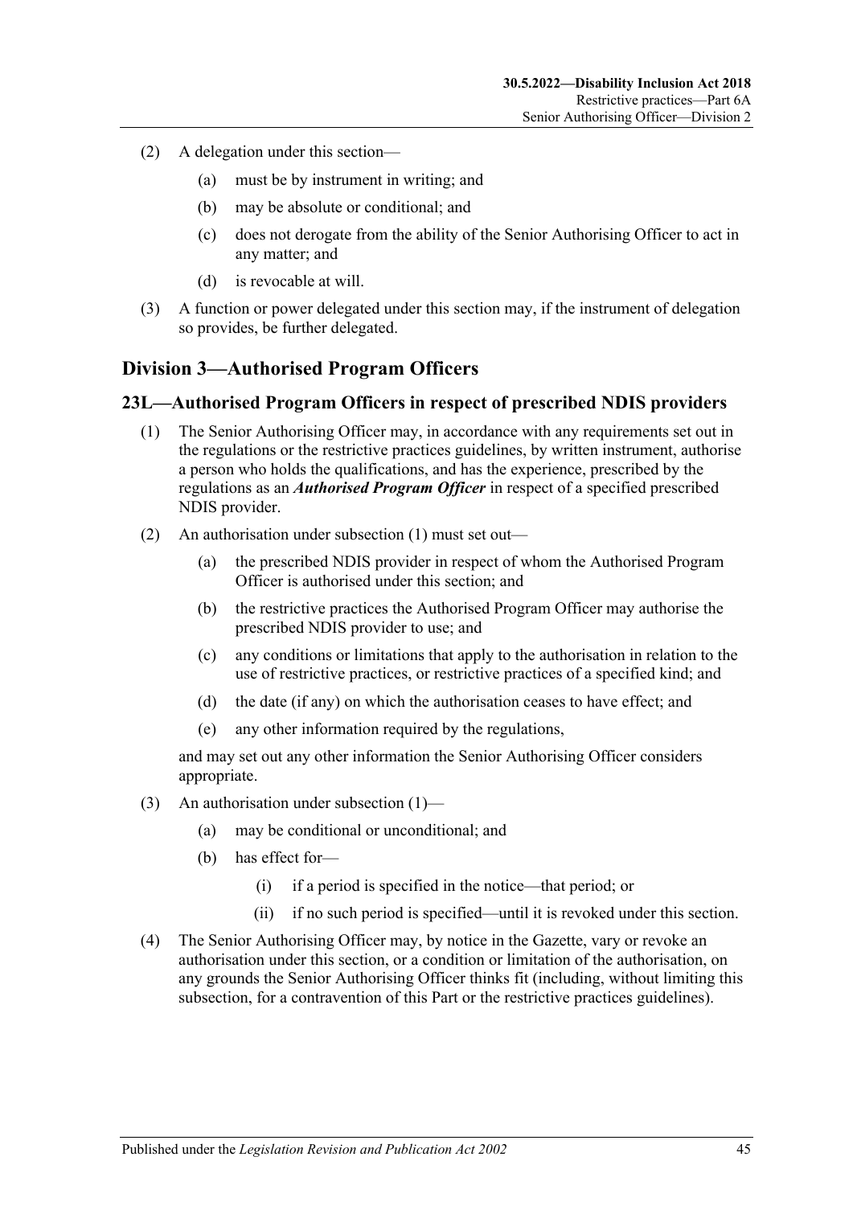(2) A delegation under this section—

(a) must be by instrument in writing; and

(b) may be absolute or conditional; and

(c) does not derogate from the ability of the Senior Authorising Officer to act in any matter; and

(d) is revocable at will.

(3) A function or power delegated under this section may, if the instrument of delegation so provides, be further delegated.

## Division 3—Authorised Program Officers

### 23L—Authorised Program Officers in respect of prescribed NDIS providers

(1) The Senior Authorising Officer may, in accordance with any requirements set out in the regulations or the restrictive practices guidelines, by written instrument, authorise a person who holds the qualifications, and has the experience, prescribed by the regulations as an ***Authorised Program Officer*** in respect of a specified prescribed NDIS provider.

(2) An authorisation under subsection (1) must set out—

(a) the prescribed NDIS provider in respect of whom the Authorised Program Officer is authorised under this section; and

(b) the restrictive practices the Authorised Program Officer may authorise the prescribed NDIS provider to use; and

(c) any conditions or limitations that apply to the authorisation in relation to the use of restrictive practices, or restrictive practices of a specified kind; and

(d) the date (if any) on which the authorisation ceases to have effect; and

(e) any other information required by the regulations,

and may set out any other information the Senior Authorising Officer considers appropriate.

(3) An authorisation under subsection (1)—

(a) may be conditional or unconditional; and

(b) has effect for—

(i) if a period is specified in the notice—that period; or

(ii) if no such period is specified—until it is revoked under this section.

(4) The Senior Authorising Officer may, by notice in the Gazette, vary or revoke an authorisation under this section, or a condition or limitation of the authorisation, on any grounds the Senior Authorising Officer thinks fit (including, without limiting this subsection, for a contravention of this Part or the restrictive practices guidelines).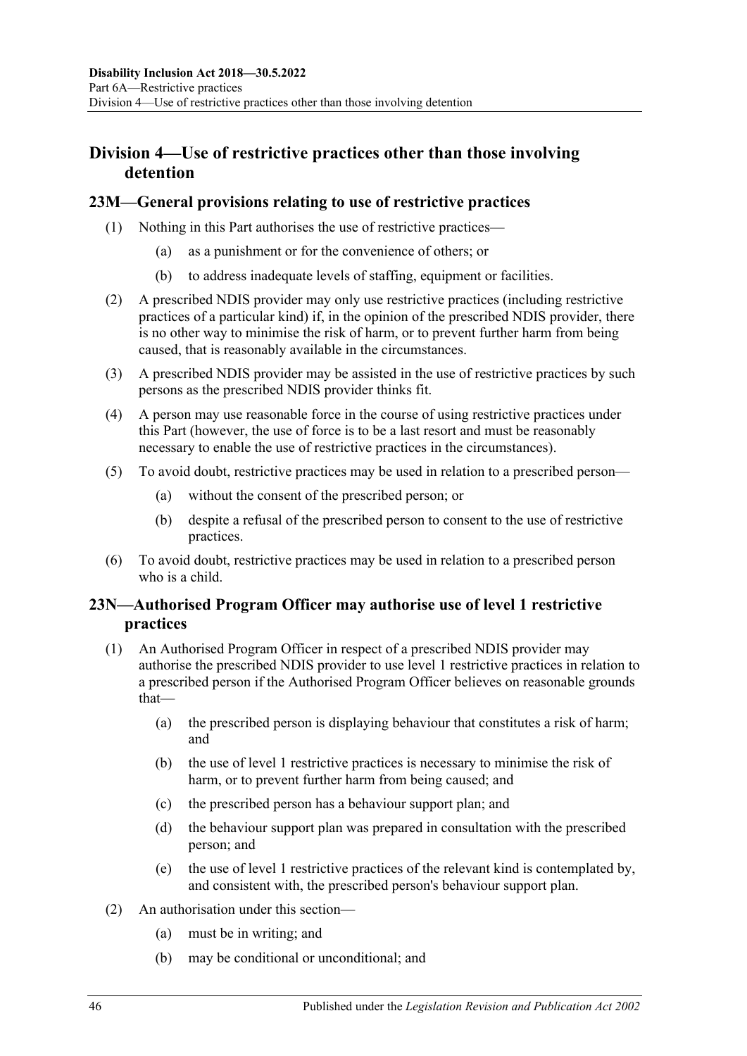## Division 4—Use of restrictive practices other than those involving detention

### 23M—General provisions relating to use of restrictive practices

(1) Nothing in this Part authorises the use of restrictive practices—

(a) as a punishment or for the convenience of others; or

(b) to address inadequate levels of staffing, equipment or facilities.

(2) A prescribed NDIS provider may only use restrictive practices (including restrictive practices of a particular kind) if, in the opinion of the prescribed NDIS provider, there is no other way to minimise the risk of harm, or to prevent further harm from being caused, that is reasonably available in the circumstances.

(3) A prescribed NDIS provider may be assisted in the use of restrictive practices by such persons as the prescribed NDIS provider thinks fit.

(4) A person may use reasonable force in the course of using restrictive practices under this Part (however, the use of force is to be a last resort and must be reasonably necessary to enable the use of restrictive practices in the circumstances).

(5) To avoid doubt, restrictive practices may be used in relation to a prescribed person—

(a) without the consent of the prescribed person; or

(b) despite a refusal of the prescribed person to consent to the use of restrictive practices.

(6) To avoid doubt, restrictive practices may be used in relation to a prescribed person who is a child.

### 23N—Authorised Program Officer may authorise use of level 1 restrictive practices

(1) An Authorised Program Officer in respect of a prescribed NDIS provider may authorise the prescribed NDIS provider to use level 1 restrictive practices in relation to a prescribed person if the Authorised Program Officer believes on reasonable grounds that—

(a) the prescribed person is displaying behaviour that constitutes a risk of harm; and

(b) the use of level 1 restrictive practices is necessary to minimise the risk of harm, or to prevent further harm from being caused; and

(c) the prescribed person has a behaviour support plan; and

(d) the behaviour support plan was prepared in consultation with the prescribed person; and

(e) the use of level 1 restrictive practices of the relevant kind is contemplated by, and consistent with, the prescribed person's behaviour support plan.

(2) An authorisation under this section—

(a) must be in writing; and

(b) may be conditional or unconditional; and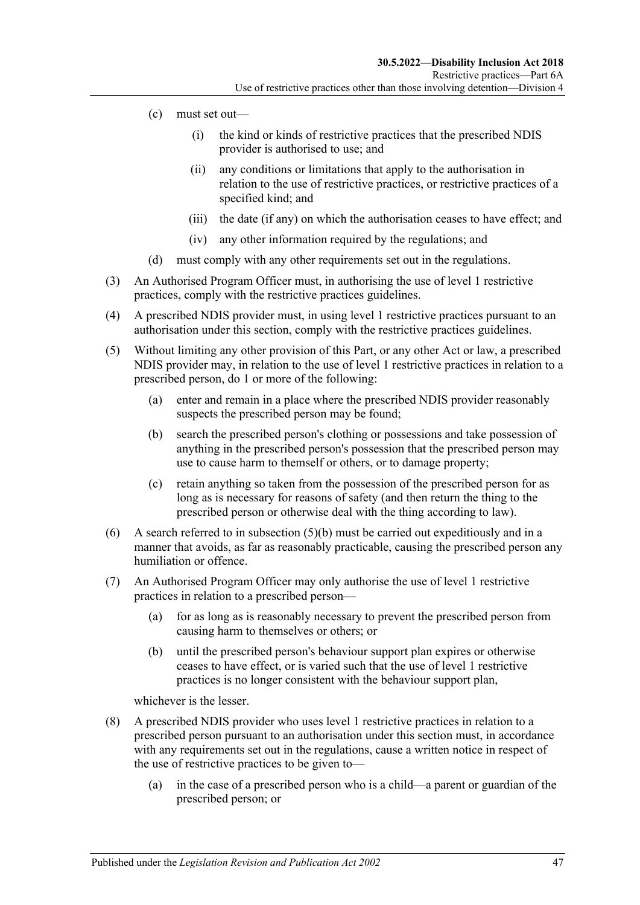(c) must set out—

(i) the kind or kinds of restrictive practices that the prescribed NDIS provider is authorised to use; and

(ii) any conditions or limitations that apply to the authorisation in relation to the use of restrictive practices, or restrictive practices of a specified kind; and

(iii) the date (if any) on which the authorisation ceases to have effect; and

(iv) any other information required by the regulations; and

(d) must comply with any other requirements set out in the regulations.

(3) An Authorised Program Officer must, in authorising the use of level 1 restrictive practices, comply with the restrictive practices guidelines.

(4) A prescribed NDIS provider must, in using level 1 restrictive practices pursuant to an authorisation under this section, comply with the restrictive practices guidelines.

(5) Without limiting any other provision of this Part, or any other Act or law, a prescribed NDIS provider may, in relation to the use of level 1 restrictive practices in relation to a prescribed person, do 1 or more of the following:

(a) enter and remain in a place where the prescribed NDIS provider reasonably suspects the prescribed person may be found;

(b) search the prescribed person's clothing or possessions and take possession of anything in the prescribed person's possession that the prescribed person may use to cause harm to themself or others, or to damage property;

(c) retain anything so taken from the possession of the prescribed person for as long as is necessary for reasons of safety (and then return the thing to the prescribed person or otherwise deal with the thing according to law).

(6) A search referred to in subsection (5)(b) must be carried out expeditiously and in a manner that avoids, as far as reasonably practicable, causing the prescribed person any humiliation or offence.

(7) An Authorised Program Officer may only authorise the use of level 1 restrictive practices in relation to a prescribed person—

(a) for as long as is reasonably necessary to prevent the prescribed person from causing harm to themselves or others; or

(b) until the prescribed person's behaviour support plan expires or otherwise ceases to have effect, or is varied such that the use of level 1 restrictive practices is no longer consistent with the behaviour support plan,

whichever is the lesser.

(8) A prescribed NDIS provider who uses level 1 restrictive practices in relation to a prescribed person pursuant to an authorisation under this section must, in accordance with any requirements set out in the regulations, cause a written notice in respect of the use of restrictive practices to be given to—

(a) in the case of a prescribed person who is a child—a parent or guardian of the prescribed person; or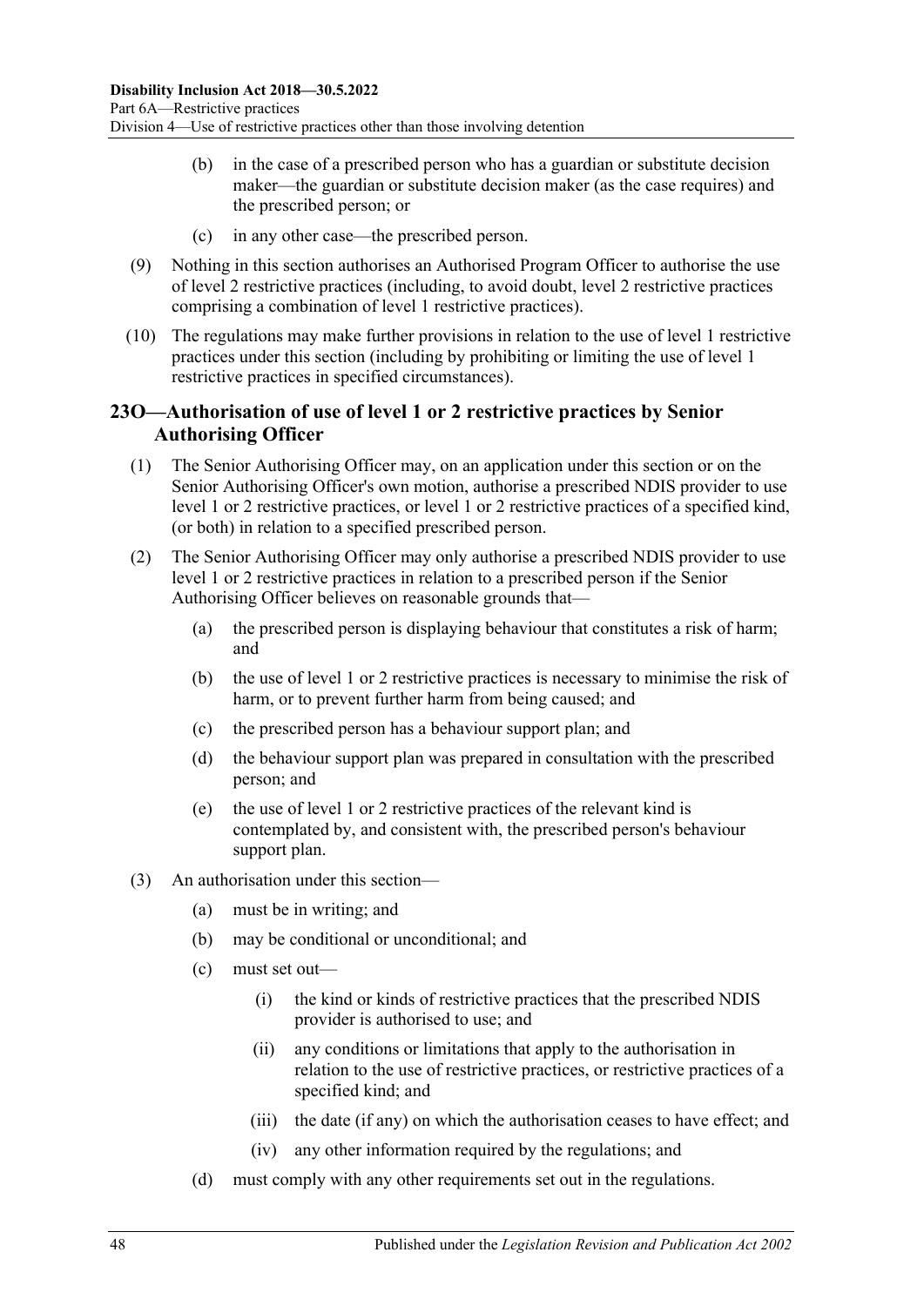(b) in the case of a prescribed person who has a guardian or substitute decision maker—the guardian or substitute decision maker (as the case requires) and the prescribed person; or

(c) in any other case—the prescribed person.

(9) Nothing in this section authorises an Authorised Program Officer to authorise the use of level 2 restrictive practices (including, to avoid doubt, level 2 restrictive practices comprising a combination of level 1 restrictive practices).

(10) The regulations may make further provisions in relation to the use of level 1 restrictive practices under this section (including by prohibiting or limiting the use of level 1 restrictive practices in specified circumstances).

## 23O—Authorisation of use of level 1 or 2 restrictive practices by Senior Authorising Officer

(1) The Senior Authorising Officer may, on an application under this section or on the Senior Authorising Officer's own motion, authorise a prescribed NDIS provider to use level 1 or 2 restrictive practices, or level 1 or 2 restrictive practices of a specified kind, (or both) in relation to a specified prescribed person.

(2) The Senior Authorising Officer may only authorise a prescribed NDIS provider to use level 1 or 2 restrictive practices in relation to a prescribed person if the Senior Authorising Officer believes on reasonable grounds that—

(a) the prescribed person is displaying behaviour that constitutes a risk of harm; and

(b) the use of level 1 or 2 restrictive practices is necessary to minimise the risk of harm, or to prevent further harm from being caused; and

(c) the prescribed person has a behaviour support plan; and

(d) the behaviour support plan was prepared in consultation with the prescribed person; and

(e) the use of level 1 or 2 restrictive practices of the relevant kind is contemplated by, and consistent with, the prescribed person's behaviour support plan.

(3) An authorisation under this section—

(a) must be in writing; and

(b) may be conditional or unconditional; and

(c) must set out—

(i) the kind or kinds of restrictive practices that the prescribed NDIS provider is authorised to use; and

(ii) any conditions or limitations that apply to the authorisation in relation to the use of restrictive practices, or restrictive practices of a specified kind; and

(iii) the date (if any) on which the authorisation ceases to have effect; and

(iv) any other information required by the regulations; and

(d) must comply with any other requirements set out in the regulations.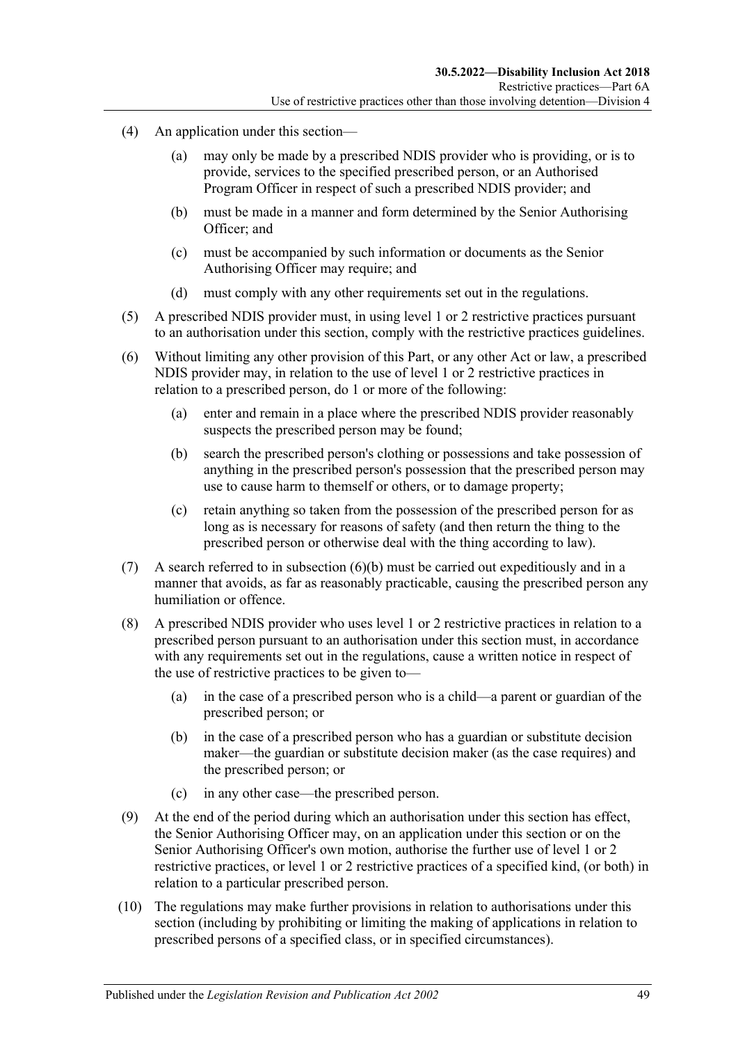(4) An application under this section—

(a) may only be made by a prescribed NDIS provider who is providing, or is to provide, services to the specified prescribed person, or an Authorised Program Officer in respect of such a prescribed NDIS provider; and

(b) must be made in a manner and form determined by the Senior Authorising Officer; and

(c) must be accompanied by such information or documents as the Senior Authorising Officer may require; and

(d) must comply with any other requirements set out in the regulations.

(5) A prescribed NDIS provider must, in using level 1 or 2 restrictive practices pursuant to an authorisation under this section, comply with the restrictive practices guidelines.

(6) Without limiting any other provision of this Part, or any other Act or law, a prescribed NDIS provider may, in relation to the use of level 1 or 2 restrictive practices in relation to a prescribed person, do 1 or more of the following:

(a) enter and remain in a place where the prescribed NDIS provider reasonably suspects the prescribed person may be found;

(b) search the prescribed person's clothing or possessions and take possession of anything in the prescribed person's possession that the prescribed person may use to cause harm to themself or others, or to damage property;

(c) retain anything so taken from the possession of the prescribed person for as long as is necessary for reasons of safety (and then return the thing to the prescribed person or otherwise deal with the thing according to law).

(7) A search referred to in subsection (6)(b) must be carried out expeditiously and in a manner that avoids, as far as reasonably practicable, causing the prescribed person any humiliation or offence.

(8) A prescribed NDIS provider who uses level 1 or 2 restrictive practices in relation to a prescribed person pursuant to an authorisation under this section must, in accordance with any requirements set out in the regulations, cause a written notice in respect of the use of restrictive practices to be given to—

(a) in the case of a prescribed person who is a child—a parent or guardian of the prescribed person; or

(b) in the case of a prescribed person who has a guardian or substitute decision maker—the guardian or substitute decision maker (as the case requires) and the prescribed person; or

(c) in any other case—the prescribed person.

(9) At the end of the period during which an authorisation under this section has effect, the Senior Authorising Officer may, on an application under this section or on the Senior Authorising Officer's own motion, authorise the further use of level 1 or 2 restrictive practices, or level 1 or 2 restrictive practices of a specified kind, (or both) in relation to a particular prescribed person.

(10) The regulations may make further provisions in relation to authorisations under this section (including by prohibiting or limiting the making of applications in relation to prescribed persons of a specified class, or in specified circumstances).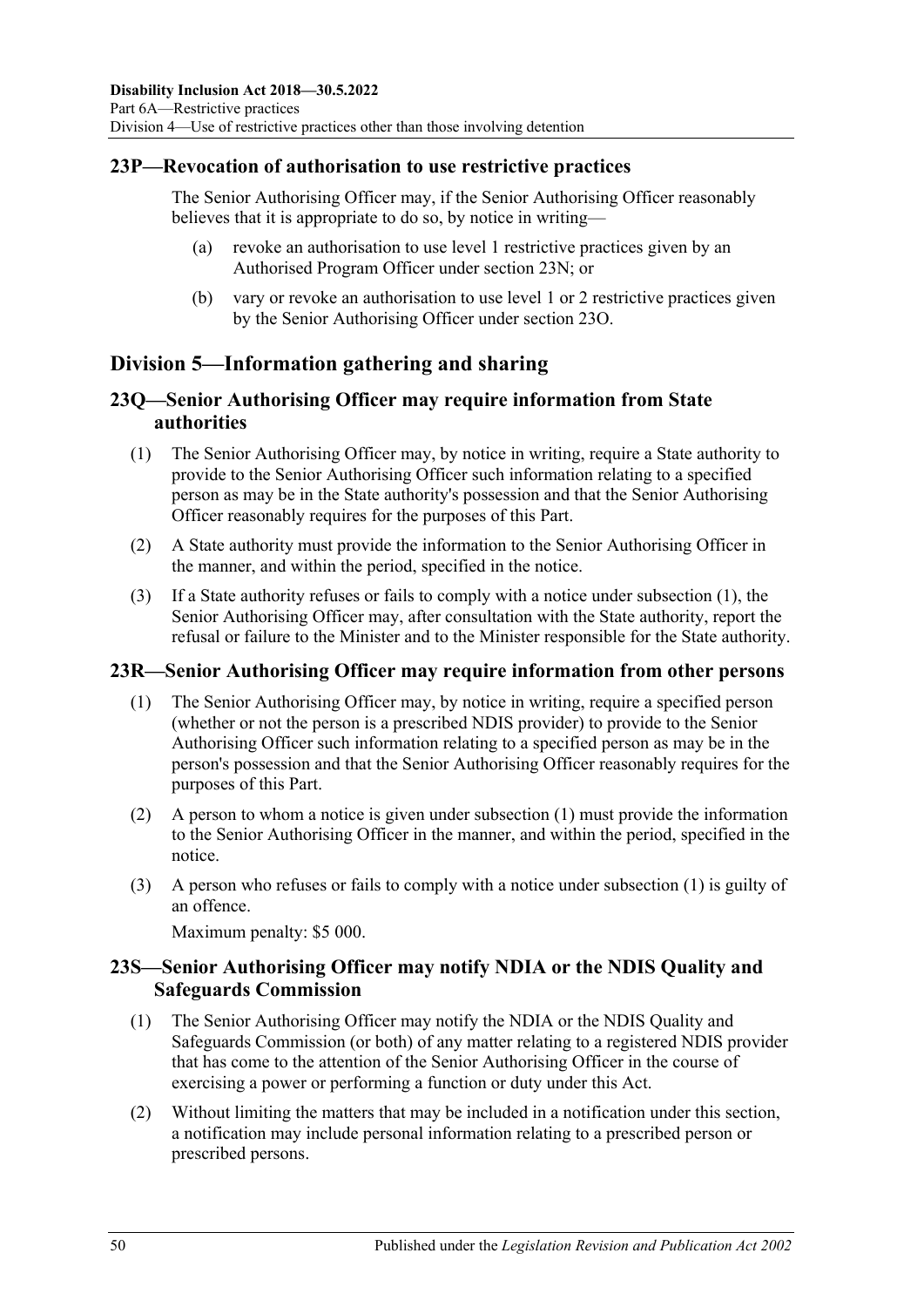### 23P—Revocation of authorisation to use restrictive practices

The Senior Authorising Officer may, if the Senior Authorising Officer reasonably believes that it is appropriate to do so, by notice in writing—

(a) revoke an authorisation to use level 1 restrictive practices given by an Authorised Program Officer under section 23N; or

(b) vary or revoke an authorisation to use level 1 or 2 restrictive practices given by the Senior Authorising Officer under section 23O.

## Division 5—Information gathering and sharing

### 23Q—Senior Authorising Officer may require information from State authorities

(1) The Senior Authorising Officer may, by notice in writing, require a State authority to provide to the Senior Authorising Officer such information relating to a specified person as may be in the State authority's possession and that the Senior Authorising Officer reasonably requires for the purposes of this Part.

(2) A State authority must provide the information to the Senior Authorising Officer in the manner, and within the period, specified in the notice.

(3) If a State authority refuses or fails to comply with a notice under subsection (1), the Senior Authorising Officer may, after consultation with the State authority, report the refusal or failure to the Minister and to the Minister responsible for the State authority.

### 23R—Senior Authorising Officer may require information from other persons

(1) The Senior Authorising Officer may, by notice in writing, require a specified person (whether or not the person is a prescribed NDIS provider) to provide to the Senior Authorising Officer such information relating to a specified person as may be in the person's possession and that the Senior Authorising Officer reasonably requires for the purposes of this Part.

(2) A person to whom a notice is given under subsection (1) must provide the information to the Senior Authorising Officer in the manner, and within the period, specified in the notice.

(3) A person who refuses or fails to comply with a notice under subsection (1) is guilty of an offence.

Maximum penalty: $5 000.

### 23S—Senior Authorising Officer may notify NDIA or the NDIS Quality and Safeguards Commission

(1) The Senior Authorising Officer may notify the NDIA or the NDIS Quality and Safeguards Commission (or both) of any matter relating to a registered NDIS provider that has come to the attention of the Senior Authorising Officer in the course of exercising a power or performing a function or duty under this Act.

(2) Without limiting the matters that may be included in a notification under this section, a notification may include personal information relating to a prescribed person or prescribed persons.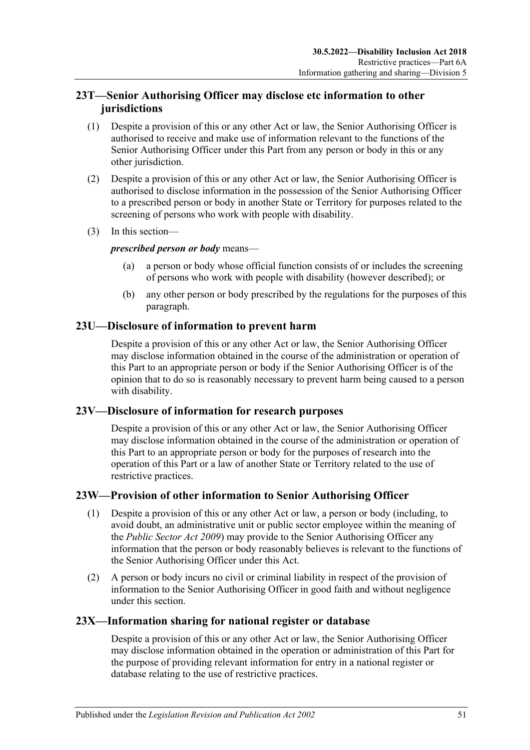## 23T—Senior Authorising Officer may disclose etc information to other jurisdictions

(1) Despite a provision of this or any other Act or law, the Senior Authorising Officer is authorised to receive and make use of information relevant to the functions of the Senior Authorising Officer under this Part from any person or body in this or any other jurisdiction.

(2) Despite a provision of this or any other Act or law, the Senior Authorising Officer is authorised to disclose information in the possession of the Senior Authorising Officer to a prescribed person or body in another State or Territory for purposes related to the screening of persons who work with people with disability.

(3) In this section—

***prescribed person or body*** means—

(a) a person or body whose official function consists of or includes the screening of persons who work with people with disability (however described); or

(b) any other person or body prescribed by the regulations for the purposes of this paragraph.

## 23U—Disclosure of information to prevent harm

Despite a provision of this or any other Act or law, the Senior Authorising Officer may disclose information obtained in the course of the administration or operation of this Part to an appropriate person or body if the Senior Authorising Officer is of the opinion that to do so is reasonably necessary to prevent harm being caused to a person with disability.

## 23V—Disclosure of information for research purposes

Despite a provision of this or any other Act or law, the Senior Authorising Officer may disclose information obtained in the course of the administration or operation of this Part to an appropriate person or body for the purposes of research into the operation of this Part or a law of another State or Territory related to the use of restrictive practices.

## 23W—Provision of other information to Senior Authorising Officer

(1) Despite a provision of this or any other Act or law, a person or body (including, to avoid doubt, an administrative unit or public sector employee within the meaning of the *Public Sector Act 2009*) may provide to the Senior Authorising Officer any information that the person or body reasonably believes is relevant to the functions of the Senior Authorising Officer under this Act.

(2) A person or body incurs no civil or criminal liability in respect of the provision of information to the Senior Authorising Officer in good faith and without negligence under this section.

## 23X—Information sharing for national register or database

Despite a provision of this or any other Act or law, the Senior Authorising Officer may disclose information obtained in the operation or administration of this Part for the purpose of providing relevant information for entry in a national register or database relating to the use of restrictive practices.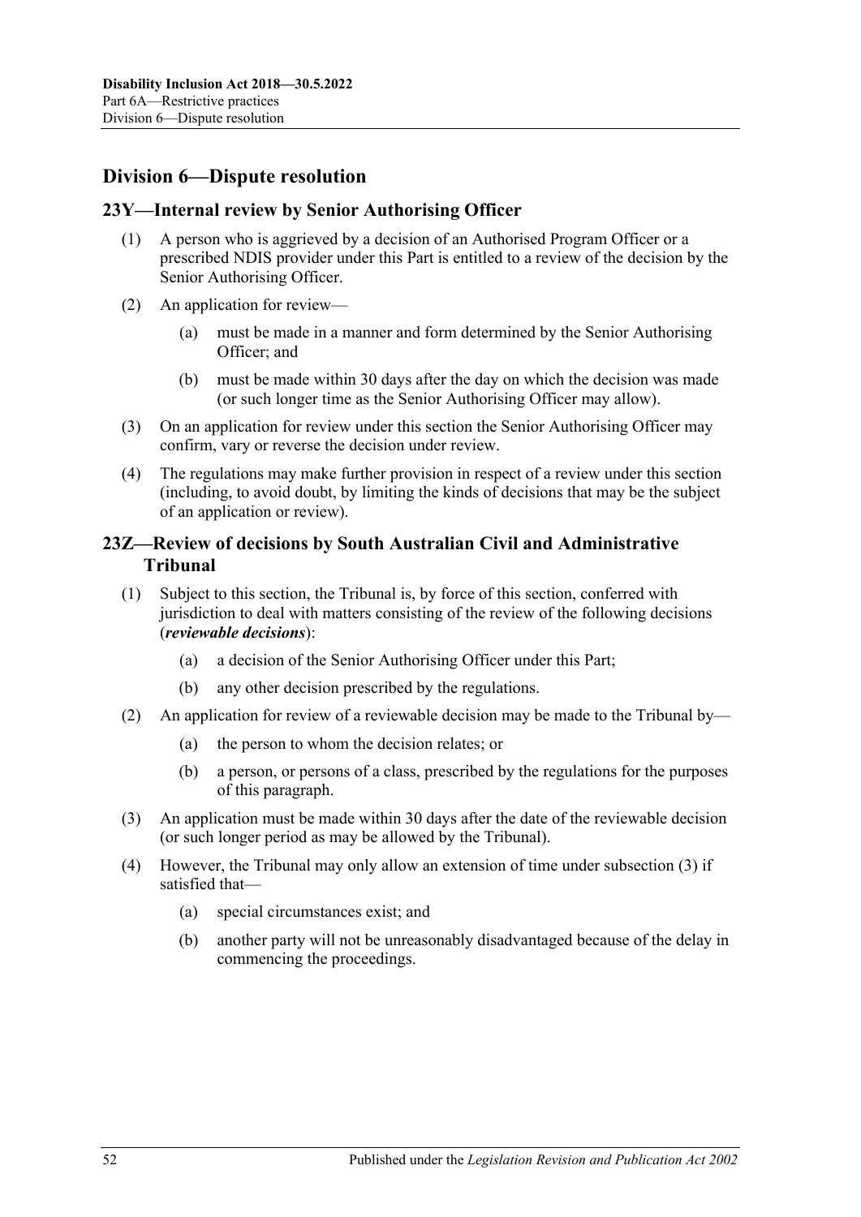## Division 6—Dispute resolution

### 23Y—Internal review by Senior Authorising Officer

(1) A person who is aggrieved by a decision of an Authorised Program Officer or a prescribed NDIS provider under this Part is entitled to a review of the decision by the Senior Authorising Officer.

(2) An application for review—

(a) must be made in a manner and form determined by the Senior Authorising Officer; and

(b) must be made within 30 days after the day on which the decision was made (or such longer time as the Senior Authorising Officer may allow).

(3) On an application for review under this section the Senior Authorising Officer may confirm, vary or reverse the decision under review.

(4) The regulations may make further provision in respect of a review under this section (including, to avoid doubt, by limiting the kinds of decisions that may be the subject of an application or review).

### 23Z—Review of decisions by South Australian Civil and Administrative Tribunal

(1) Subject to this section, the Tribunal is, by force of this section, conferred with jurisdiction to deal with matters consisting of the review of the following decisions (***reviewable decisions***):

(a) a decision of the Senior Authorising Officer under this Part;

(b) any other decision prescribed by the regulations.

(2) An application for review of a reviewable decision may be made to the Tribunal by—

(a) the person to whom the decision relates; or

(b) a person, or persons of a class, prescribed by the regulations for the purposes of this paragraph.

(3) An application must be made within 30 days after the date of the reviewable decision (or such longer period as may be allowed by the Tribunal).

(4) However, the Tribunal may only allow an extension of time under subsection (3) if satisfied that—

(a) special circumstances exist; and

(b) another party will not be unreasonably disadvantaged because of the delay in commencing the proceedings.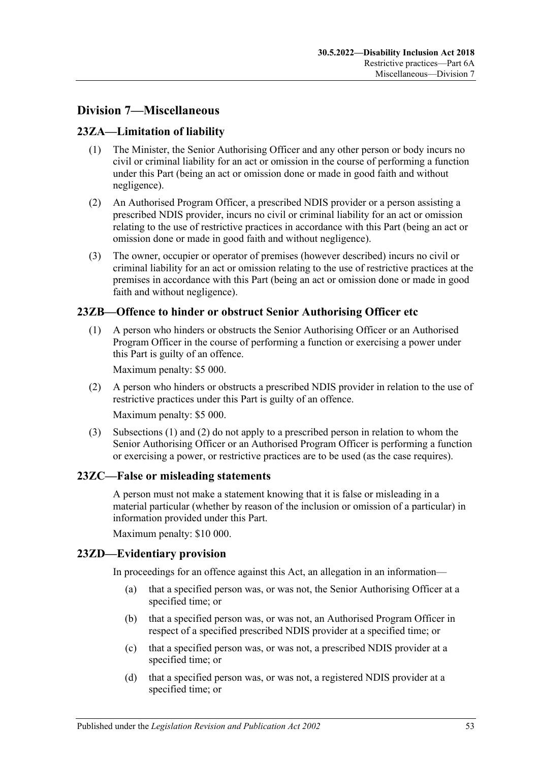## Division 7—Miscellaneous

### 23ZA—Limitation of liability

(1) The Minister, the Senior Authorising Officer and any other person or body incurs no civil or criminal liability for an act or omission in the course of performing a function under this Part (being an act or omission done or made in good faith and without negligence).

(2) An Authorised Program Officer, a prescribed NDIS provider or a person assisting a prescribed NDIS provider, incurs no civil or criminal liability for an act or omission relating to the use of restrictive practices in accordance with this Part (being an act or omission done or made in good faith and without negligence).

(3) The owner, occupier or operator of premises (however described) incurs no civil or criminal liability for an act or omission relating to the use of restrictive practices at the premises in accordance with this Part (being an act or omission done or made in good faith and without negligence).

### 23ZB—Offence to hinder or obstruct Senior Authorising Officer etc

(1) A person who hinders or obstructs the Senior Authorising Officer or an Authorised Program Officer in the course of performing a function or exercising a power under this Part is guilty of an offence.

Maximum penalty: $5 000.

(2) A person who hinders or obstructs a prescribed NDIS provider in relation to the use of restrictive practices under this Part is guilty of an offence.

Maximum penalty: $5 000.

(3) Subsections (1) and (2) do not apply to a prescribed person in relation to whom the Senior Authorising Officer or an Authorised Program Officer is performing a function or exercising a power, or restrictive practices are to be used (as the case requires).

### 23ZC—False or misleading statements

A person must not make a statement knowing that it is false or misleading in a material particular (whether by reason of the inclusion or omission of a particular) in information provided under this Part.

Maximum penalty: $10 000.

### 23ZD—Evidentiary provision

In proceedings for an offence against this Act, an allegation in an information—

(a) that a specified person was, or was not, the Senior Authorising Officer at a specified time; or

(b) that a specified person was, or was not, an Authorised Program Officer in respect of a specified prescribed NDIS provider at a specified time; or

(c) that a specified person was, or was not, a prescribed NDIS provider at a specified time; or

(d) that a specified person was, or was not, a registered NDIS provider at a specified time; or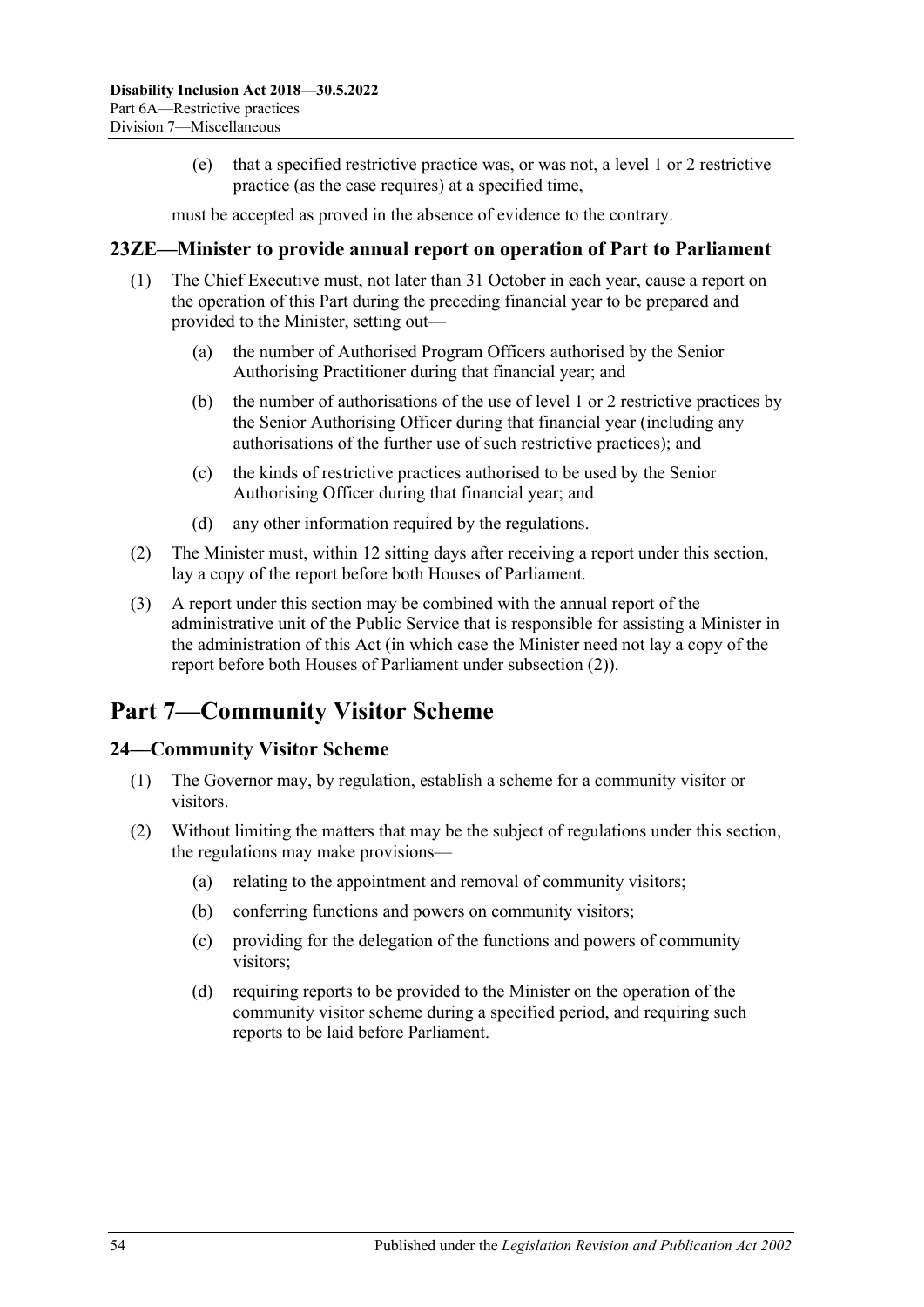(e) that a specified restrictive practice was, or was not, a level 1 or 2 restrictive practice (as the case requires) at a specified time,

must be accepted as proved in the absence of evidence to the contrary.

### 23ZE—Minister to provide annual report on operation of Part to Parliament

(1) The Chief Executive must, not later than 31 October in each year, cause a report on the operation of this Part during the preceding financial year to be prepared and provided to the Minister, setting out—

(a) the number of Authorised Program Officers authorised by the Senior Authorising Practitioner during that financial year; and

(b) the number of authorisations of the use of level 1 or 2 restrictive practices by the Senior Authorising Officer during that financial year (including any authorisations of the further use of such restrictive practices); and

(c) the kinds of restrictive practices authorised to be used by the Senior Authorising Officer during that financial year; and

(d) any other information required by the regulations.

(2) The Minister must, within 12 sitting days after receiving a report under this section, lay a copy of the report before both Houses of Parliament.

(3) A report under this section may be combined with the annual report of the administrative unit of the Public Service that is responsible for assisting a Minister in the administration of this Act (in which case the Minister need not lay a copy of the report before both Houses of Parliament under subsection (2)).

# Part 7—Community Visitor Scheme

### 24—Community Visitor Scheme

(1) The Governor may, by regulation, establish a scheme for a community visitor or visitors.

(2) Without limiting the matters that may be the subject of regulations under this section, the regulations may make provisions—

(a) relating to the appointment and removal of community visitors;

(b) conferring functions and powers on community visitors;

(c) providing for the delegation of the functions and powers of community visitors;

(d) requiring reports to be provided to the Minister on the operation of the community visitor scheme during a specified period, and requiring such reports to be laid before Parliament.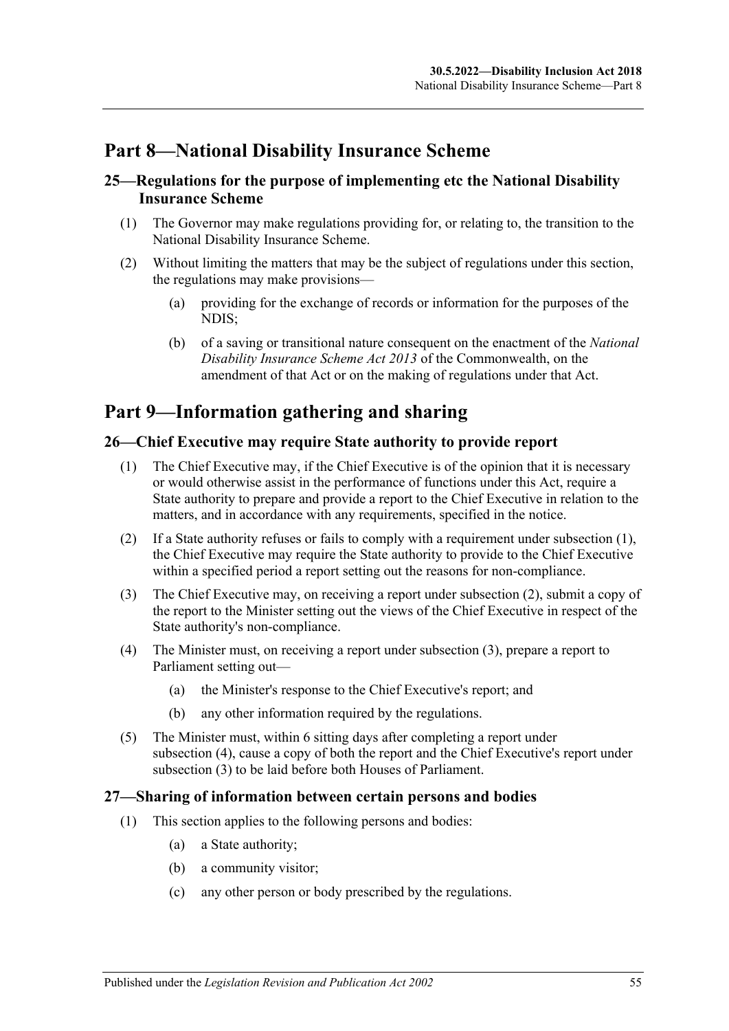# Part 8—National Disability Insurance Scheme

## 25—Regulations for the purpose of implementing etc the National Disability Insurance Scheme

(1) The Governor may make regulations providing for, or relating to, the transition to the National Disability Insurance Scheme.

(2) Without limiting the matters that may be the subject of regulations under this section, the regulations may make provisions—

(a) providing for the exchange of records or information for the purposes of the NDIS;

(b) of a saving or transitional nature consequent on the enactment of the *National Disability Insurance Scheme Act 2013* of the Commonwealth, on the amendment of that Act or on the making of regulations under that Act.

# Part 9—Information gathering and sharing

## 26—Chief Executive may require State authority to provide report

(1) The Chief Executive may, if the Chief Executive is of the opinion that it is necessary or would otherwise assist in the performance of functions under this Act, require a State authority to prepare and provide a report to the Chief Executive in relation to the matters, and in accordance with any requirements, specified in the notice.

(2) If a State authority refuses or fails to comply with a requirement under subsection (1), the Chief Executive may require the State authority to provide to the Chief Executive within a specified period a report setting out the reasons for non-compliance.

(3) The Chief Executive may, on receiving a report under subsection (2), submit a copy of the report to the Minister setting out the views of the Chief Executive in respect of the State authority's non-compliance.

(4) The Minister must, on receiving a report under subsection (3), prepare a report to Parliament setting out—

(a) the Minister's response to the Chief Executive's report; and

(b) any other information required by the regulations.

(5) The Minister must, within 6 sitting days after completing a report under subsection (4), cause a copy of both the report and the Chief Executive's report under subsection (3) to be laid before both Houses of Parliament.

## 27—Sharing of information between certain persons and bodies

(1) This section applies to the following persons and bodies:

(a) a State authority;

(b) a community visitor;

(c) any other person or body prescribed by the regulations.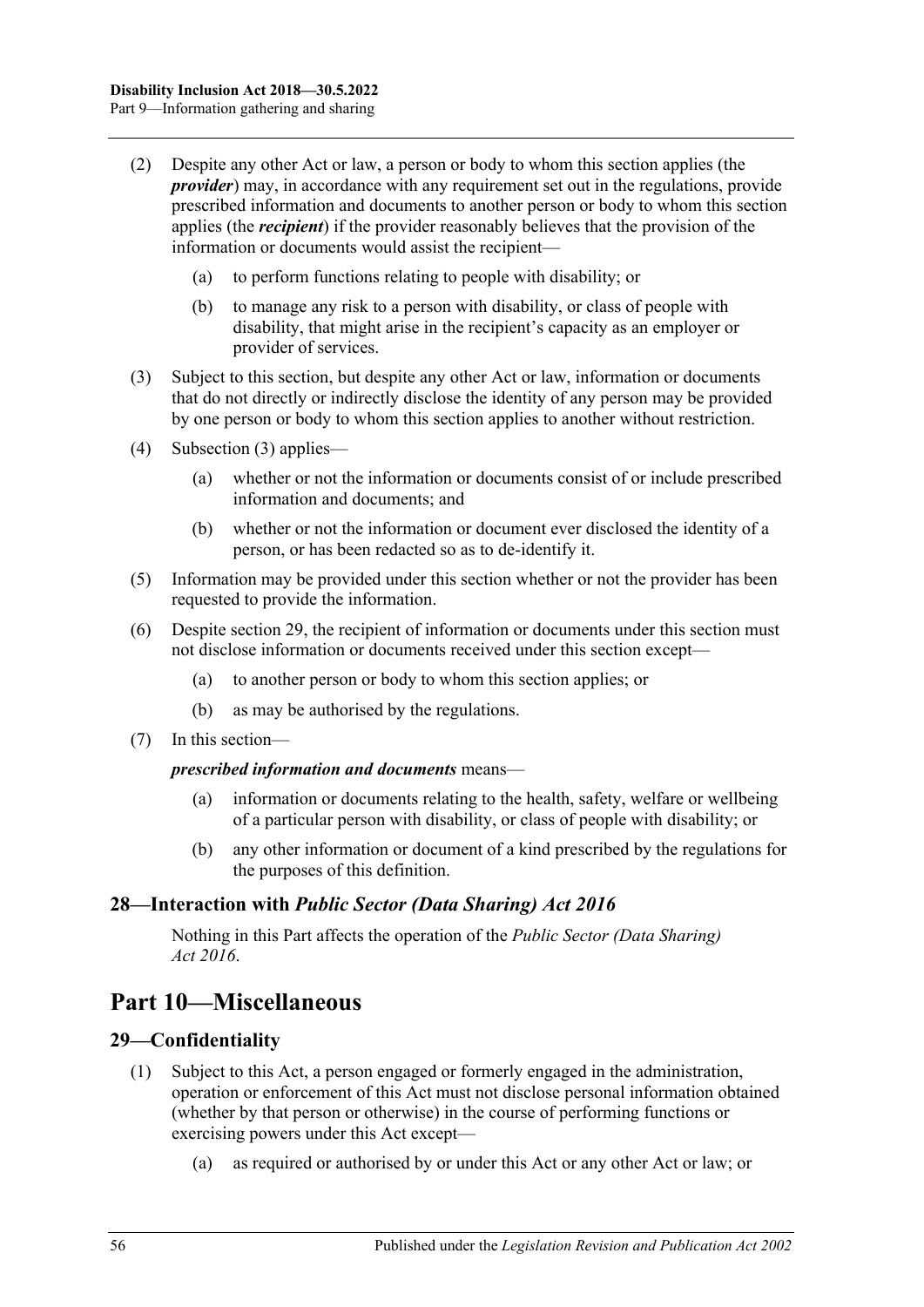(2) Despite any other Act or law, a person or body to whom this section applies (the ***provider***) may, in accordance with any requirement set out in the regulations, provide prescribed information and documents to another person or body to whom this section applies (the ***recipient***) if the provider reasonably believes that the provision of the information or documents would assist the recipient—

(a) to perform functions relating to people with disability; or

(b) to manage any risk to a person with disability, or class of people with disability, that might arise in the recipient's capacity as an employer or provider of services.

(3) Subject to this section, but despite any other Act or law, information or documents that do not directly or indirectly disclose the identity of any person may be provided by one person or body to whom this section applies to another without restriction.

(4) Subsection (3) applies—

(a) whether or not the information or documents consist of or include prescribed information and documents; and

(b) whether or not the information or document ever disclosed the identity of a person, or has been redacted so as to de-identify it.

(5) Information may be provided under this section whether or not the provider has been requested to provide the information.

(6) Despite section 29, the recipient of information or documents under this section must not disclose information or documents received under this section except—

(a) to another person or body to whom this section applies; or

(b) as may be authorised by the regulations.

(7) In this section—

***prescribed information and documents*** means—

(a) information or documents relating to the health, safety, welfare or wellbeing of a particular person with disability, or class of people with disability; or

(b) any other information or document of a kind prescribed by the regulations for the purposes of this definition.

### 28—Interaction with *Public Sector (Data Sharing) Act 2016*

Nothing in this Part affects the operation of the *Public Sector (Data Sharing) Act 2016*.

## Part 10—Miscellaneous

### 29—Confidentiality

(1) Subject to this Act, a person engaged or formerly engaged in the administration, operation or enforcement of this Act must not disclose personal information obtained (whether by that person or otherwise) in the course of performing functions or exercising powers under this Act except—

(a) as required or authorised by or under this Act or any other Act or law; or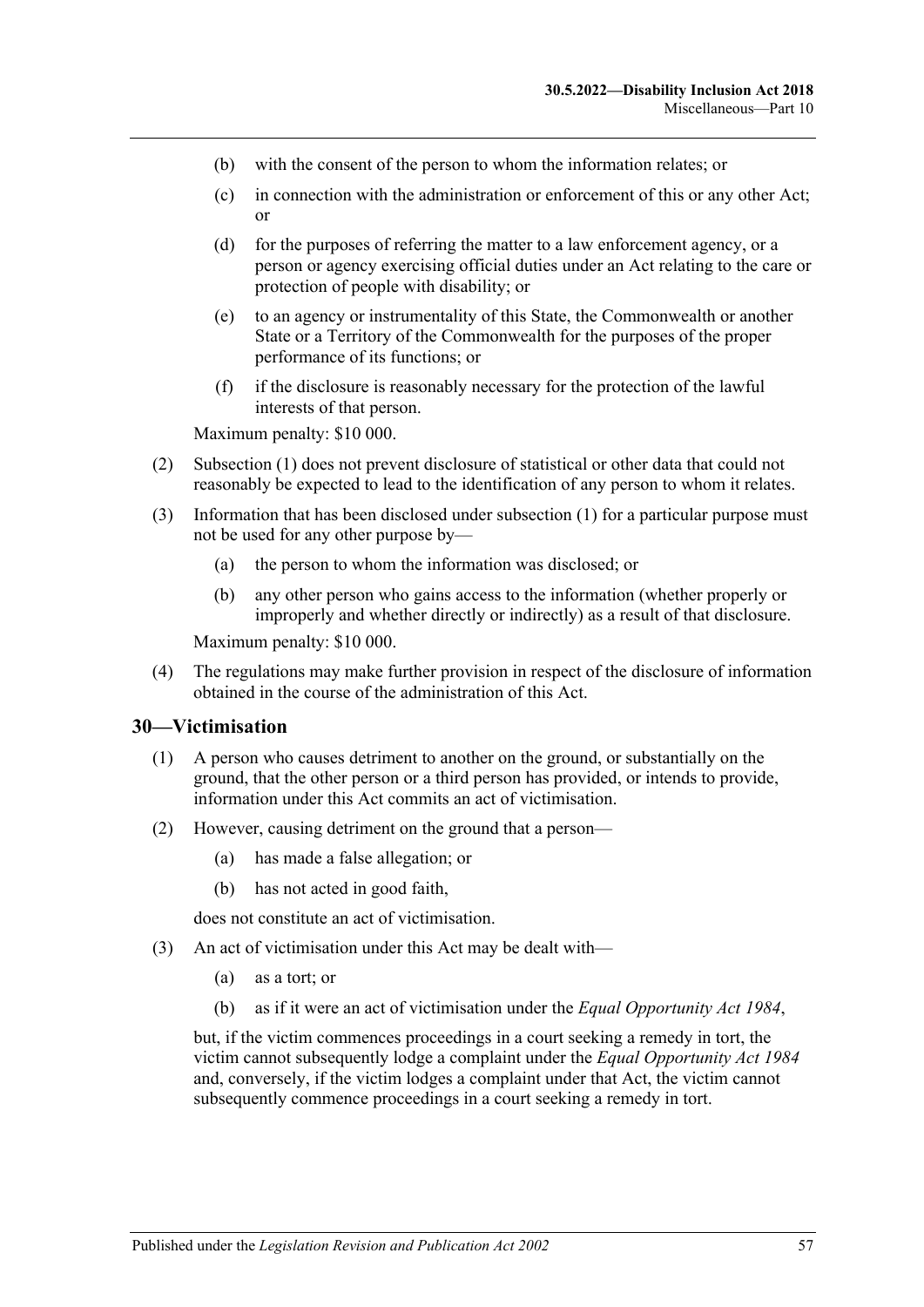(b) with the consent of the person to whom the information relates; or

(c) in connection with the administration or enforcement of this or any other Act; or

(d) for the purposes of referring the matter to a law enforcement agency, or a person or agency exercising official duties under an Act relating to the care or protection of people with disability; or

(e) to an agency or instrumentality of this State, the Commonwealth or another State or a Territory of the Commonwealth for the purposes of the proper performance of its functions; or

(f) if the disclosure is reasonably necessary for the protection of the lawful interests of that person.

Maximum penalty: $10 000.

(2) Subsection (1) does not prevent disclosure of statistical or other data that could not reasonably be expected to lead to the identification of any person to whom it relates.

(3) Information that has been disclosed under subsection (1) for a particular purpose must not be used for any other purpose by—

(a) the person to whom the information was disclosed; or

(b) any other person who gains access to the information (whether properly or improperly and whether directly or indirectly) as a result of that disclosure.

Maximum penalty: $10 000.

(4) The regulations may make further provision in respect of the disclosure of information obtained in the course of the administration of this Act.

## 30—Victimisation

(1) A person who causes detriment to another on the ground, or substantially on the ground, that the other person or a third person has provided, or intends to provide, information under this Act commits an act of victimisation.

(2) However, causing detriment on the ground that a person—

(a) has made a false allegation; or

(b) has not acted in good faith,

does not constitute an act of victimisation.

(3) An act of victimisation under this Act may be dealt with—

(a) as a tort; or

(b) as if it were an act of victimisation under the *Equal Opportunity Act 1984*,

but, if the victim commences proceedings in a court seeking a remedy in tort, the victim cannot subsequently lodge a complaint under the *Equal Opportunity Act 1984* and, conversely, if the victim lodges a complaint under that Act, the victim cannot subsequently commence proceedings in a court seeking a remedy in tort.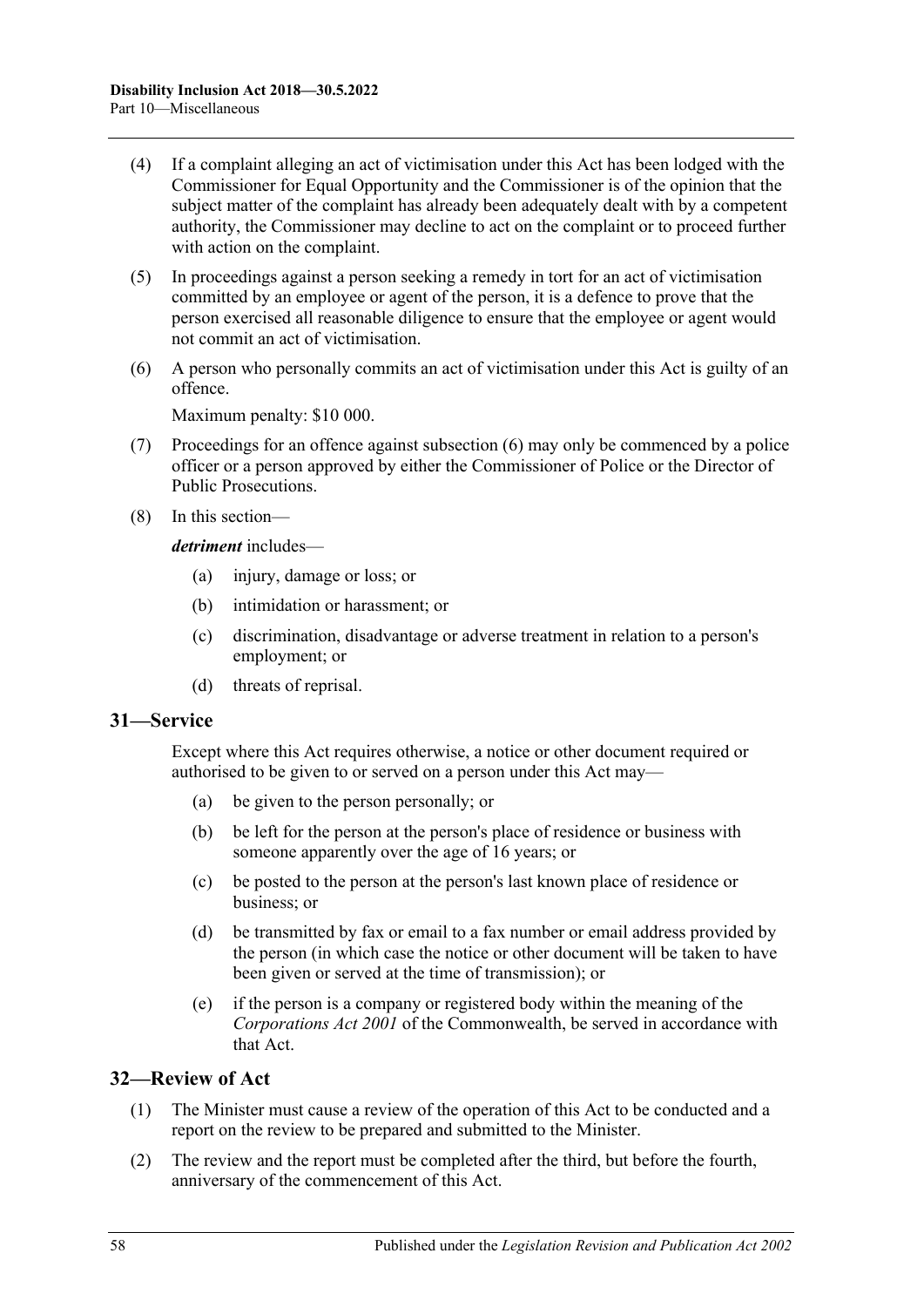(4) If a complaint alleging an act of victimisation under this Act has been lodged with the Commissioner for Equal Opportunity and the Commissioner is of the opinion that the subject matter of the complaint has already been adequately dealt with by a competent authority, the Commissioner may decline to act on the complaint or to proceed further with action on the complaint.

(5) In proceedings against a person seeking a remedy in tort for an act of victimisation committed by an employee or agent of the person, it is a defence to prove that the person exercised all reasonable diligence to ensure that the employee or agent would not commit an act of victimisation.

(6) A person who personally commits an act of victimisation under this Act is guilty of an offence.

Maximum penalty: $10 000.

(7) Proceedings for an offence against subsection (6) may only be commenced by a police officer or a person approved by either the Commissioner of Police or the Director of Public Prosecutions.

(8) In this section—

***detriment*** includes—

(a) injury, damage or loss; or

(b) intimidation or harassment; or

(c) discrimination, disadvantage or adverse treatment in relation to a person's employment; or

(d) threats of reprisal.

## 31—Service

Except where this Act requires otherwise, a notice or other document required or authorised to be given to or served on a person under this Act may—

(a) be given to the person personally; or

(b) be left for the person at the person's place of residence or business with someone apparently over the age of 16 years; or

(c) be posted to the person at the person's last known place of residence or business; or

(d) be transmitted by fax or email to a fax number or email address provided by the person (in which case the notice or other document will be taken to have been given or served at the time of transmission); or

(e) if the person is a company or registered body within the meaning of the *Corporations Act 2001* of the Commonwealth, be served in accordance with that Act.

## 32—Review of Act

(1) The Minister must cause a review of the operation of this Act to be conducted and a report on the review to be prepared and submitted to the Minister.

(2) The review and the report must be completed after the third, but before the fourth, anniversary of the commencement of this Act.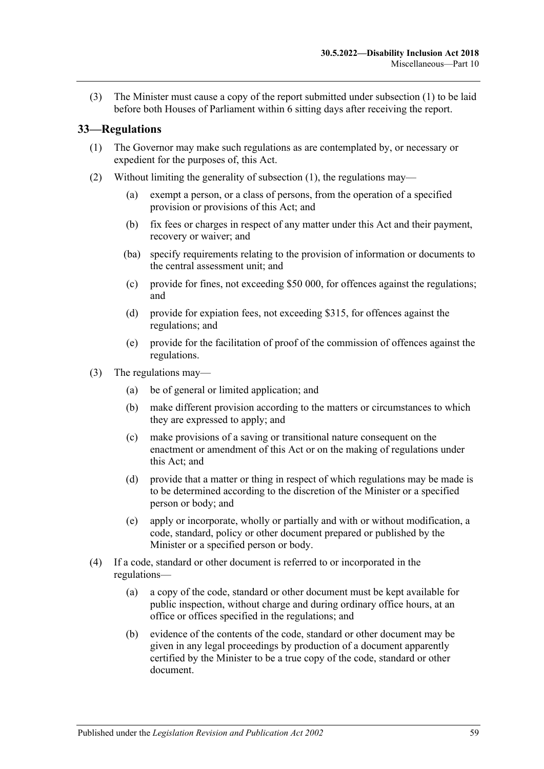(3) The Minister must cause a copy of the report submitted under subsection (1) to be laid before both Houses of Parliament within 6 sitting days after receiving the report.

## 33—Regulations

(1) The Governor may make such regulations as are contemplated by, or necessary or expedient for the purposes of, this Act.

(2) Without limiting the generality of subsection (1), the regulations may—

- (a) exempt a person, or a class of persons, from the operation of a specified provision or provisions of this Act; and
- (b) fix fees or charges in respect of any matter under this Act and their payment, recovery or waiver; and
- (ba) specify requirements relating to the provision of information or documents to the central assessment unit; and
- (c) provide for fines, not exceeding $50 000, for offences against the regulations; and
- (d) provide for expiation fees, not exceeding $315, for offences against the regulations; and
- (e) provide for the facilitation of proof of the commission of offences against the regulations.

(3) The regulations may—

- (a) be of general or limited application; and
- (b) make different provision according to the matters or circumstances to which they are expressed to apply; and
- (c) make provisions of a saving or transitional nature consequent on the enactment or amendment of this Act or on the making of regulations under this Act; and
- (d) provide that a matter or thing in respect of which regulations may be made is to be determined according to the discretion of the Minister or a specified person or body; and
- (e) apply or incorporate, wholly or partially and with or without modification, a code, standard, policy or other document prepared or published by the Minister or a specified person or body.

(4) If a code, standard or other document is referred to or incorporated in the regulations—

- (a) a copy of the code, standard or other document must be kept available for public inspection, without charge and during ordinary office hours, at an office or offices specified in the regulations; and
- (b) evidence of the contents of the code, standard or other document may be given in any legal proceedings by production of a document apparently certified by the Minister to be a true copy of the code, standard or other document.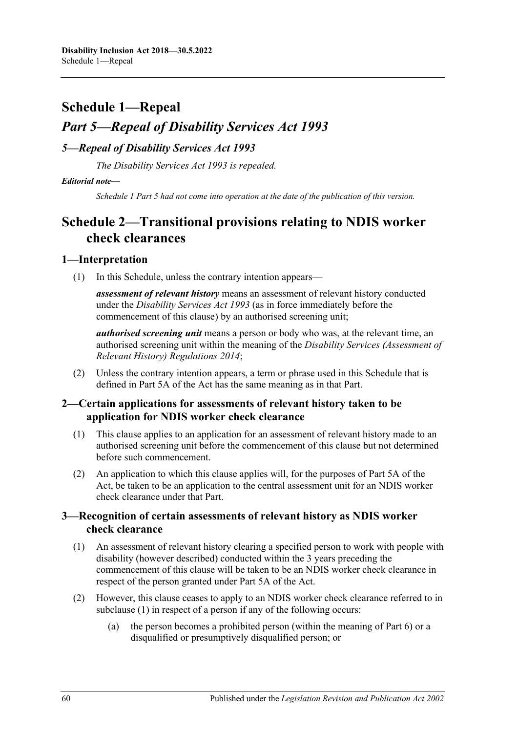# Schedule 1—Repeal

## *Part 5—Repeal of Disability Services Act 1993*

### *5—Repeal of Disability Services Act 1993*

*The Disability Services Act 1993 is repealed.*

***Editorial note—***

*Schedule 1 Part 5 had not come into operation at the date of the publication of this version.*

# Schedule 2—Transitional provisions relating to NDIS worker check clearances

### 1—Interpretation

(1) In this Schedule, unless the contrary intention appears—

***assessment of relevant history*** means an assessment of relevant history conducted under the *Disability Services Act 1993* (as in force immediately before the commencement of this clause) by an authorised screening unit;

***authorised screening unit*** means a person or body who was, at the relevant time, an authorised screening unit within the meaning of the *Disability Services (Assessment of Relevant History) Regulations 2014*;

(2) Unless the contrary intention appears, a term or phrase used in this Schedule that is defined in Part 5A of the Act has the same meaning as in that Part.

### 2—Certain applications for assessments of relevant history taken to be application for NDIS worker check clearance

(1) This clause applies to an application for an assessment of relevant history made to an authorised screening unit before the commencement of this clause but not determined before such commencement.

(2) An application to which this clause applies will, for the purposes of Part 5A of the Act, be taken to be an application to the central assessment unit for an NDIS worker check clearance under that Part.

### 3—Recognition of certain assessments of relevant history as NDIS worker check clearance

(1) An assessment of relevant history clearing a specified person to work with people with disability (however described) conducted within the 3 years preceding the commencement of this clause will be taken to be an NDIS worker check clearance in respect of the person granted under Part 5A of the Act.

(2) However, this clause ceases to apply to an NDIS worker check clearance referred to in subclause (1) in respect of a person if any of the following occurs:

(a) the person becomes a prohibited person (within the meaning of Part 6) or a disqualified or presumptively disqualified person; or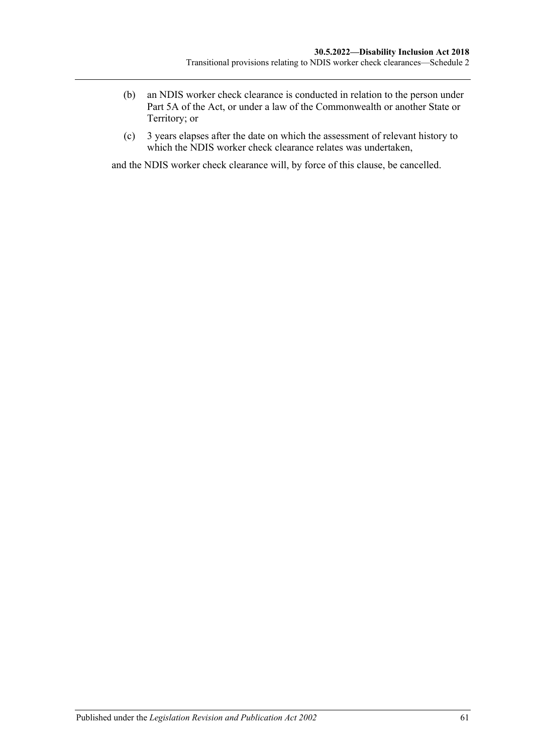(b) an NDIS worker check clearance is conducted in relation to the person under Part 5A of the Act, or under a law of the Commonwealth or another State or Territory; or

(c) 3 years elapses after the date on which the assessment of relevant history to which the NDIS worker check clearance relates was undertaken,

and the NDIS worker check clearance will, by force of this clause, be cancelled.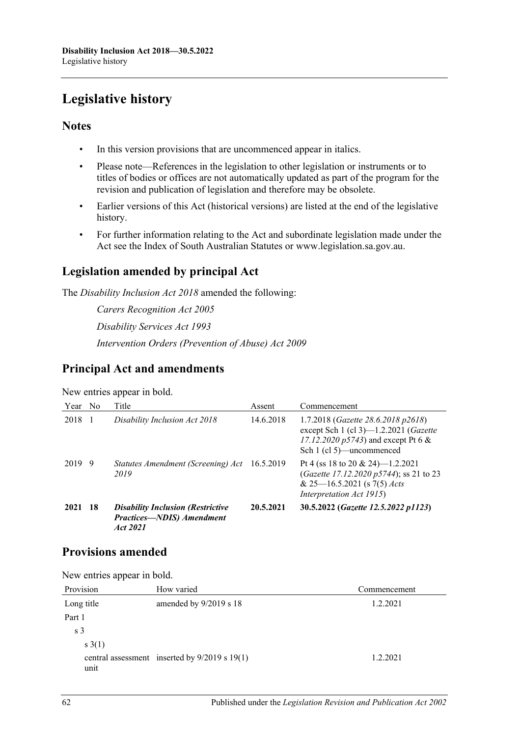# Legislative history

## Notes

- In this version provisions that are uncommenced appear in italics.
- Please note—References in the legislation to other legislation or instruments or to titles of bodies or offices are not automatically updated as part of the program for the revision and publication of legislation and therefore may be obsolete.
- Earlier versions of this Act (historical versions) are listed at the end of the legislative history.
- For further information relating to the Act and subordinate legislation made under the Act see the Index of South Australian Statutes or www.legislation.sa.gov.au.

## Legislation amended by principal Act

The *Disability Inclusion Act 2018* amended the following:

*Carers Recognition Act 2005*

*Disability Services Act 1993*

*Intervention Orders (Prevention of Abuse) Act 2009*

## Principal Act and amendments

New entries appear in bold.

| Year | No | Title | Assent | Commencement |
|---|---|---|---|---|
| 2018 | 1 | *Disability Inclusion Act 2018* | 14.6.2018 | 1.7.2018 (*Gazette 28.6.2018 p2618*) except Sch 1 (cl 3)—1.2.2021 (*Gazette 17.12.2020 p5743*) and except Pt 6 & Sch 1 (cl 5)—uncommenced |
| 2019 | 9 | *Statutes Amendment (Screening) Act 2019* | 16.5.2019 | Pt 4 (ss 18 to 20 & 24)—1.2.2021 (*Gazette 17.12.2020 p5744*); ss 21 to 23 & 25—16.5.2021 (s 7(5) *Acts Interpretation Act 1915*) |
| **2021** | **18** | ***Disability Inclusion (Restrictive Practices—NDIS) Amendment Act 2021*** | **20.5.2021** | **30.5.2022 (*Gazette 12.5.2022 p1123*)** |

## Provisions amended

New entries appear in bold.

| Provision | How varied | Commencement |
|---|---|---|
| Long title | amended by 9/2019 s 18 | 1.2.2021 |
| Part 1 | | |
| s 3 | | |
| s 3(1) | | |
| central assessment unit | inserted by 9/2019 s 19(1) | 1.2.2021 |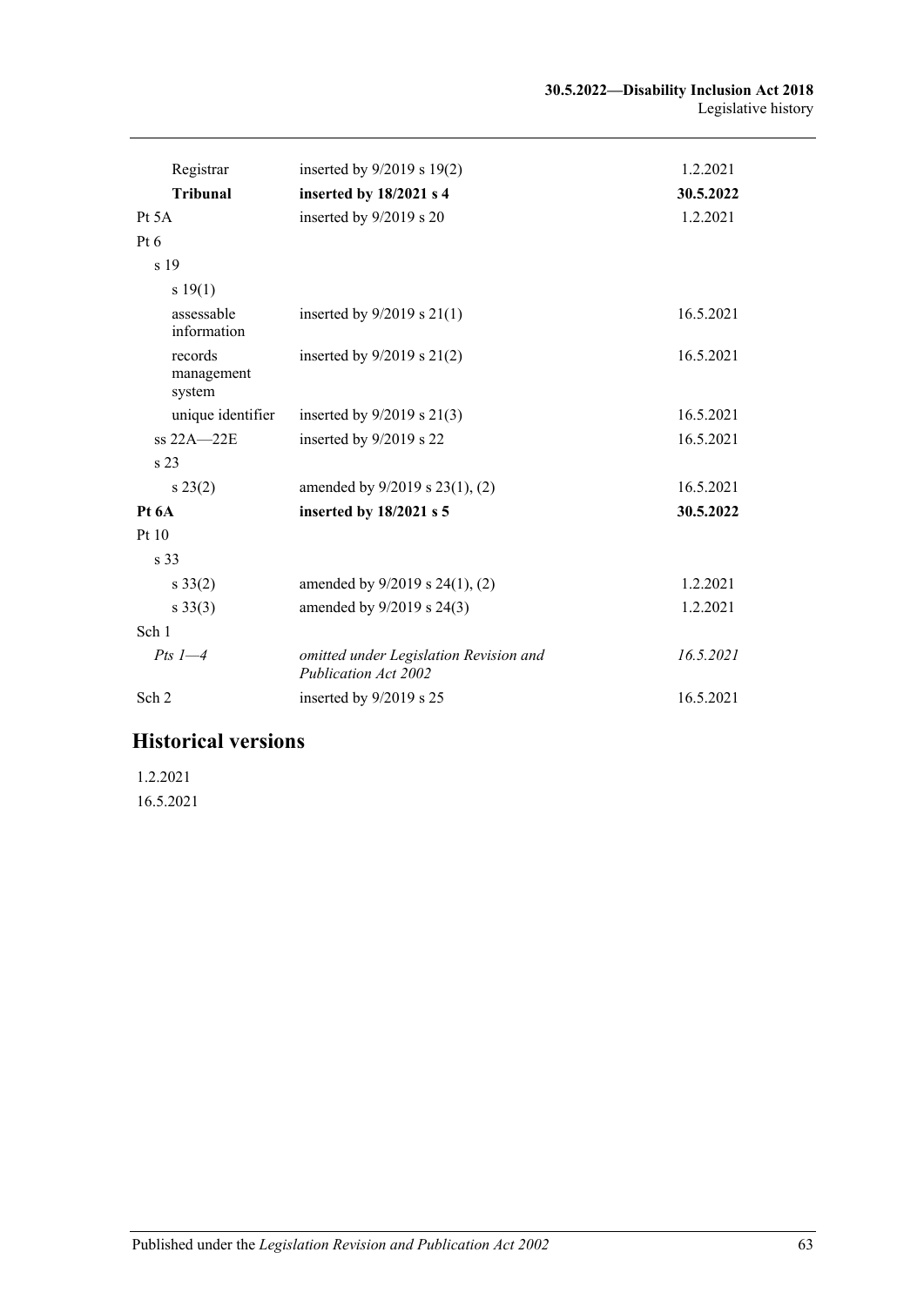| | | |
|---|---|---|
| Registrar | inserted by 9/2019 s 19(2) | 1.2.2021 |
| **Tribunal** | **inserted by 18/2021 s 4** | **30.5.2022** |
| Pt 5A | inserted by 9/2019 s 20 | 1.2.2021 |
| Pt 6 | | |
| s 19 | | |
| s 19(1) | | |
| assessable information | inserted by 9/2019 s 21(1) | 16.5.2021 |
| records management system | inserted by 9/2019 s 21(2) | 16.5.2021 |
| unique identifier | inserted by 9/2019 s 21(3) | 16.5.2021 |
| ss 22A—22E | inserted by 9/2019 s 22 | 16.5.2021 |
| s 23 | | |
| s 23(2) | amended by 9/2019 s 23(1), (2) | 16.5.2021 |
| **Pt 6A** | **inserted by 18/2021 s 5** | **30.5.2022** |
| Pt 10 | | |
| s 33 | | |
| s 33(2) | amended by 9/2019 s 24(1), (2) | 1.2.2021 |
| s 33(3) | amended by 9/2019 s 24(3) | 1.2.2021 |
| Sch 1 | | |
| *Pts 1—4* | *omitted under Legislation Revision and Publication Act 2002* | *16.5.2021* |
| Sch 2 | inserted by 9/2019 s 25 | 16.5.2021 |

## Historical versions

1.2.2021

16.5.2021